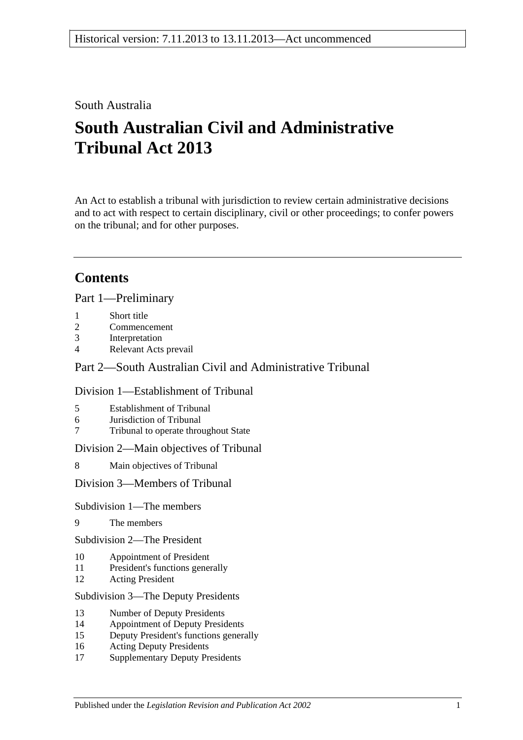South Australia

# South Australian Civil and Administrative Tribunal Act 2013

An Act to establish a tribunal with jurisdiction to review certain administrative decisions and to act with respect to certain disciplinary, civil or other proceedings; to confer powers on the tribunal; and for other purposes.

## Contents

Part 1—Preliminary

1 Short title
2 Commencement
3 Interpretation
4 Relevant Acts prevail

Part 2—South Australian Civil and Administrative Tribunal

Division 1—Establishment of Tribunal

5 Establishment of Tribunal
6 Jurisdiction of Tribunal
7 Tribunal to operate throughout State

Division 2—Main objectives of Tribunal

8 Main objectives of Tribunal

Division 3—Members of Tribunal

Subdivision 1—The members

9 The members

Subdivision 2—The President

10 Appointment of President
11 President's functions generally
12 Acting President

Subdivision 3—The Deputy Presidents

13 Number of Deputy Presidents
14 Appointment of Deputy Presidents
15 Deputy President's functions generally
16 Acting Deputy Presidents
17 Supplementary Deputy Presidents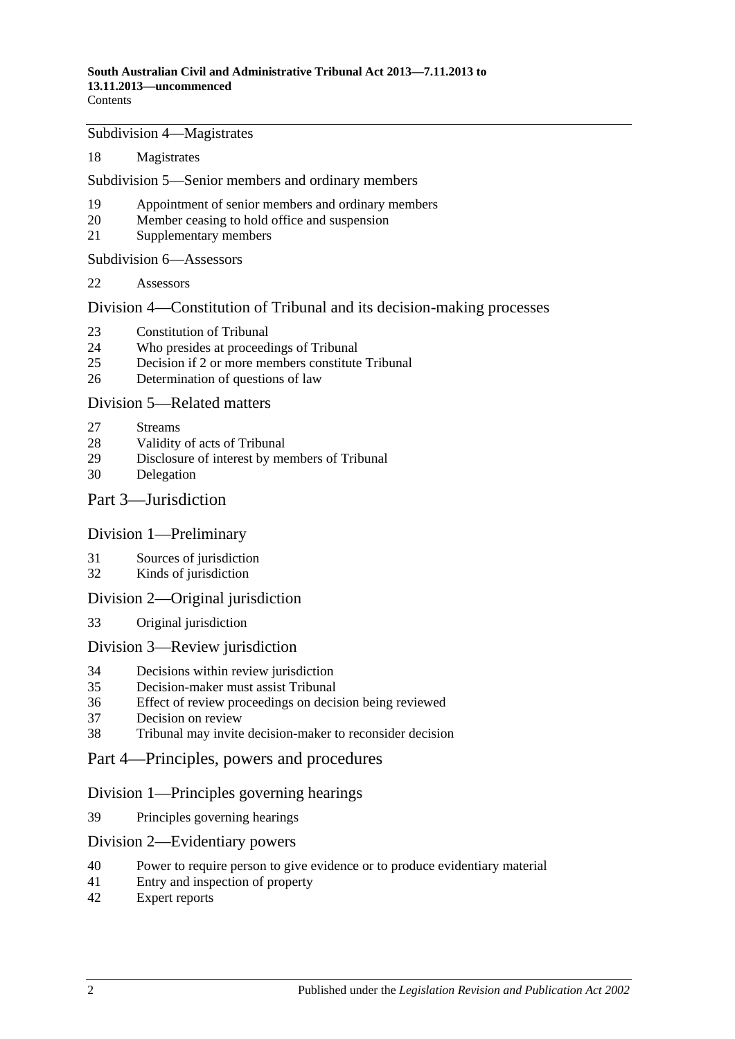Subdivision 4—Magistrates

18 Magistrates

Subdivision 5—Senior members and ordinary members

19 Appointment of senior members and ordinary members
20 Member ceasing to hold office and suspension
21 Supplementary members

Subdivision 6—Assessors

22 Assessors

## Division 4—Constitution of Tribunal and its decision-making processes

23 Constitution of Tribunal
24 Who presides at proceedings of Tribunal
25 Decision if 2 or more members constitute Tribunal
26 Determination of questions of law

## Division 5—Related matters

27 Streams
28 Validity of acts of Tribunal
29 Disclosure of interest by members of Tribunal
30 Delegation

# Part 3—Jurisdiction

## Division 1—Preliminary

31 Sources of jurisdiction
32 Kinds of jurisdiction

## Division 2—Original jurisdiction

33 Original jurisdiction

## Division 3—Review jurisdiction

34 Decisions within review jurisdiction
35 Decision-maker must assist Tribunal
36 Effect of review proceedings on decision being reviewed
37 Decision on review
38 Tribunal may invite decision-maker to reconsider decision

# Part 4—Principles, powers and procedures

## Division 1—Principles governing hearings

39 Principles governing hearings

## Division 2—Evidentiary powers

40 Power to require person to give evidence or to produce evidentiary material
41 Entry and inspection of property
42 Expert reports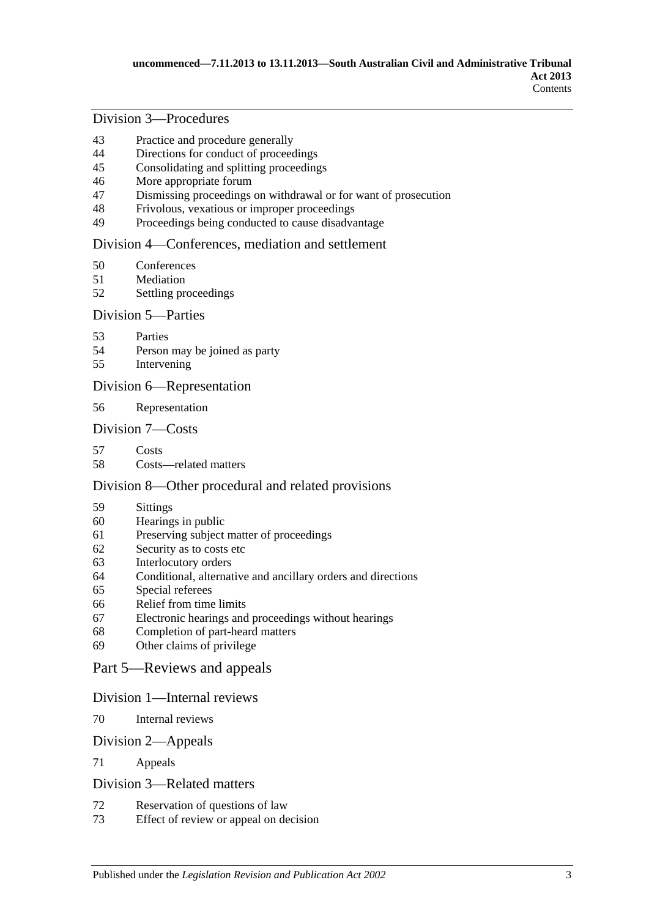## Division 3—Procedures

43 Practice and procedure generally
44 Directions for conduct of proceedings
45 Consolidating and splitting proceedings
46 More appropriate forum
47 Dismissing proceedings on withdrawal or for want of prosecution
48 Frivolous, vexatious or improper proceedings
49 Proceedings being conducted to cause disadvantage

## Division 4—Conferences, mediation and settlement

50 Conferences
51 Mediation
52 Settling proceedings

## Division 5—Parties

53 Parties
54 Person may be joined as party
55 Intervening

## Division 6—Representation

56 Representation

## Division 7—Costs

57 Costs
58 Costs—related matters

## Division 8—Other procedural and related provisions

59 Sittings
60 Hearings in public
61 Preserving subject matter of proceedings
62 Security as to costs etc
63 Interlocutory orders
64 Conditional, alternative and ancillary orders and directions
65 Special referees
66 Relief from time limits
67 Electronic hearings and proceedings without hearings
68 Completion of part-heard matters
69 Other claims of privilege

# Part 5—Reviews and appeals

## Division 1—Internal reviews

70 Internal reviews

## Division 2—Appeals

71 Appeals

## Division 3—Related matters

72 Reservation of questions of law
73 Effect of review or appeal on decision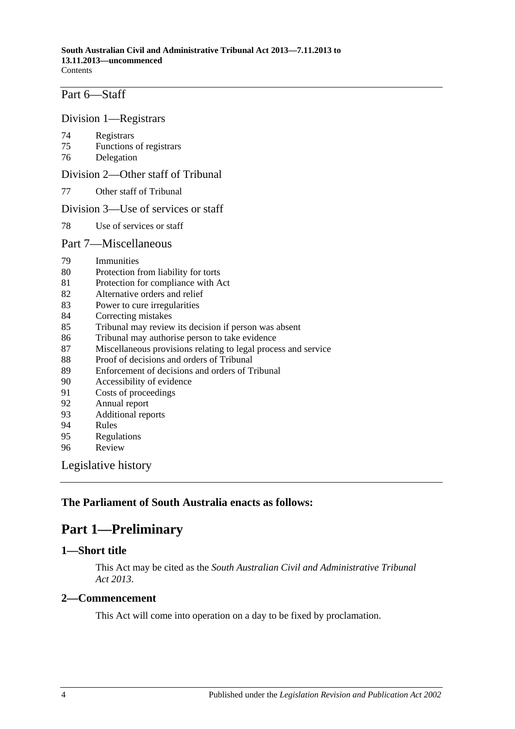Part 6—Staff

Division 1—Registrars

74 Registrars
75 Functions of registrars
76 Delegation

Division 2—Other staff of Tribunal

77 Other staff of Tribunal

Division 3—Use of services or staff

78 Use of services or staff

Part 7—Miscellaneous

79 Immunities
80 Protection from liability for torts
81 Protection for compliance with Act
82 Alternative orders and relief
83 Power to cure irregularities
84 Correcting mistakes
85 Tribunal may review its decision if person was absent
86 Tribunal may authorise person to take evidence
87 Miscellaneous provisions relating to legal process and service
88 Proof of decisions and orders of Tribunal
89 Enforcement of decisions and orders of Tribunal
90 Accessibility of evidence
91 Costs of proceedings
92 Annual report
93 Additional reports
94 Rules
95 Regulations
96 Review

Legislative history

**The Parliament of South Australia enacts as follows:**

# Part 1—Preliminary

## 1—Short title

This Act may be cited as the *South Australian Civil and Administrative Tribunal Act 2013*.

## 2—Commencement

This Act will come into operation on a day to be fixed by proclamation.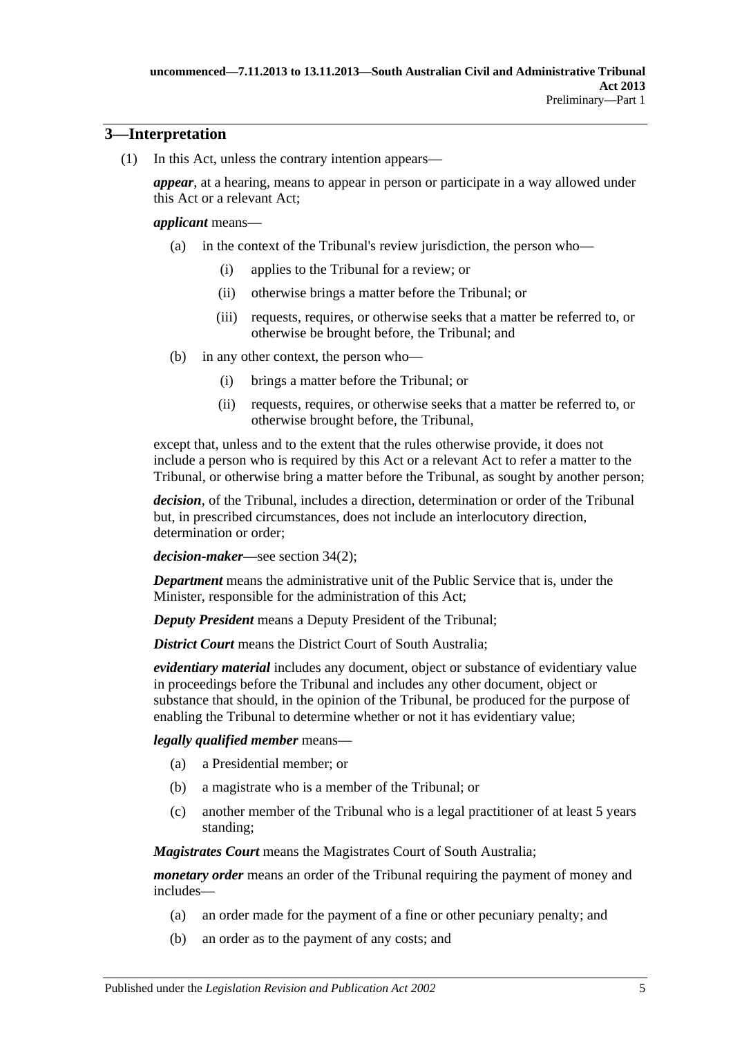## 3—Interpretation

(1) In this Act, unless the contrary intention appears—

***appear***, at a hearing, means to appear in person or participate in a way allowed under this Act or a relevant Act;

***applicant*** means—

(a) in the context of the Tribunal's review jurisdiction, the person who—

(i) applies to the Tribunal for a review; or

(ii) otherwise brings a matter before the Tribunal; or

(iii) requests, requires, or otherwise seeks that a matter be referred to, or otherwise be brought before, the Tribunal; and

(b) in any other context, the person who—

(i) brings a matter before the Tribunal; or

(ii) requests, requires, or otherwise seeks that a matter be referred to, or otherwise brought before, the Tribunal,

except that, unless and to the extent that the rules otherwise provide, it does not include a person who is required by this Act or a relevant Act to refer a matter to the Tribunal, or otherwise bring a matter before the Tribunal, as sought by another person;

***decision***, of the Tribunal, includes a direction, determination or order of the Tribunal but, in prescribed circumstances, does not include an interlocutory direction, determination or order;

***decision-maker***—see section 34(2);

***Department*** means the administrative unit of the Public Service that is, under the Minister, responsible for the administration of this Act;

***Deputy President*** means a Deputy President of the Tribunal;

***District Court*** means the District Court of South Australia;

***evidentiary material*** includes any document, object or substance of evidentiary value in proceedings before the Tribunal and includes any other document, object or substance that should, in the opinion of the Tribunal, be produced for the purpose of enabling the Tribunal to determine whether or not it has evidentiary value;

***legally qualified member*** means—

(a) a Presidential member; or

(b) a magistrate who is a member of the Tribunal; or

(c) another member of the Tribunal who is a legal practitioner of at least 5 years standing;

***Magistrates Court*** means the Magistrates Court of South Australia;

***monetary order*** means an order of the Tribunal requiring the payment of money and includes—

(a) an order made for the payment of a fine or other pecuniary penalty; and

(b) an order as to the payment of any costs; and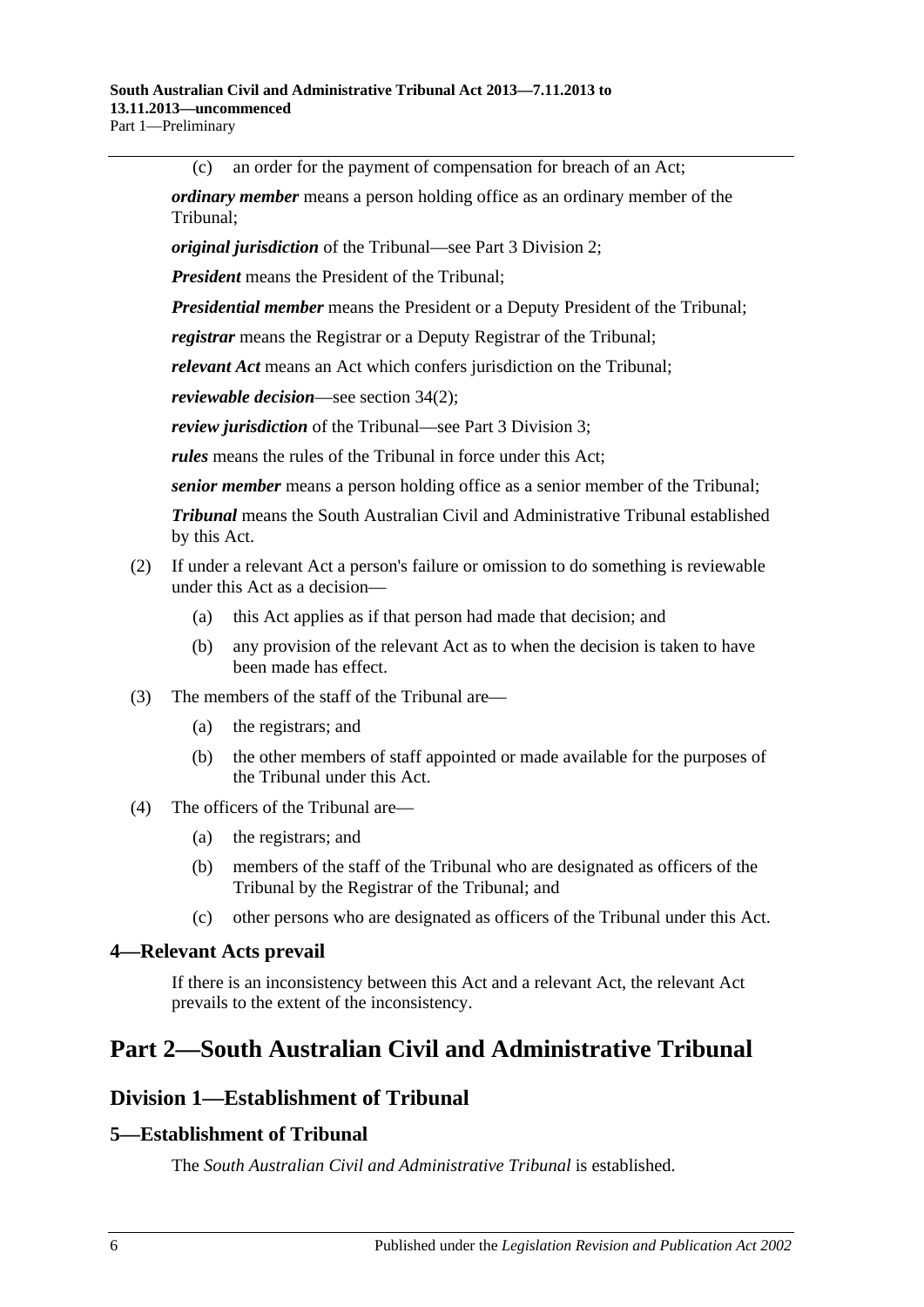(c) an order for the payment of compensation for breach of an Act;

***ordinary member*** means a person holding office as an ordinary member of the Tribunal;

***original jurisdiction*** of the Tribunal—see Part 3 Division 2;

***President*** means the President of the Tribunal;

***Presidential member*** means the President or a Deputy President of the Tribunal;

***registrar*** means the Registrar or a Deputy Registrar of the Tribunal;

***relevant Act*** means an Act which confers jurisdiction on the Tribunal;

***reviewable decision***—see section 34(2);

***review jurisdiction*** of the Tribunal—see Part 3 Division 3;

***rules*** means the rules of the Tribunal in force under this Act;

***senior member*** means a person holding office as a senior member of the Tribunal;

***Tribunal*** means the South Australian Civil and Administrative Tribunal established by this Act.

(2) If under a relevant Act a person's failure or omission to do something is reviewable under this Act as a decision—

(a) this Act applies as if that person had made that decision; and

(b) any provision of the relevant Act as to when the decision is taken to have been made has effect.

(3) The members of the staff of the Tribunal are—

(a) the registrars; and

(b) the other members of staff appointed or made available for the purposes of the Tribunal under this Act.

(4) The officers of the Tribunal are—

(a) the registrars; and

(b) members of the staff of the Tribunal who are designated as officers of the Tribunal by the Registrar of the Tribunal; and

(c) other persons who are designated as officers of the Tribunal under this Act.

### 4—Relevant Acts prevail

If there is an inconsistency between this Act and a relevant Act, the relevant Act prevails to the extent of the inconsistency.

# Part 2—South Australian Civil and Administrative Tribunal

## Division 1—Establishment of Tribunal

### 5—Establishment of Tribunal

The *South Australian Civil and Administrative Tribunal* is established.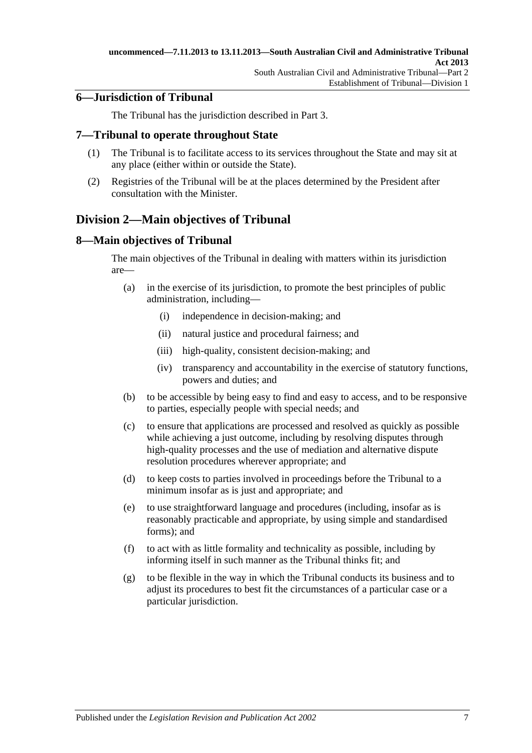## 6—Jurisdiction of Tribunal

The Tribunal has the jurisdiction described in Part 3.

## 7—Tribunal to operate throughout State

(1) The Tribunal is to facilitate access to its services throughout the State and may sit at any place (either within or outside the State).

(2) Registries of the Tribunal will be at the places determined by the President after consultation with the Minister.

# Division 2—Main objectives of Tribunal

## 8—Main objectives of Tribunal

The main objectives of the Tribunal in dealing with matters within its jurisdiction are—

(a) in the exercise of its jurisdiction, to promote the best principles of public administration, including—

(i) independence in decision-making; and

(ii) natural justice and procedural fairness; and

(iii) high-quality, consistent decision-making; and

(iv) transparency and accountability in the exercise of statutory functions, powers and duties; and

(b) to be accessible by being easy to find and easy to access, and to be responsive to parties, especially people with special needs; and

(c) to ensure that applications are processed and resolved as quickly as possible while achieving a just outcome, including by resolving disputes through high-quality processes and the use of mediation and alternative dispute resolution procedures wherever appropriate; and

(d) to keep costs to parties involved in proceedings before the Tribunal to a minimum insofar as is just and appropriate; and

(e) to use straightforward language and procedures (including, insofar as is reasonably practicable and appropriate, by using simple and standardised forms); and

(f) to act with as little formality and technicality as possible, including by informing itself in such manner as the Tribunal thinks fit; and

(g) to be flexible in the way in which the Tribunal conducts its business and to adjust its procedures to best fit the circumstances of a particular case or a particular jurisdiction.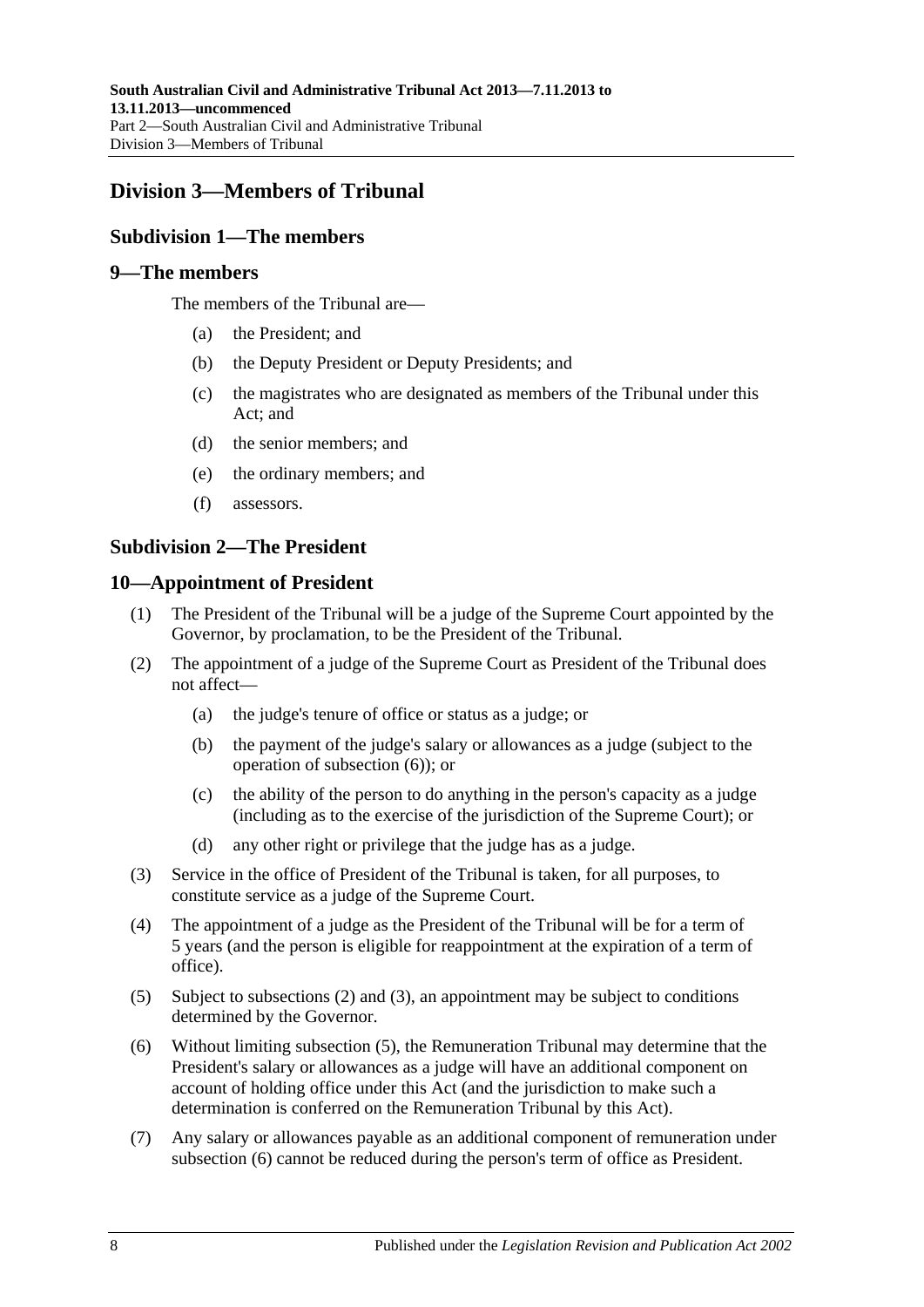## Division 3—Members of Tribunal

### Subdivision 1—The members

### 9—The members

The members of the Tribunal are—

(a) the President; and

(b) the Deputy President or Deputy Presidents; and

(c) the magistrates who are designated as members of the Tribunal under this Act; and

(d) the senior members; and

(e) the ordinary members; and

(f) assessors.

### Subdivision 2—The President

### 10—Appointment of President

(1) The President of the Tribunal will be a judge of the Supreme Court appointed by the Governor, by proclamation, to be the President of the Tribunal.

(2) The appointment of a judge of the Supreme Court as President of the Tribunal does not affect—

(a) the judge's tenure of office or status as a judge; or

(b) the payment of the judge's salary or allowances as a judge (subject to the operation of subsection (6)); or

(c) the ability of the person to do anything in the person's capacity as a judge (including as to the exercise of the jurisdiction of the Supreme Court); or

(d) any other right or privilege that the judge has as a judge.

(3) Service in the office of President of the Tribunal is taken, for all purposes, to constitute service as a judge of the Supreme Court.

(4) The appointment of a judge as the President of the Tribunal will be for a term of 5 years (and the person is eligible for reappointment at the expiration of a term of office).

(5) Subject to subsections (2) and (3), an appointment may be subject to conditions determined by the Governor.

(6) Without limiting subsection (5), the Remuneration Tribunal may determine that the President's salary or allowances as a judge will have an additional component on account of holding office under this Act (and the jurisdiction to make such a determination is conferred on the Remuneration Tribunal by this Act).

(7) Any salary or allowances payable as an additional component of remuneration under subsection (6) cannot be reduced during the person's term of office as President.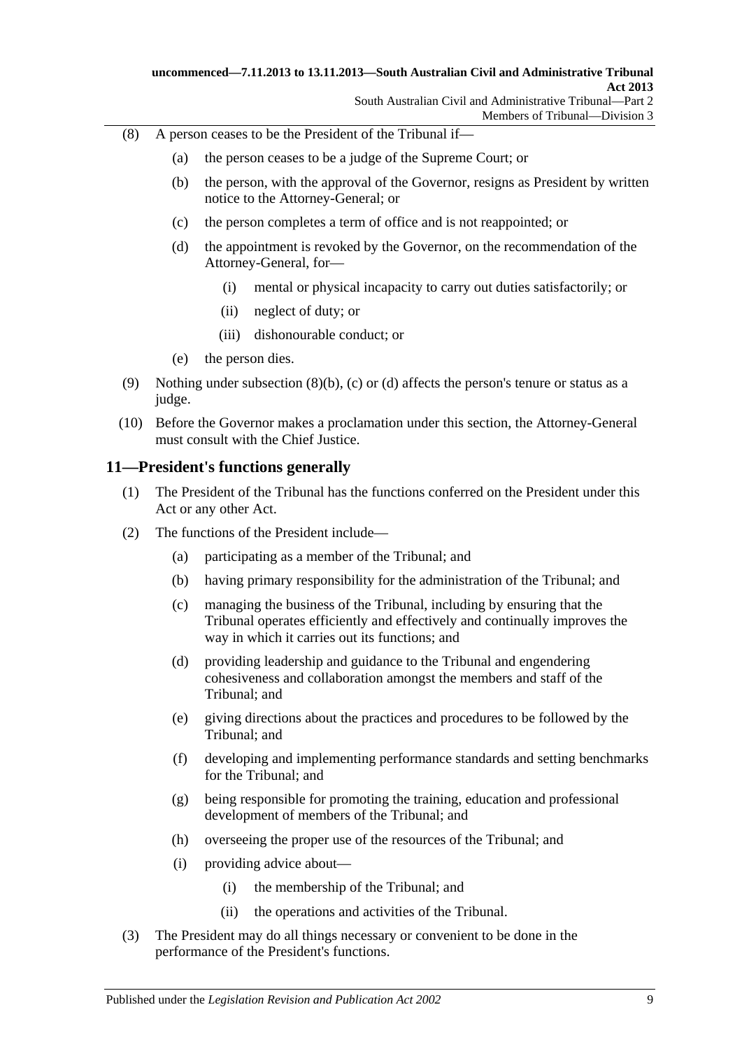(8) A person ceases to be the President of the Tribunal if—

(a) the person ceases to be a judge of the Supreme Court; or

(b) the person, with the approval of the Governor, resigns as President by written notice to the Attorney-General; or

(c) the person completes a term of office and is not reappointed; or

(d) the appointment is revoked by the Governor, on the recommendation of the Attorney-General, for—

(i) mental or physical incapacity to carry out duties satisfactorily; or

(ii) neglect of duty; or

(iii) dishonourable conduct; or

(e) the person dies.

(9) Nothing under subsection (8)(b), (c) or (d) affects the person's tenure or status as a judge.

(10) Before the Governor makes a proclamation under this section, the Attorney-General must consult with the Chief Justice.

## 11—President's functions generally

(1) The President of the Tribunal has the functions conferred on the President under this Act or any other Act.

(2) The functions of the President include—

(a) participating as a member of the Tribunal; and

(b) having primary responsibility for the administration of the Tribunal; and

(c) managing the business of the Tribunal, including by ensuring that the Tribunal operates efficiently and effectively and continually improves the way in which it carries out its functions; and

(d) providing leadership and guidance to the Tribunal and engendering cohesiveness and collaboration amongst the members and staff of the Tribunal; and

(e) giving directions about the practices and procedures to be followed by the Tribunal; and

(f) developing and implementing performance standards and setting benchmarks for the Tribunal; and

(g) being responsible for promoting the training, education and professional development of members of the Tribunal; and

(h) overseeing the proper use of the resources of the Tribunal; and

(i) providing advice about—

(i) the membership of the Tribunal; and

(ii) the operations and activities of the Tribunal.

(3) The President may do all things necessary or convenient to be done in the performance of the President's functions.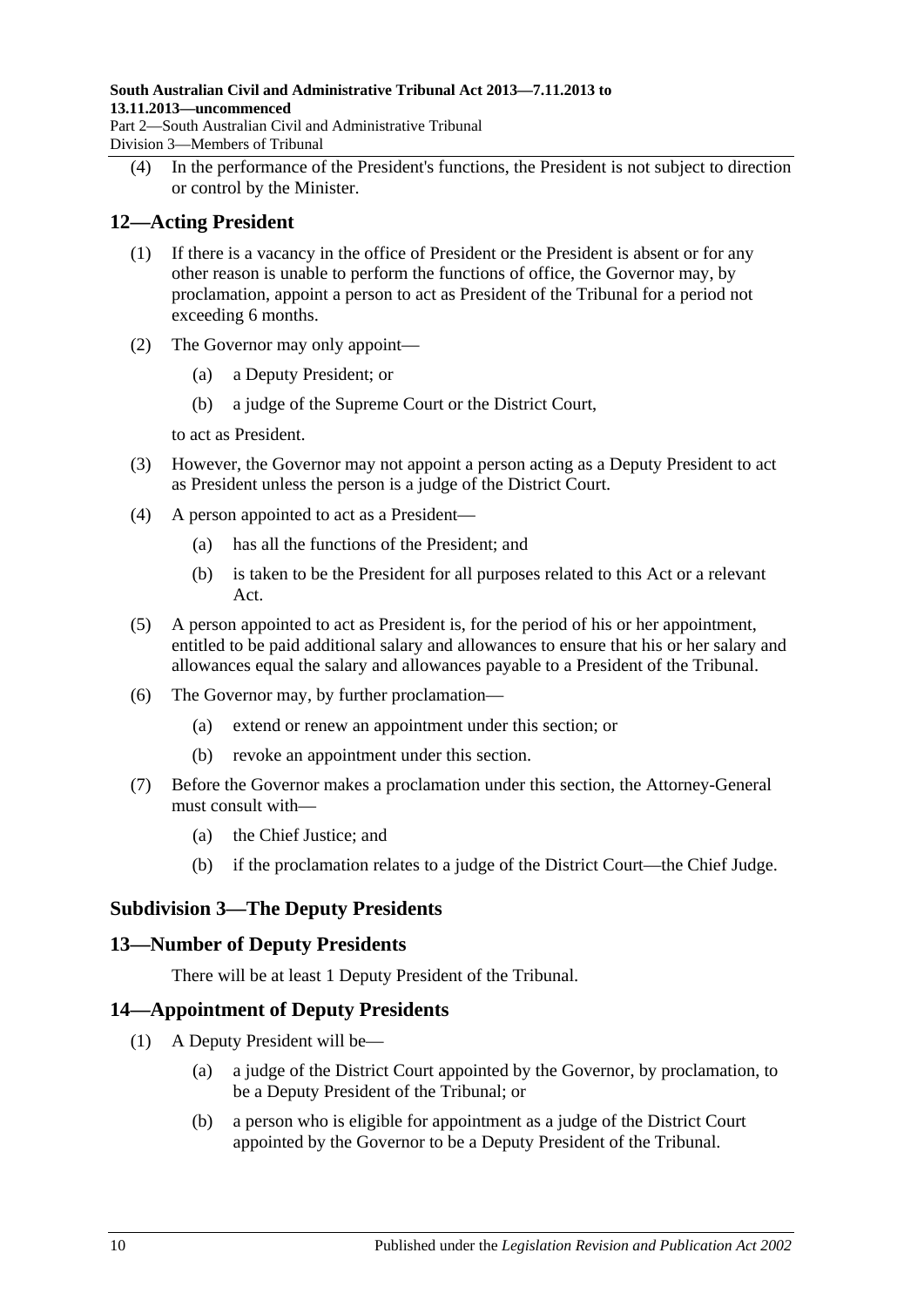(4) In the performance of the President's functions, the President is not subject to direction or control by the Minister.

## 12—Acting President

(1) If there is a vacancy in the office of President or the President is absent or for any other reason is unable to perform the functions of office, the Governor may, by proclamation, appoint a person to act as President of the Tribunal for a period not exceeding 6 months.

(2) The Governor may only appoint—

(a) a Deputy President; or

(b) a judge of the Supreme Court or the District Court,

to act as President.

(3) However, the Governor may not appoint a person acting as a Deputy President to act as President unless the person is a judge of the District Court.

(4) A person appointed to act as a President—

(a) has all the functions of the President; and

(b) is taken to be the President for all purposes related to this Act or a relevant Act.

(5) A person appointed to act as President is, for the period of his or her appointment, entitled to be paid additional salary and allowances to ensure that his or her salary and allowances equal the salary and allowances payable to a President of the Tribunal.

(6) The Governor may, by further proclamation—

(a) extend or renew an appointment under this section; or

(b) revoke an appointment under this section.

(7) Before the Governor makes a proclamation under this section, the Attorney-General must consult with—

(a) the Chief Justice; and

(b) if the proclamation relates to a judge of the District Court—the Chief Judge.

### Subdivision 3—The Deputy Presidents

## 13—Number of Deputy Presidents

There will be at least 1 Deputy President of the Tribunal.

## 14—Appointment of Deputy Presidents

(1) A Deputy President will be—

(a) a judge of the District Court appointed by the Governor, by proclamation, to be a Deputy President of the Tribunal; or

(b) a person who is eligible for appointment as a judge of the District Court appointed by the Governor to be a Deputy President of the Tribunal.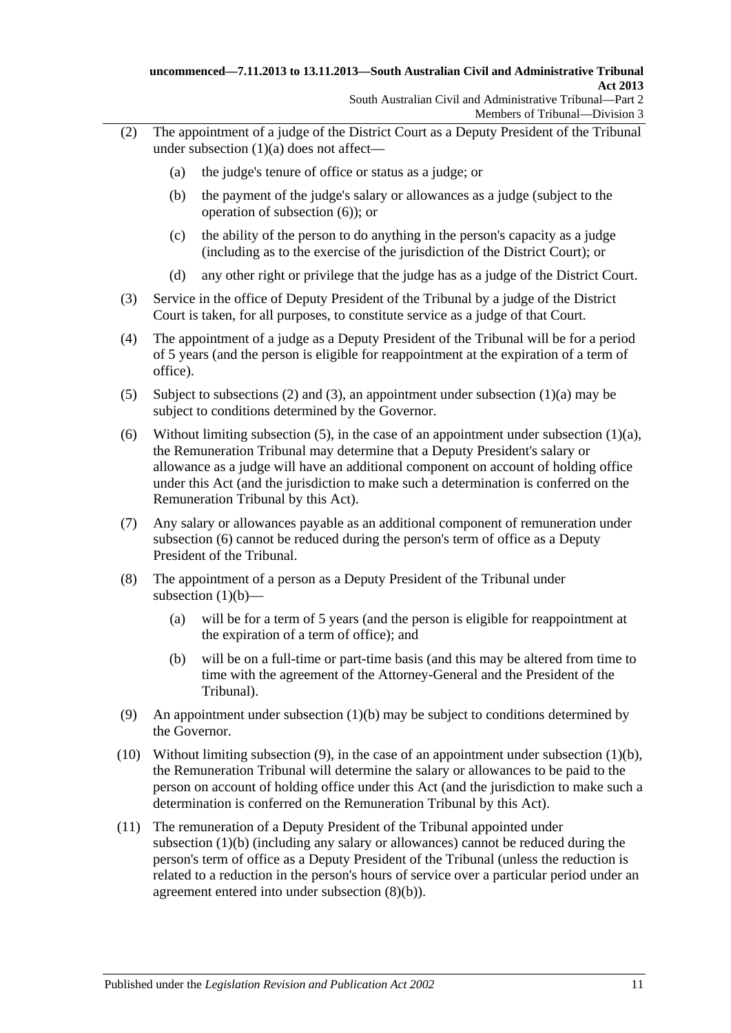(2) The appointment of a judge of the District Court as a Deputy President of the Tribunal under subsection (1)(a) does not affect—

(a) the judge's tenure of office or status as a judge; or

(b) the payment of the judge's salary or allowances as a judge (subject to the operation of subsection (6)); or

(c) the ability of the person to do anything in the person's capacity as a judge (including as to the exercise of the jurisdiction of the District Court); or

(d) any other right or privilege that the judge has as a judge of the District Court.

(3) Service in the office of Deputy President of the Tribunal by a judge of the District Court is taken, for all purposes, to constitute service as a judge of that Court.

(4) The appointment of a judge as a Deputy President of the Tribunal will be for a period of 5 years (and the person is eligible for reappointment at the expiration of a term of office).

(5) Subject to subsections (2) and (3), an appointment under subsection (1)(a) may be subject to conditions determined by the Governor.

(6) Without limiting subsection (5), in the case of an appointment under subsection (1)(a), the Remuneration Tribunal may determine that a Deputy President's salary or allowance as a judge will have an additional component on account of holding office under this Act (and the jurisdiction to make such a determination is conferred on the Remuneration Tribunal by this Act).

(7) Any salary or allowances payable as an additional component of remuneration under subsection (6) cannot be reduced during the person's term of office as a Deputy President of the Tribunal.

(8) The appointment of a person as a Deputy President of the Tribunal under subsection (1)(b)—

(a) will be for a term of 5 years (and the person is eligible for reappointment at the expiration of a term of office); and

(b) will be on a full-time or part-time basis (and this may be altered from time to time with the agreement of the Attorney-General and the President of the Tribunal).

(9) An appointment under subsection (1)(b) may be subject to conditions determined by the Governor.

(10) Without limiting subsection (9), in the case of an appointment under subsection (1)(b), the Remuneration Tribunal will determine the salary or allowances to be paid to the person on account of holding office under this Act (and the jurisdiction to make such a determination is conferred on the Remuneration Tribunal by this Act).

(11) The remuneration of a Deputy President of the Tribunal appointed under subsection (1)(b) (including any salary or allowances) cannot be reduced during the person's term of office as a Deputy President of the Tribunal (unless the reduction is related to a reduction in the person's hours of service over a particular period under an agreement entered into under subsection (8)(b)).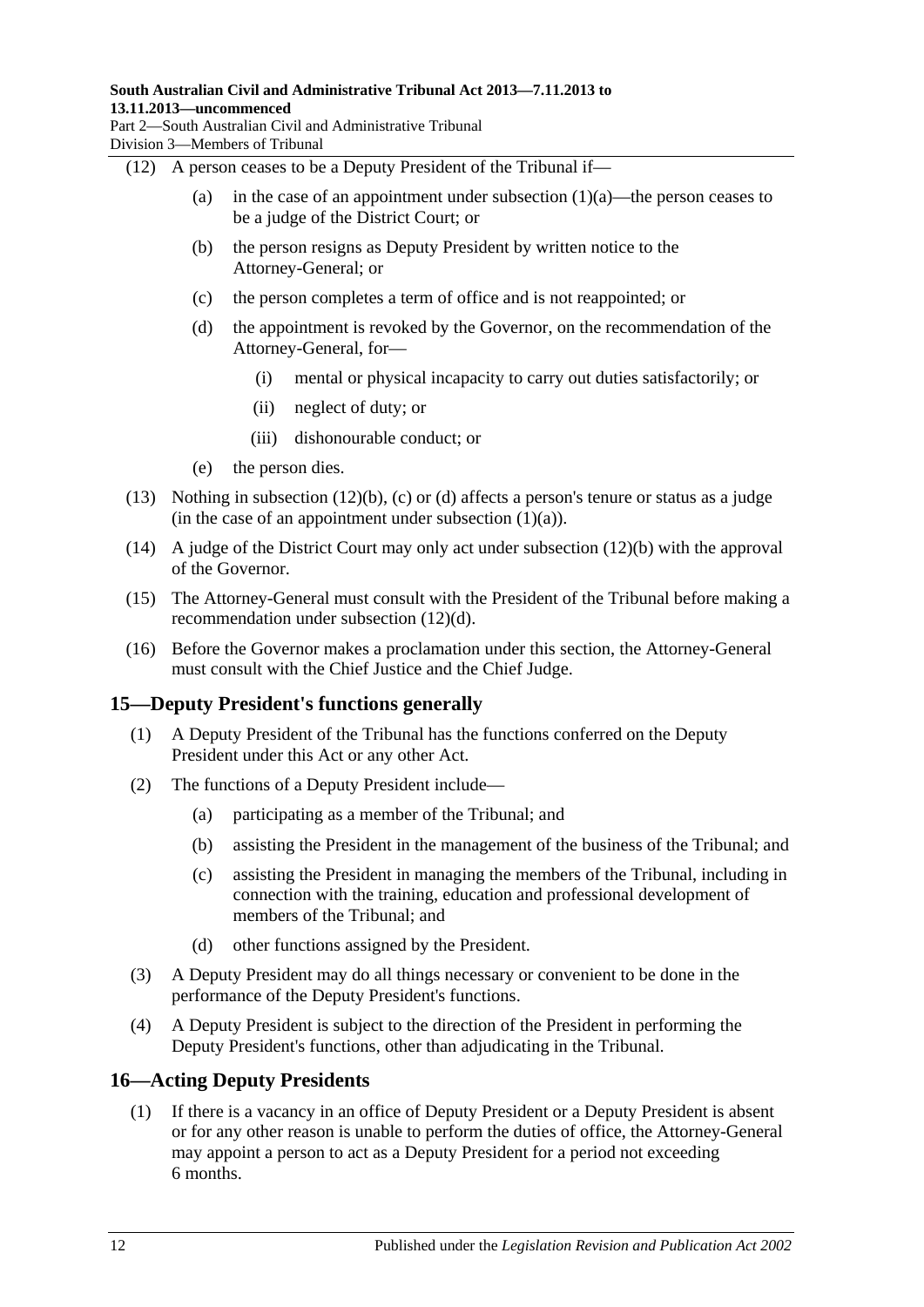(12) A person ceases to be a Deputy President of the Tribunal if—

  (a) in the case of an appointment under subsection (1)(a)—the person ceases to be a judge of the District Court; or

  (b) the person resigns as Deputy President by written notice to the Attorney-General; or

  (c) the person completes a term of office and is not reappointed; or

  (d) the appointment is revoked by the Governor, on the recommendation of the Attorney-General, for—

    (i) mental or physical incapacity to carry out duties satisfactorily; or

    (ii) neglect of duty; or

    (iii) dishonourable conduct; or

  (e) the person dies.

(13) Nothing in subsection (12)(b), (c) or (d) affects a person's tenure or status as a judge (in the case of an appointment under subsection (1)(a)).

(14) A judge of the District Court may only act under subsection (12)(b) with the approval of the Governor.

(15) The Attorney-General must consult with the President of the Tribunal before making a recommendation under subsection (12)(d).

(16) Before the Governor makes a proclamation under this section, the Attorney-General must consult with the Chief Justice and the Chief Judge.

## 15—Deputy President's functions generally

(1) A Deputy President of the Tribunal has the functions conferred on the Deputy President under this Act or any other Act.

(2) The functions of a Deputy President include—

  (a) participating as a member of the Tribunal; and

  (b) assisting the President in the management of the business of the Tribunal; and

  (c) assisting the President in managing the members of the Tribunal, including in connection with the training, education and professional development of members of the Tribunal; and

  (d) other functions assigned by the President.

(3) A Deputy President may do all things necessary or convenient to be done in the performance of the Deputy President's functions.

(4) A Deputy President is subject to the direction of the President in performing the Deputy President's functions, other than adjudicating in the Tribunal.

## 16—Acting Deputy Presidents

(1) If there is a vacancy in an office of Deputy President or a Deputy President is absent or for any other reason is unable to perform the duties of office, the Attorney-General may appoint a person to act as a Deputy President for a period not exceeding 6 months.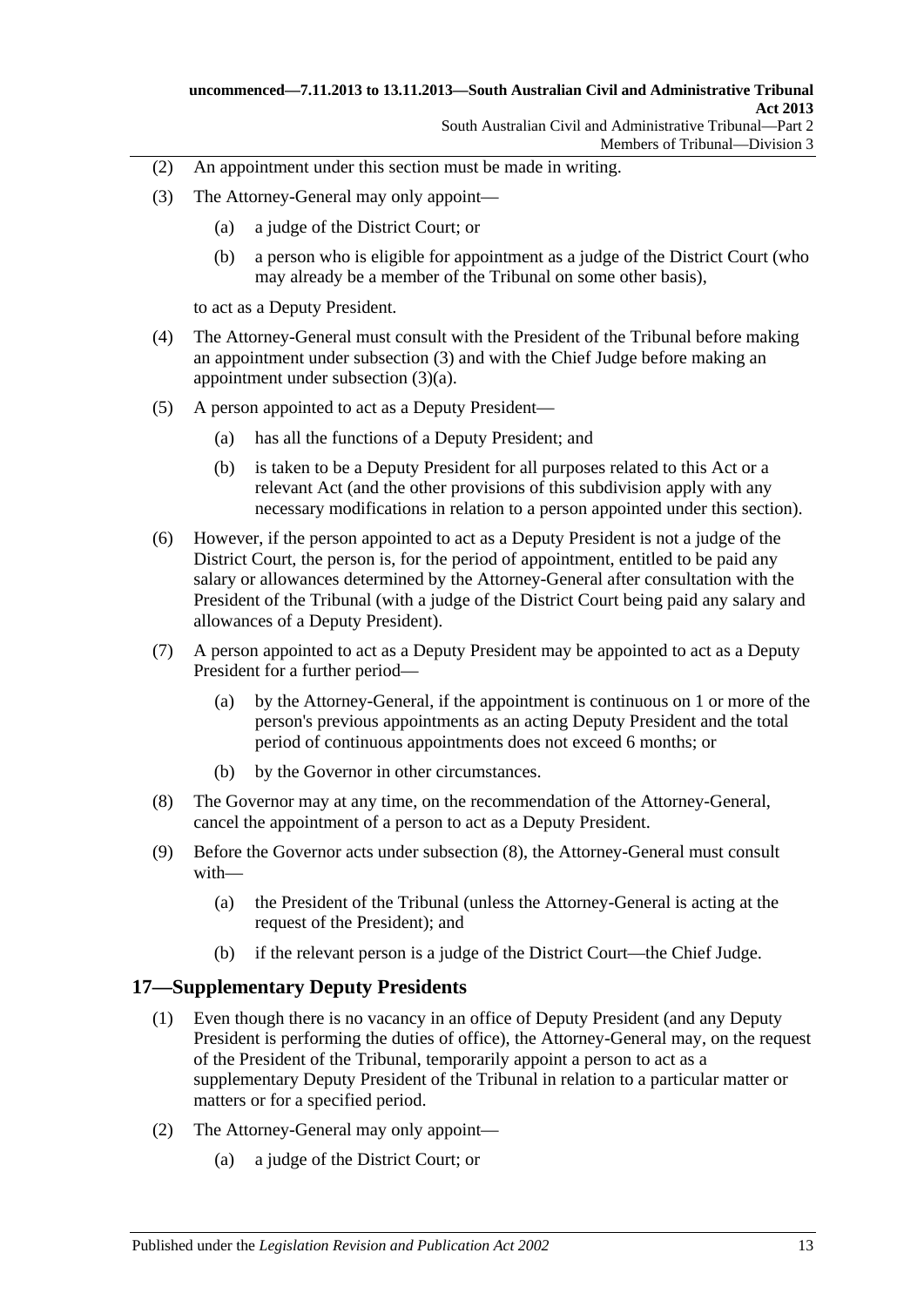(2) An appointment under this section must be made in writing.

(3) The Attorney-General may only appoint—

(a) a judge of the District Court; or

(b) a person who is eligible for appointment as a judge of the District Court (who may already be a member of the Tribunal on some other basis),

to act as a Deputy President.

(4) The Attorney-General must consult with the President of the Tribunal before making an appointment under subsection (3) and with the Chief Judge before making an appointment under subsection (3)(a).

(5) A person appointed to act as a Deputy President—

(a) has all the functions of a Deputy President; and

(b) is taken to be a Deputy President for all purposes related to this Act or a relevant Act (and the other provisions of this subdivision apply with any necessary modifications in relation to a person appointed under this section).

(6) However, if the person appointed to act as a Deputy President is not a judge of the District Court, the person is, for the period of appointment, entitled to be paid any salary or allowances determined by the Attorney-General after consultation with the President of the Tribunal (with a judge of the District Court being paid any salary and allowances of a Deputy President).

(7) A person appointed to act as a Deputy President may be appointed to act as a Deputy President for a further period—

(a) by the Attorney-General, if the appointment is continuous on 1 or more of the person's previous appointments as an acting Deputy President and the total period of continuous appointments does not exceed 6 months; or

(b) by the Governor in other circumstances.

(8) The Governor may at any time, on the recommendation of the Attorney-General, cancel the appointment of a person to act as a Deputy President.

(9) Before the Governor acts under subsection (8), the Attorney-General must consult with—

(a) the President of the Tribunal (unless the Attorney-General is acting at the request of the President); and

(b) if the relevant person is a judge of the District Court—the Chief Judge.

## 17—Supplementary Deputy Presidents

(1) Even though there is no vacancy in an office of Deputy President (and any Deputy President is performing the duties of office), the Attorney-General may, on the request of the President of the Tribunal, temporarily appoint a person to act as a supplementary Deputy President of the Tribunal in relation to a particular matter or matters or for a specified period.

(2) The Attorney-General may only appoint—

(a) a judge of the District Court; or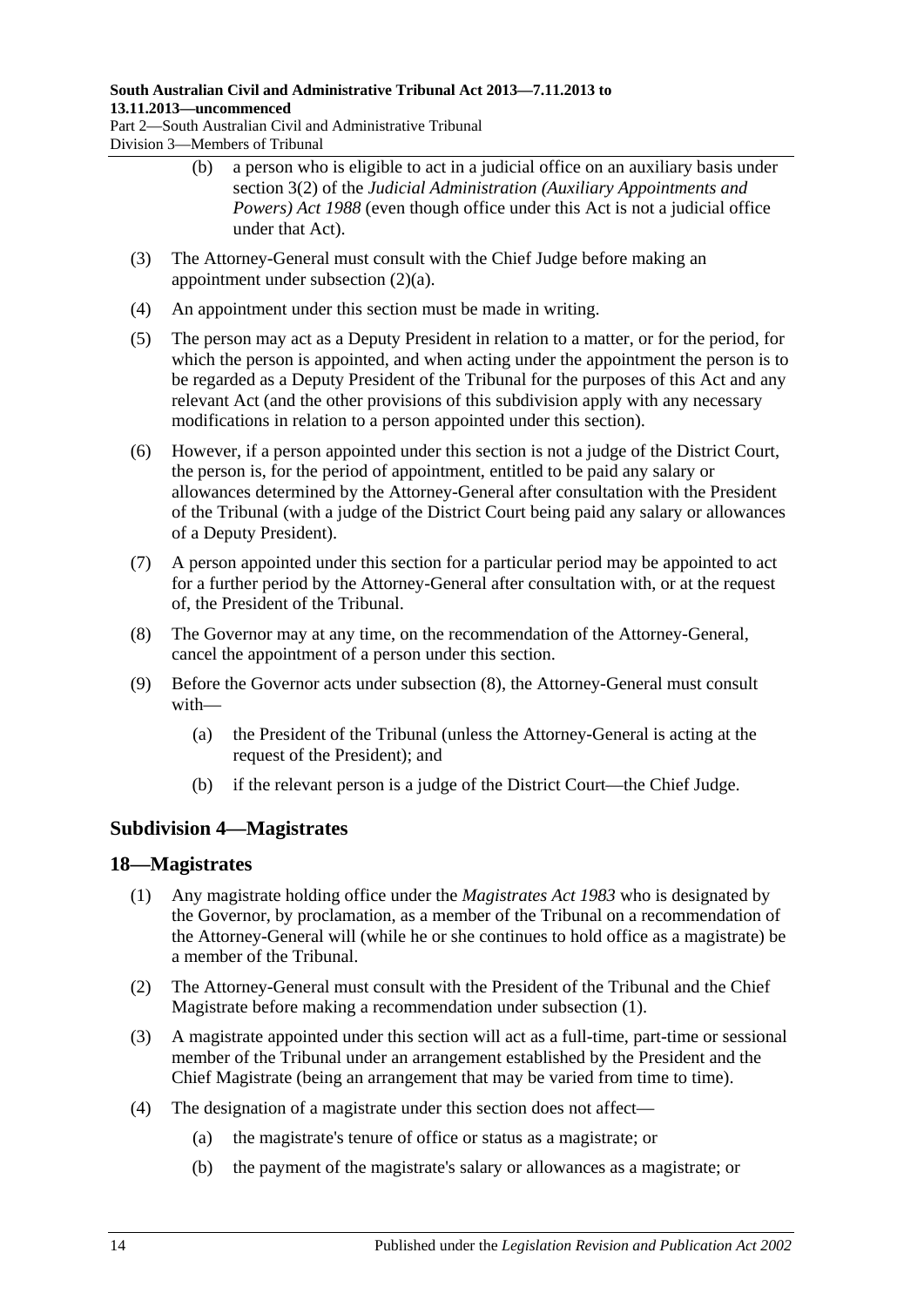(b) a person who is eligible to act in a judicial office on an auxiliary basis under section 3(2) of the *Judicial Administration (Auxiliary Appointments and Powers) Act 1988* (even though office under this Act is not a judicial office under that Act).

(3) The Attorney-General must consult with the Chief Judge before making an appointment under subsection (2)(a).

(4) An appointment under this section must be made in writing.

(5) The person may act as a Deputy President in relation to a matter, or for the period, for which the person is appointed, and when acting under the appointment the person is to be regarded as a Deputy President of the Tribunal for the purposes of this Act and any relevant Act (and the other provisions of this subdivision apply with any necessary modifications in relation to a person appointed under this section).

(6) However, if a person appointed under this section is not a judge of the District Court, the person is, for the period of appointment, entitled to be paid any salary or allowances determined by the Attorney-General after consultation with the President of the Tribunal (with a judge of the District Court being paid any salary or allowances of a Deputy President).

(7) A person appointed under this section for a particular period may be appointed to act for a further period by the Attorney-General after consultation with, or at the request of, the President of the Tribunal.

(8) The Governor may at any time, on the recommendation of the Attorney-General, cancel the appointment of a person under this section.

(9) Before the Governor acts under subsection (8), the Attorney-General must consult with—

(a) the President of the Tribunal (unless the Attorney-General is acting at the request of the President); and

(b) if the relevant person is a judge of the District Court—the Chief Judge.

### Subdivision 4—Magistrates

## 18—Magistrates

(1) Any magistrate holding office under the *Magistrates Act 1983* who is designated by the Governor, by proclamation, as a member of the Tribunal on a recommendation of the Attorney-General will (while he or she continues to hold office as a magistrate) be a member of the Tribunal.

(2) The Attorney-General must consult with the President of the Tribunal and the Chief Magistrate before making a recommendation under subsection (1).

(3) A magistrate appointed under this section will act as a full-time, part-time or sessional member of the Tribunal under an arrangement established by the President and the Chief Magistrate (being an arrangement that may be varied from time to time).

(4) The designation of a magistrate under this section does not affect—

(a) the magistrate's tenure of office or status as a magistrate; or

(b) the payment of the magistrate's salary or allowances as a magistrate; or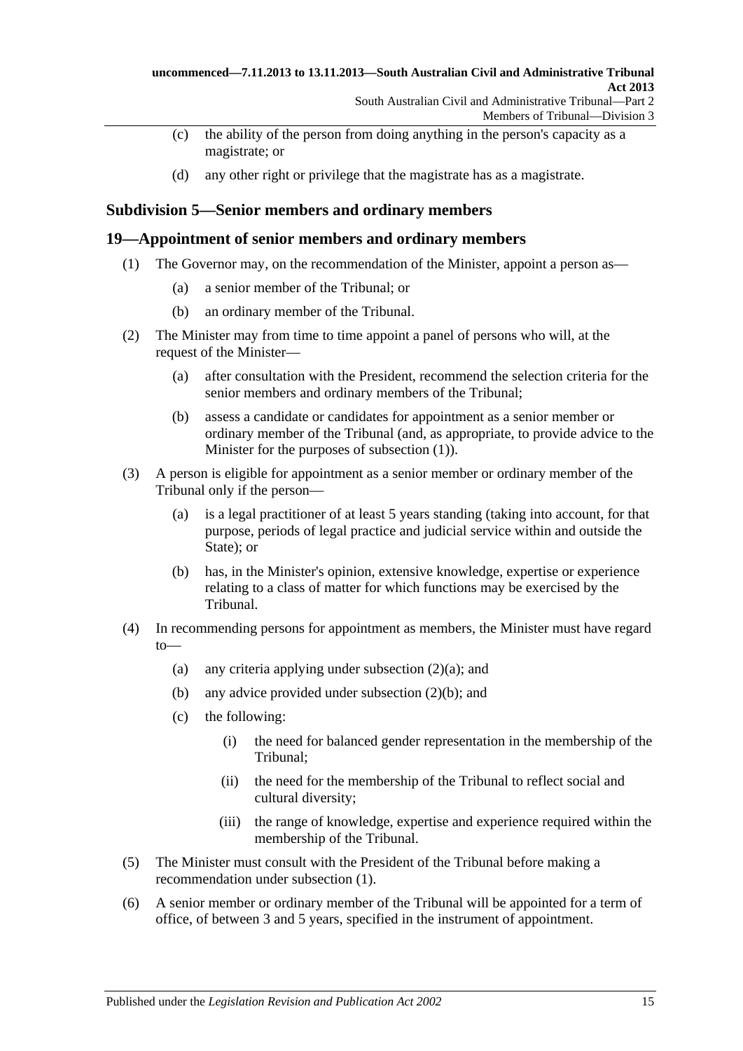(c) the ability of the person from doing anything in the person's capacity as a magistrate; or

(d) any other right or privilege that the magistrate has as a magistrate.

### Subdivision 5—Senior members and ordinary members

### 19—Appointment of senior members and ordinary members

(1) The Governor may, on the recommendation of the Minister, appoint a person as—

(a) a senior member of the Tribunal; or

(b) an ordinary member of the Tribunal.

(2) The Minister may from time to time appoint a panel of persons who will, at the request of the Minister—

(a) after consultation with the President, recommend the selection criteria for the senior members and ordinary members of the Tribunal;

(b) assess a candidate or candidates for appointment as a senior member or ordinary member of the Tribunal (and, as appropriate, to provide advice to the Minister for the purposes of subsection (1)).

(3) A person is eligible for appointment as a senior member or ordinary member of the Tribunal only if the person—

(a) is a legal practitioner of at least 5 years standing (taking into account, for that purpose, periods of legal practice and judicial service within and outside the State); or

(b) has, in the Minister's opinion, extensive knowledge, expertise or experience relating to a class of matter for which functions may be exercised by the Tribunal.

(4) In recommending persons for appointment as members, the Minister must have regard to—

(a) any criteria applying under subsection (2)(a); and

(b) any advice provided under subsection (2)(b); and

(c) the following:

(i) the need for balanced gender representation in the membership of the Tribunal;

(ii) the need for the membership of the Tribunal to reflect social and cultural diversity;

(iii) the range of knowledge, expertise and experience required within the membership of the Tribunal.

(5) The Minister must consult with the President of the Tribunal before making a recommendation under subsection (1).

(6) A senior member or ordinary member of the Tribunal will be appointed for a term of office, of between 3 and 5 years, specified in the instrument of appointment.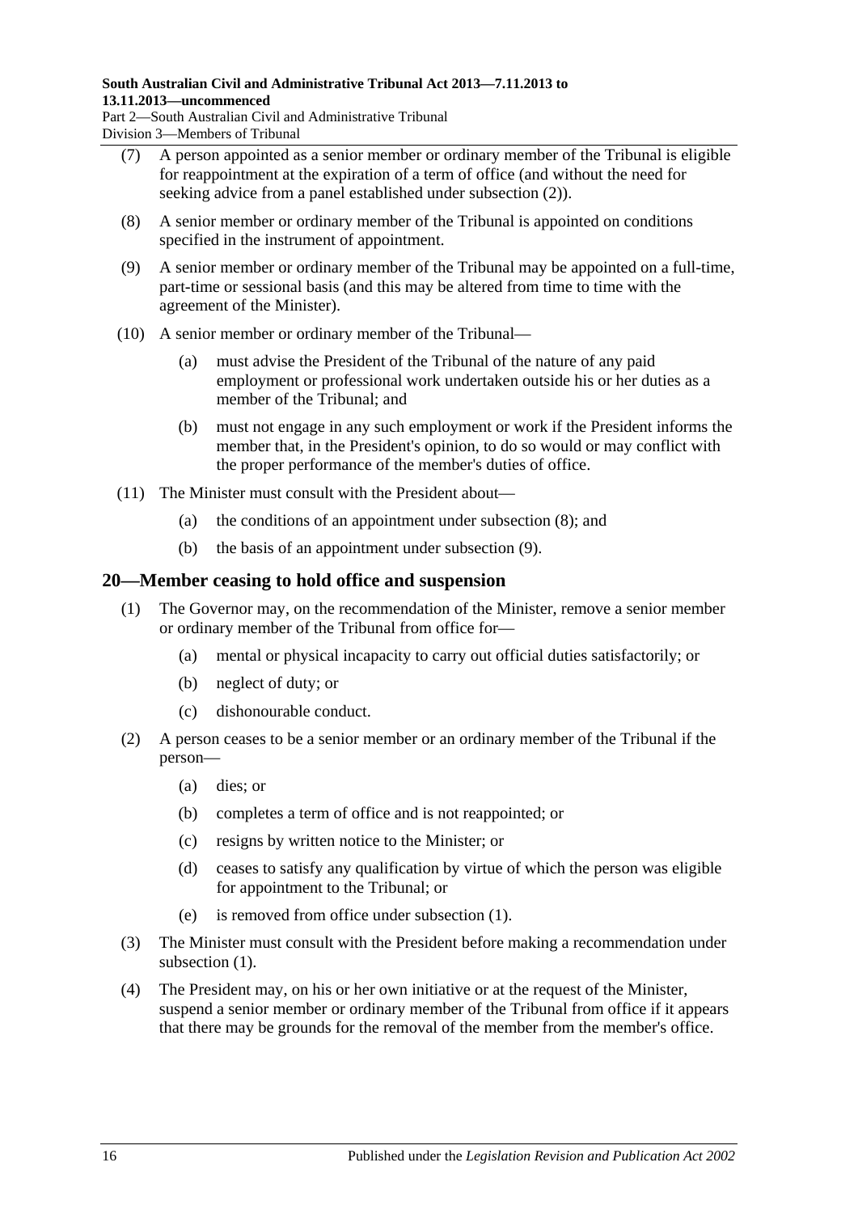(7) A person appointed as a senior member or ordinary member of the Tribunal is eligible for reappointment at the expiration of a term of office (and without the need for seeking advice from a panel established under subsection (2)).

(8) A senior member or ordinary member of the Tribunal is appointed on conditions specified in the instrument of appointment.

(9) A senior member or ordinary member of the Tribunal may be appointed on a full-time, part-time or sessional basis (and this may be altered from time to time with the agreement of the Minister).

(10) A senior member or ordinary member of the Tribunal—

- (a) must advise the President of the Tribunal of the nature of any paid employment or professional work undertaken outside his or her duties as a member of the Tribunal; and
- (b) must not engage in any such employment or work if the President informs the member that, in the President's opinion, to do so would or may conflict with the proper performance of the member's duties of office.

(11) The Minister must consult with the President about—

- (a) the conditions of an appointment under subsection (8); and
- (b) the basis of an appointment under subsection (9).

## 20—Member ceasing to hold office and suspension

(1) The Governor may, on the recommendation of the Minister, remove a senior member or ordinary member of the Tribunal from office for—

- (a) mental or physical incapacity to carry out official duties satisfactorily; or
- (b) neglect of duty; or
- (c) dishonourable conduct.

(2) A person ceases to be a senior member or an ordinary member of the Tribunal if the person—

- (a) dies; or
- (b) completes a term of office and is not reappointed; or
- (c) resigns by written notice to the Minister; or
- (d) ceases to satisfy any qualification by virtue of which the person was eligible for appointment to the Tribunal; or
- (e) is removed from office under subsection (1).

(3) The Minister must consult with the President before making a recommendation under subsection (1).

(4) The President may, on his or her own initiative or at the request of the Minister, suspend a senior member or ordinary member of the Tribunal from office if it appears that there may be grounds for the removal of the member from the member's office.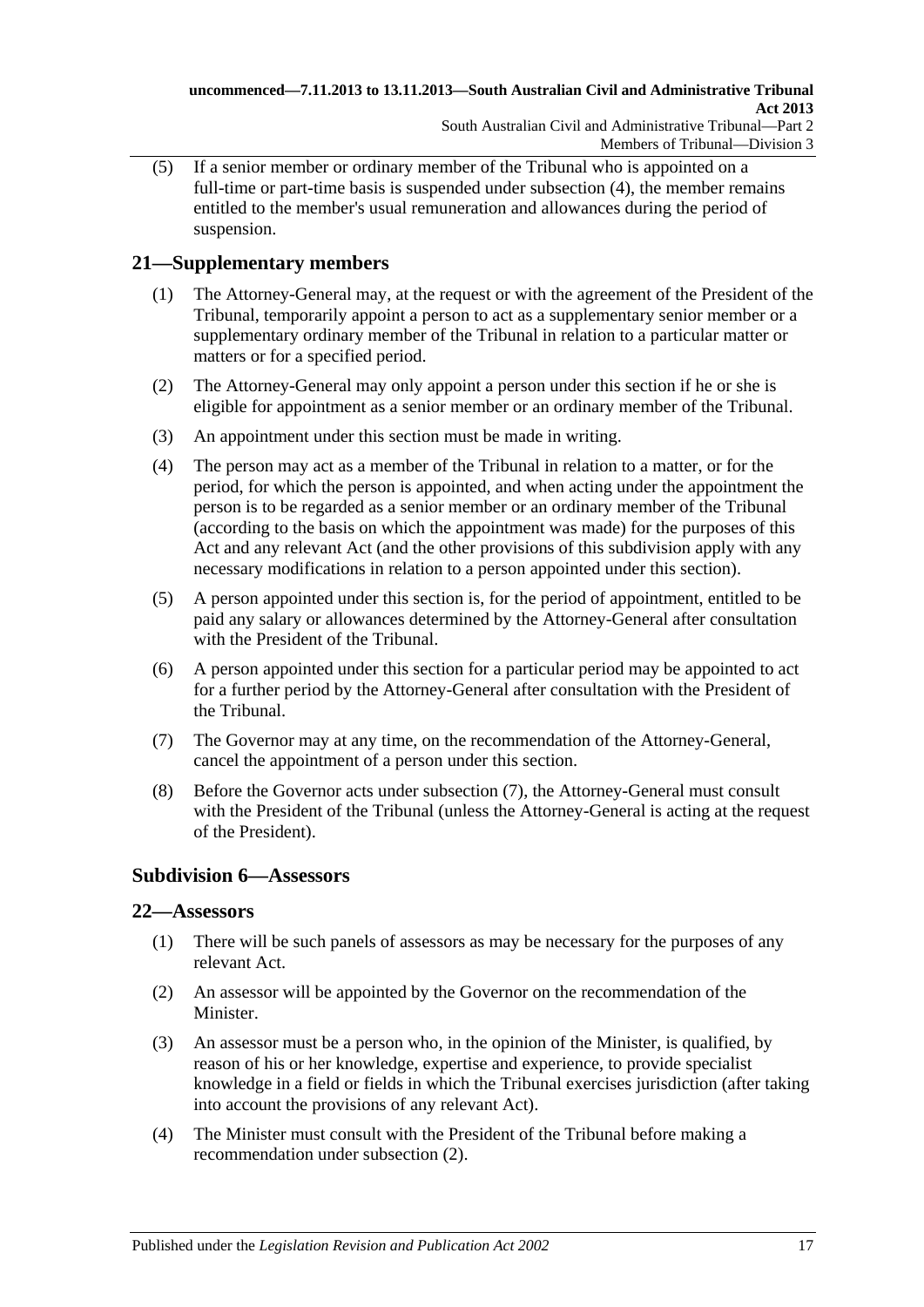(5) If a senior member or ordinary member of the Tribunal who is appointed on a full-time or part-time basis is suspended under subsection (4), the member remains entitled to the member's usual remuneration and allowances during the period of suspension.

## 21—Supplementary members

(1) The Attorney-General may, at the request or with the agreement of the President of the Tribunal, temporarily appoint a person to act as a supplementary senior member or a supplementary ordinary member of the Tribunal in relation to a particular matter or matters or for a specified period.

(2) The Attorney-General may only appoint a person under this section if he or she is eligible for appointment as a senior member or an ordinary member of the Tribunal.

(3) An appointment under this section must be made in writing.

(4) The person may act as a member of the Tribunal in relation to a matter, or for the period, for which the person is appointed, and when acting under the appointment the person is to be regarded as a senior member or an ordinary member of the Tribunal (according to the basis on which the appointment was made) for the purposes of this Act and any relevant Act (and the other provisions of this subdivision apply with any necessary modifications in relation to a person appointed under this section).

(5) A person appointed under this section is, for the period of appointment, entitled to be paid any salary or allowances determined by the Attorney-General after consultation with the President of the Tribunal.

(6) A person appointed under this section for a particular period may be appointed to act for a further period by the Attorney-General after consultation with the President of the Tribunal.

(7) The Governor may at any time, on the recommendation of the Attorney-General, cancel the appointment of a person under this section.

(8) Before the Governor acts under subsection (7), the Attorney-General must consult with the President of the Tribunal (unless the Attorney-General is acting at the request of the President).

### Subdivision 6—Assessors

## 22—Assessors

(1) There will be such panels of assessors as may be necessary for the purposes of any relevant Act.

(2) An assessor will be appointed by the Governor on the recommendation of the Minister.

(3) An assessor must be a person who, in the opinion of the Minister, is qualified, by reason of his or her knowledge, expertise and experience, to provide specialist knowledge in a field or fields in which the Tribunal exercises jurisdiction (after taking into account the provisions of any relevant Act).

(4) The Minister must consult with the President of the Tribunal before making a recommendation under subsection (2).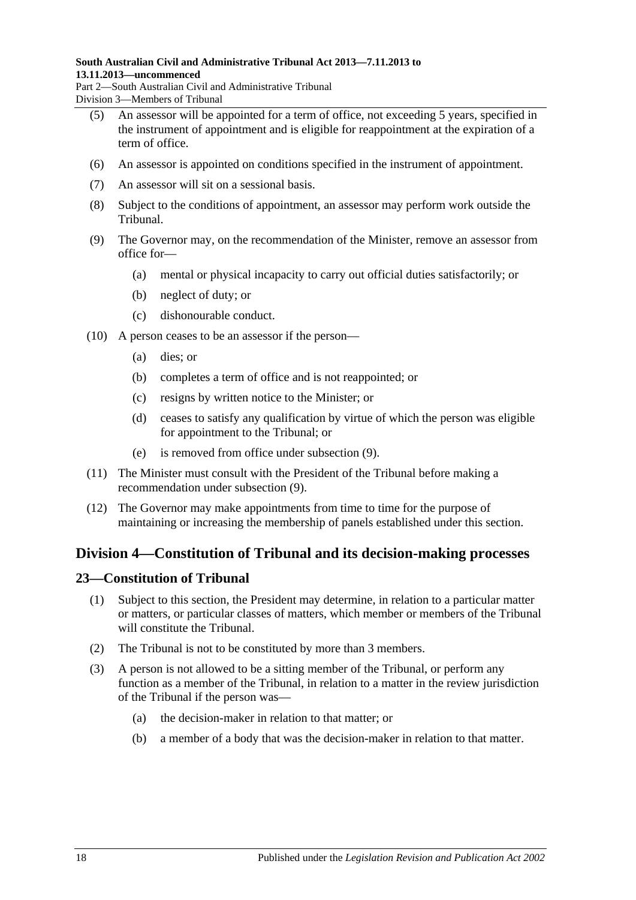(5) An assessor will be appointed for a term of office, not exceeding 5 years, specified in the instrument of appointment and is eligible for reappointment at the expiration of a term of office.

(6) An assessor is appointed on conditions specified in the instrument of appointment.

(7) An assessor will sit on a sessional basis.

(8) Subject to the conditions of appointment, an assessor may perform work outside the Tribunal.

(9) The Governor may, on the recommendation of the Minister, remove an assessor from office for—

 (a) mental or physical incapacity to carry out official duties satisfactorily; or

 (b) neglect of duty; or

 (c) dishonourable conduct.

(10) A person ceases to be an assessor if the person—

 (a) dies; or

 (b) completes a term of office and is not reappointed; or

 (c) resigns by written notice to the Minister; or

 (d) ceases to satisfy any qualification by virtue of which the person was eligible for appointment to the Tribunal; or

 (e) is removed from office under subsection (9).

(11) The Minister must consult with the President of the Tribunal before making a recommendation under subsection (9).

(12) The Governor may make appointments from time to time for the purpose of maintaining or increasing the membership of panels established under this section.

## Division 4—Constitution of Tribunal and its decision-making processes

### 23—Constitution of Tribunal

(1) Subject to this section, the President may determine, in relation to a particular matter or matters, or particular classes of matters, which member or members of the Tribunal will constitute the Tribunal.

(2) The Tribunal is not to be constituted by more than 3 members.

(3) A person is not allowed to be a sitting member of the Tribunal, or perform any function as a member of the Tribunal, in relation to a matter in the review jurisdiction of the Tribunal if the person was—

 (a) the decision-maker in relation to that matter; or

 (b) a member of a body that was the decision-maker in relation to that matter.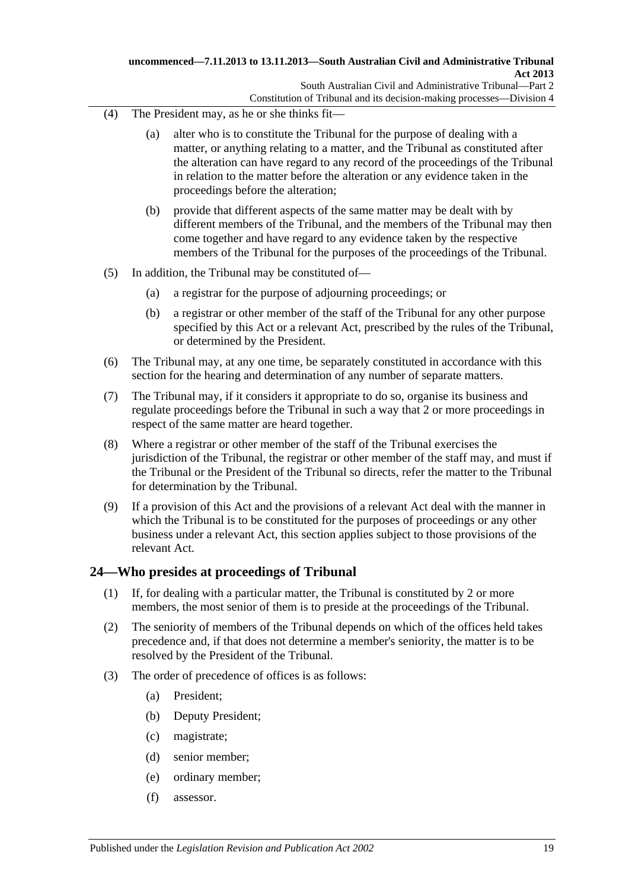(4) The President may, as he or she thinks fit—

(a) alter who is to constitute the Tribunal for the purpose of dealing with a matter, or anything relating to a matter, and the Tribunal as constituted after the alteration can have regard to any record of the proceedings of the Tribunal in relation to the matter before the alteration or any evidence taken in the proceedings before the alteration;

(b) provide that different aspects of the same matter may be dealt with by different members of the Tribunal, and the members of the Tribunal may then come together and have regard to any evidence taken by the respective members of the Tribunal for the purposes of the proceedings of the Tribunal.

(5) In addition, the Tribunal may be constituted of—

(a) a registrar for the purpose of adjourning proceedings; or

(b) a registrar or other member of the staff of the Tribunal for any other purpose specified by this Act or a relevant Act, prescribed by the rules of the Tribunal, or determined by the President.

(6) The Tribunal may, at any one time, be separately constituted in accordance with this section for the hearing and determination of any number of separate matters.

(7) The Tribunal may, if it considers it appropriate to do so, organise its business and regulate proceedings before the Tribunal in such a way that 2 or more proceedings in respect of the same matter are heard together.

(8) Where a registrar or other member of the staff of the Tribunal exercises the jurisdiction of the Tribunal, the registrar or other member of the staff may, and must if the Tribunal or the President of the Tribunal so directs, refer the matter to the Tribunal for determination by the Tribunal.

(9) If a provision of this Act and the provisions of a relevant Act deal with the manner in which the Tribunal is to be constituted for the purposes of proceedings or any other business under a relevant Act, this section applies subject to those provisions of the relevant Act.

## 24—Who presides at proceedings of Tribunal

(1) If, for dealing with a particular matter, the Tribunal is constituted by 2 or more members, the most senior of them is to preside at the proceedings of the Tribunal.

(2) The seniority of members of the Tribunal depends on which of the offices held takes precedence and, if that does not determine a member's seniority, the matter is to be resolved by the President of the Tribunal.

(3) The order of precedence of offices is as follows:

(a) President;

(b) Deputy President;

(c) magistrate;

(d) senior member;

(e) ordinary member;

(f) assessor.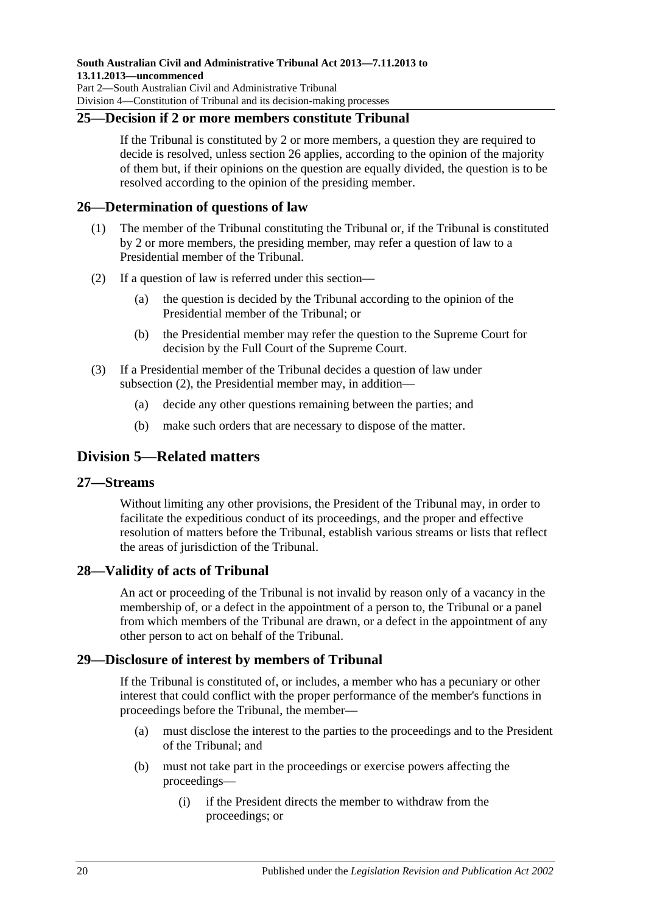## 25—Decision if 2 or more members constitute Tribunal

If the Tribunal is constituted by 2 or more members, a question they are required to decide is resolved, unless section 26 applies, according to the opinion of the majority of them but, if their opinions on the question are equally divided, the question is to be resolved according to the opinion of the presiding member.

## 26—Determination of questions of law

(1) The member of the Tribunal constituting the Tribunal or, if the Tribunal is constituted by 2 or more members, the presiding member, may refer a question of law to a Presidential member of the Tribunal.

(2) If a question of law is referred under this section—

(a) the question is decided by the Tribunal according to the opinion of the Presidential member of the Tribunal; or

(b) the Presidential member may refer the question to the Supreme Court for decision by the Full Court of the Supreme Court.

(3) If a Presidential member of the Tribunal decides a question of law under subsection (2), the Presidential member may, in addition—

(a) decide any other questions remaining between the parties; and

(b) make such orders that are necessary to dispose of the matter.

# Division 5—Related matters

## 27—Streams

Without limiting any other provisions, the President of the Tribunal may, in order to facilitate the expeditious conduct of its proceedings, and the proper and effective resolution of matters before the Tribunal, establish various streams or lists that reflect the areas of jurisdiction of the Tribunal.

## 28—Validity of acts of Tribunal

An act or proceeding of the Tribunal is not invalid by reason only of a vacancy in the membership of, or a defect in the appointment of a person to, the Tribunal or a panel from which members of the Tribunal are drawn, or a defect in the appointment of any other person to act on behalf of the Tribunal.

## 29—Disclosure of interest by members of Tribunal

If the Tribunal is constituted of, or includes, a member who has a pecuniary or other interest that could conflict with the proper performance of the member's functions in proceedings before the Tribunal, the member—

(a) must disclose the interest to the parties to the proceedings and to the President of the Tribunal; and

(b) must not take part in the proceedings or exercise powers affecting the proceedings—

(i) if the President directs the member to withdraw from the proceedings; or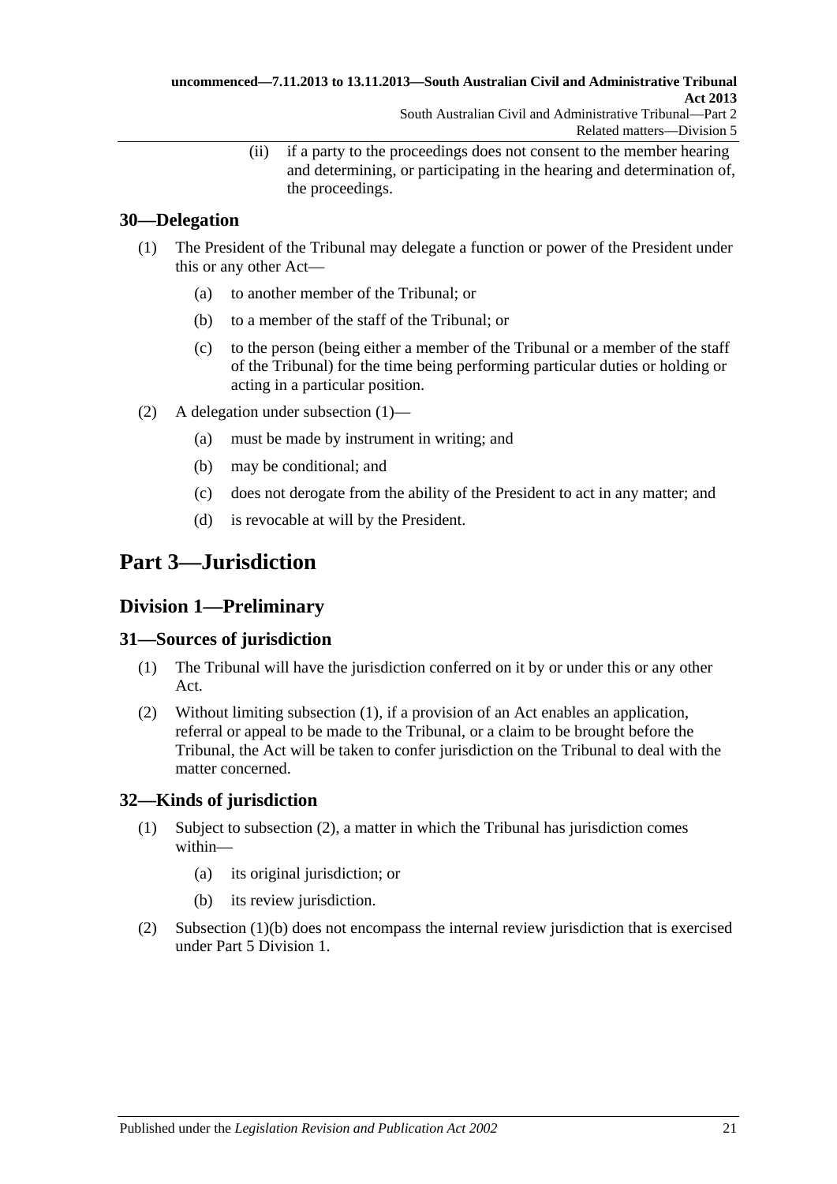(ii) if a party to the proceedings does not consent to the member hearing and determining, or participating in the hearing and determination of, the proceedings.

### 30—Delegation

(1) The President of the Tribunal may delegate a function or power of the President under this or any other Act—

(a) to another member of the Tribunal; or

(b) to a member of the staff of the Tribunal; or

(c) to the person (being either a member of the Tribunal or a member of the staff of the Tribunal) for the time being performing particular duties or holding or acting in a particular position.

(2) A delegation under subsection (1)—

(a) must be made by instrument in writing; and

(b) may be conditional; and

(c) does not derogate from the ability of the President to act in any matter; and

(d) is revocable at will by the President.

# Part 3—Jurisdiction

## Division 1—Preliminary

### 31—Sources of jurisdiction

(1) The Tribunal will have the jurisdiction conferred on it by or under this or any other Act.

(2) Without limiting subsection (1), if a provision of an Act enables an application, referral or appeal to be made to the Tribunal, or a claim to be brought before the Tribunal, the Act will be taken to confer jurisdiction on the Tribunal to deal with the matter concerned.

### 32—Kinds of jurisdiction

(1) Subject to subsection (2), a matter in which the Tribunal has jurisdiction comes within—

(a) its original jurisdiction; or

(b) its review jurisdiction.

(2) Subsection (1)(b) does not encompass the internal review jurisdiction that is exercised under Part 5 Division 1.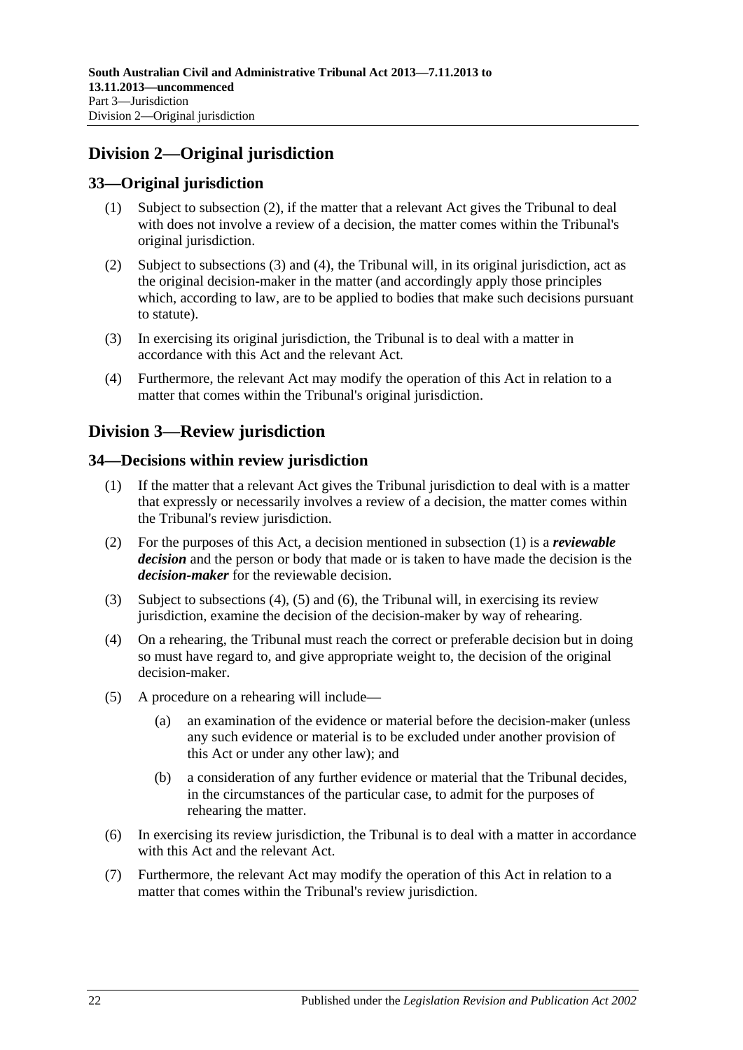## Division 2—Original jurisdiction

### 33—Original jurisdiction

(1) Subject to subsection (2), if the matter that a relevant Act gives the Tribunal to deal with does not involve a review of a decision, the matter comes within the Tribunal's original jurisdiction.

(2) Subject to subsections (3) and (4), the Tribunal will, in its original jurisdiction, act as the original decision-maker in the matter (and accordingly apply those principles which, according to law, are to be applied to bodies that make such decisions pursuant to statute).

(3) In exercising its original jurisdiction, the Tribunal is to deal with a matter in accordance with this Act and the relevant Act.

(4) Furthermore, the relevant Act may modify the operation of this Act in relation to a matter that comes within the Tribunal's original jurisdiction.

## Division 3—Review jurisdiction

### 34—Decisions within review jurisdiction

(1) If the matter that a relevant Act gives the Tribunal jurisdiction to deal with is a matter that expressly or necessarily involves a review of a decision, the matter comes within the Tribunal's review jurisdiction.

(2) For the purposes of this Act, a decision mentioned in subsection (1) is a ***reviewable decision*** and the person or body that made or is taken to have made the decision is the ***decision-maker*** for the reviewable decision.

(3) Subject to subsections (4), (5) and (6), the Tribunal will, in exercising its review jurisdiction, examine the decision of the decision-maker by way of rehearing.

(4) On a rehearing, the Tribunal must reach the correct or preferable decision but in doing so must have regard to, and give appropriate weight to, the decision of the original decision-maker.

(5) A procedure on a rehearing will include—

(a) an examination of the evidence or material before the decision-maker (unless any such evidence or material is to be excluded under another provision of this Act or under any other law); and

(b) a consideration of any further evidence or material that the Tribunal decides, in the circumstances of the particular case, to admit for the purposes of rehearing the matter.

(6) In exercising its review jurisdiction, the Tribunal is to deal with a matter in accordance with this Act and the relevant Act.

(7) Furthermore, the relevant Act may modify the operation of this Act in relation to a matter that comes within the Tribunal's review jurisdiction.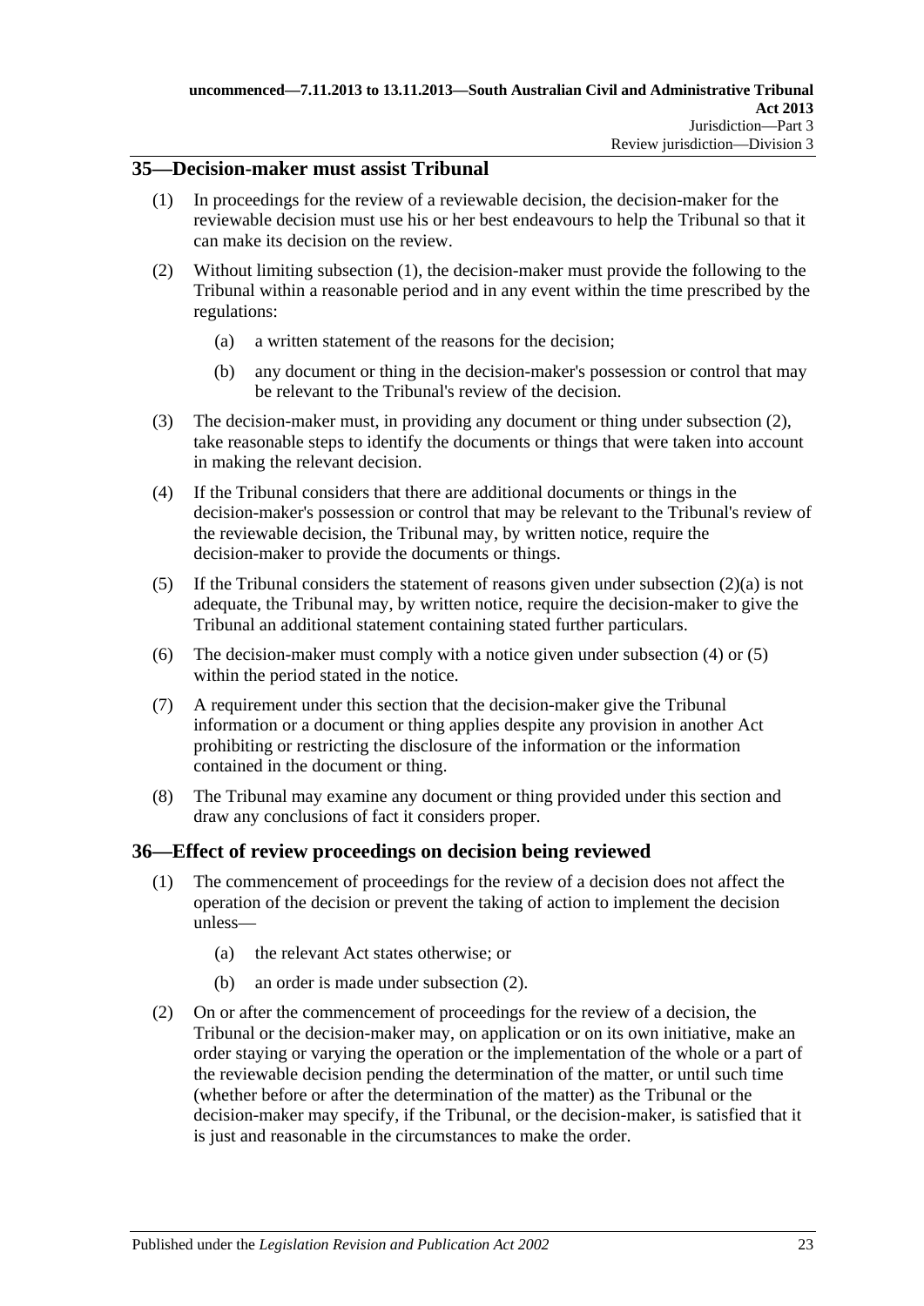## 35—Decision-maker must assist Tribunal

(1) In proceedings for the review of a reviewable decision, the decision-maker for the reviewable decision must use his or her best endeavours to help the Tribunal so that it can make its decision on the review.

(2) Without limiting subsection (1), the decision-maker must provide the following to the Tribunal within a reasonable period and in any event within the time prescribed by the regulations:

(a) a written statement of the reasons for the decision;

(b) any document or thing in the decision-maker's possession or control that may be relevant to the Tribunal's review of the decision.

(3) The decision-maker must, in providing any document or thing under subsection (2), take reasonable steps to identify the documents or things that were taken into account in making the relevant decision.

(4) If the Tribunal considers that there are additional documents or things in the decision-maker's possession or control that may be relevant to the Tribunal's review of the reviewable decision, the Tribunal may, by written notice, require the decision-maker to provide the documents or things.

(5) If the Tribunal considers the statement of reasons given under subsection (2)(a) is not adequate, the Tribunal may, by written notice, require the decision-maker to give the Tribunal an additional statement containing stated further particulars.

(6) The decision-maker must comply with a notice given under subsection (4) or (5) within the period stated in the notice.

(7) A requirement under this section that the decision-maker give the Tribunal information or a document or thing applies despite any provision in another Act prohibiting or restricting the disclosure of the information or the information contained in the document or thing.

(8) The Tribunal may examine any document or thing provided under this section and draw any conclusions of fact it considers proper.

## 36—Effect of review proceedings on decision being reviewed

(1) The commencement of proceedings for the review of a decision does not affect the operation of the decision or prevent the taking of action to implement the decision unless—

(a) the relevant Act states otherwise; or

(b) an order is made under subsection (2).

(2) On or after the commencement of proceedings for the review of a decision, the Tribunal or the decision-maker may, on application or on its own initiative, make an order staying or varying the operation or the implementation of the whole or a part of the reviewable decision pending the determination of the matter, or until such time (whether before or after the determination of the matter) as the Tribunal or the decision-maker may specify, if the Tribunal, or the decision-maker, is satisfied that it is just and reasonable in the circumstances to make the order.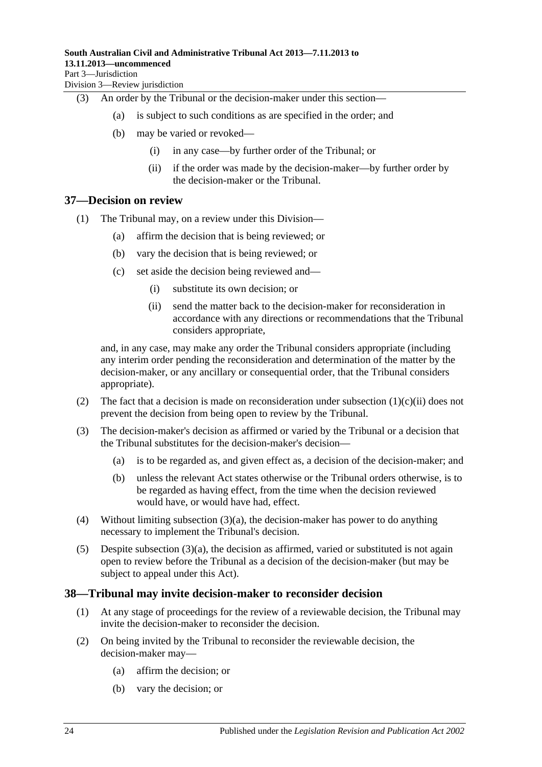(3) An order by the Tribunal or the decision-maker under this section—

(a) is subject to such conditions as are specified in the order; and

(b) may be varied or revoked—

(i) in any case—by further order of the Tribunal; or

(ii) if the order was made by the decision-maker—by further order by the decision-maker or the Tribunal.

## 37—Decision on review

(1) The Tribunal may, on a review under this Division—

(a) affirm the decision that is being reviewed; or

(b) vary the decision that is being reviewed; or

(c) set aside the decision being reviewed and—

(i) substitute its own decision; or

(ii) send the matter back to the decision-maker for reconsideration in accordance with any directions or recommendations that the Tribunal considers appropriate,

and, in any case, may make any order the Tribunal considers appropriate (including any interim order pending the reconsideration and determination of the matter by the decision-maker, or any ancillary or consequential order, that the Tribunal considers appropriate).

(2) The fact that a decision is made on reconsideration under subsection (1)(c)(ii) does not prevent the decision from being open to review by the Tribunal.

(3) The decision-maker's decision as affirmed or varied by the Tribunal or a decision that the Tribunal substitutes for the decision-maker's decision—

(a) is to be regarded as, and given effect as, a decision of the decision-maker; and

(b) unless the relevant Act states otherwise or the Tribunal orders otherwise, is to be regarded as having effect, from the time when the decision reviewed would have, or would have had, effect.

(4) Without limiting subsection (3)(a), the decision-maker has power to do anything necessary to implement the Tribunal's decision.

(5) Despite subsection (3)(a), the decision as affirmed, varied or substituted is not again open to review before the Tribunal as a decision of the decision-maker (but may be subject to appeal under this Act).

## 38—Tribunal may invite decision-maker to reconsider decision

(1) At any stage of proceedings for the review of a reviewable decision, the Tribunal may invite the decision-maker to reconsider the decision.

(2) On being invited by the Tribunal to reconsider the reviewable decision, the decision-maker may—

(a) affirm the decision; or

(b) vary the decision; or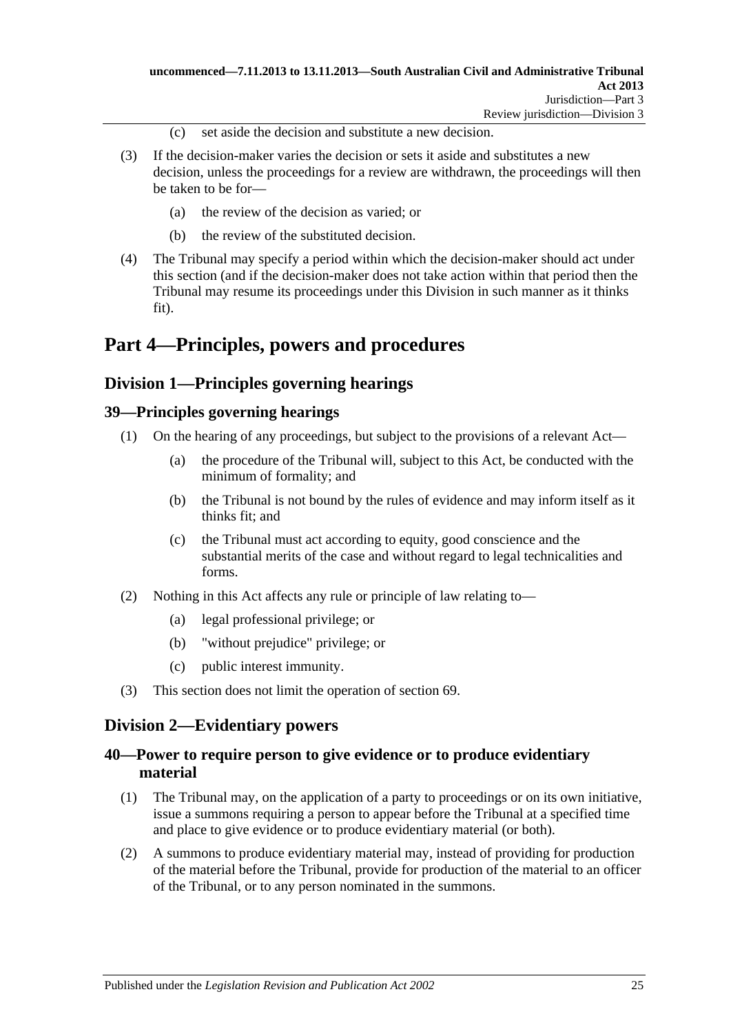(c) set aside the decision and substitute a new decision.

(3) If the decision-maker varies the decision or sets it aside and substitutes a new decision, unless the proceedings for a review are withdrawn, the proceedings will then be taken to be for—

(a) the review of the decision as varied; or

(b) the review of the substituted decision.

(4) The Tribunal may specify a period within which the decision-maker should act under this section (and if the decision-maker does not take action within that period then the Tribunal may resume its proceedings under this Division in such manner as it thinks fit).

# Part 4—Principles, powers and procedures

## Division 1—Principles governing hearings

### 39—Principles governing hearings

(1) On the hearing of any proceedings, but subject to the provisions of a relevant Act—

(a) the procedure of the Tribunal will, subject to this Act, be conducted with the minimum of formality; and

(b) the Tribunal is not bound by the rules of evidence and may inform itself as it thinks fit; and

(c) the Tribunal must act according to equity, good conscience and the substantial merits of the case and without regard to legal technicalities and forms.

(2) Nothing in this Act affects any rule or principle of law relating to—

(a) legal professional privilege; or

(b) "without prejudice" privilege; or

(c) public interest immunity.

(3) This section does not limit the operation of section 69.

## Division 2—Evidentiary powers

### 40—Power to require person to give evidence or to produce evidentiary material

(1) The Tribunal may, on the application of a party to proceedings or on its own initiative, issue a summons requiring a person to appear before the Tribunal at a specified time and place to give evidence or to produce evidentiary material (or both).

(2) A summons to produce evidentiary material may, instead of providing for production of the material before the Tribunal, provide for production of the material to an officer of the Tribunal, or to any person nominated in the summons.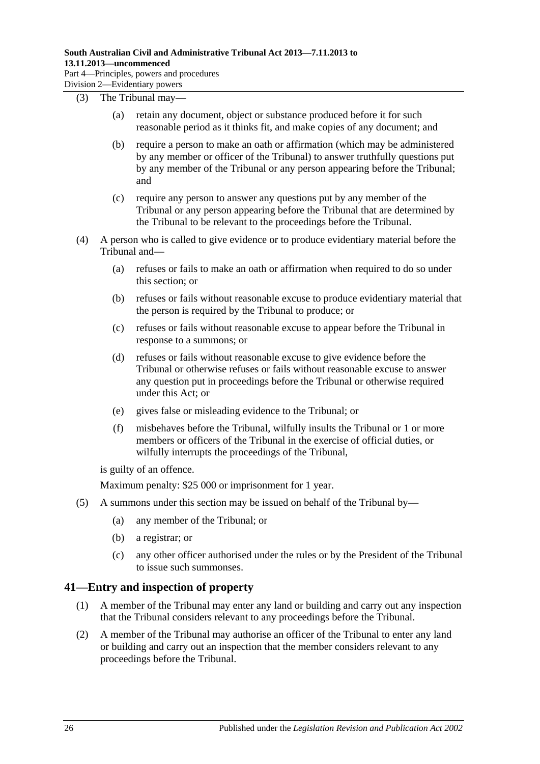(3) The Tribunal may—

(a) retain any document, object or substance produced before it for such reasonable period as it thinks fit, and make copies of any document; and

(b) require a person to make an oath or affirmation (which may be administered by any member or officer of the Tribunal) to answer truthfully questions put by any member of the Tribunal or any person appearing before the Tribunal; and

(c) require any person to answer any questions put by any member of the Tribunal or any person appearing before the Tribunal that are determined by the Tribunal to be relevant to the proceedings before the Tribunal.

(4) A person who is called to give evidence or to produce evidentiary material before the Tribunal and—

(a) refuses or fails to make an oath or affirmation when required to do so under this section; or

(b) refuses or fails without reasonable excuse to produce evidentiary material that the person is required by the Tribunal to produce; or

(c) refuses or fails without reasonable excuse to appear before the Tribunal in response to a summons; or

(d) refuses or fails without reasonable excuse to give evidence before the Tribunal or otherwise refuses or fails without reasonable excuse to answer any question put in proceedings before the Tribunal or otherwise required under this Act; or

(e) gives false or misleading evidence to the Tribunal; or

(f) misbehaves before the Tribunal, wilfully insults the Tribunal or 1 or more members or officers of the Tribunal in the exercise of official duties, or wilfully interrupts the proceedings of the Tribunal,

is guilty of an offence.

Maximum penalty: $25 000 or imprisonment for 1 year.

(5) A summons under this section may be issued on behalf of the Tribunal by—

(a) any member of the Tribunal; or

(b) a registrar; or

(c) any other officer authorised under the rules or by the President of the Tribunal to issue such summonses.

## 41—Entry and inspection of property

(1) A member of the Tribunal may enter any land or building and carry out any inspection that the Tribunal considers relevant to any proceedings before the Tribunal.

(2) A member of the Tribunal may authorise an officer of the Tribunal to enter any land or building and carry out an inspection that the member considers relevant to any proceedings before the Tribunal.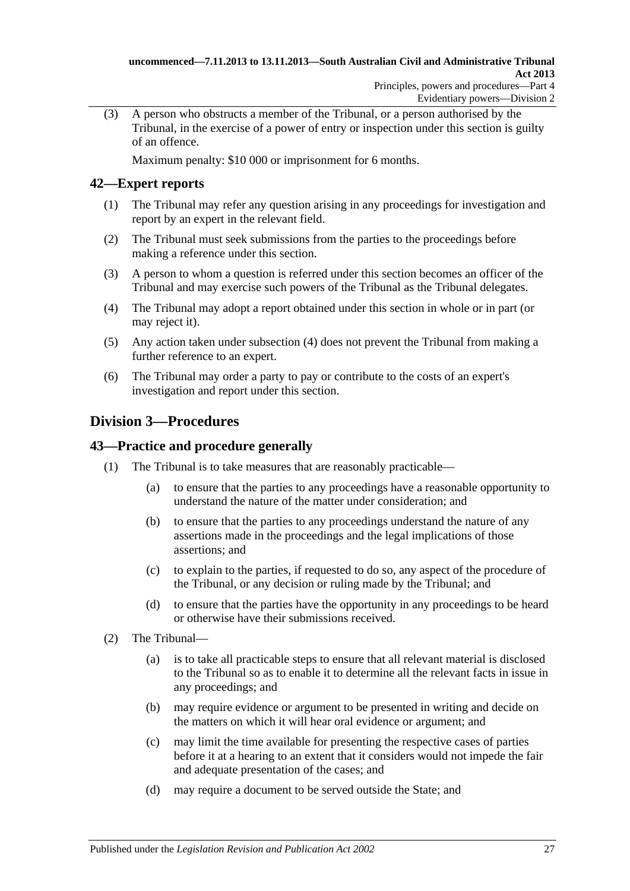(3) A person who obstructs a member of the Tribunal, or a person authorised by the Tribunal, in the exercise of a power of entry or inspection under this section is guilty of an offence.

Maximum penalty: $10 000 or imprisonment for 6 months.

## 42—Expert reports

(1) The Tribunal may refer any question arising in any proceedings for investigation and report by an expert in the relevant field.

(2) The Tribunal must seek submissions from the parties to the proceedings before making a reference under this section.

(3) A person to whom a question is referred under this section becomes an officer of the Tribunal and may exercise such powers of the Tribunal as the Tribunal delegates.

(4) The Tribunal may adopt a report obtained under this section in whole or in part (or may reject it).

(5) Any action taken under subsection (4) does not prevent the Tribunal from making a further reference to an expert.

(6) The Tribunal may order a party to pay or contribute to the costs of an expert's investigation and report under this section.

# Division 3—Procedures

## 43—Practice and procedure generally

(1) The Tribunal is to take measures that are reasonably practicable—

   (a) to ensure that the parties to any proceedings have a reasonable opportunity to understand the nature of the matter under consideration; and

   (b) to ensure that the parties to any proceedings understand the nature of any assertions made in the proceedings and the legal implications of those assertions; and

   (c) to explain to the parties, if requested to do so, any aspect of the procedure of the Tribunal, or any decision or ruling made by the Tribunal; and

   (d) to ensure that the parties have the opportunity in any proceedings to be heard or otherwise have their submissions received.

(2) The Tribunal—

   (a) is to take all practicable steps to ensure that all relevant material is disclosed to the Tribunal so as to enable it to determine all the relevant facts in issue in any proceedings; and

   (b) may require evidence or argument to be presented in writing and decide on the matters on which it will hear oral evidence or argument; and

   (c) may limit the time available for presenting the respective cases of parties before it at a hearing to an extent that it considers would not impede the fair and adequate presentation of the cases; and

   (d) may require a document to be served outside the State; and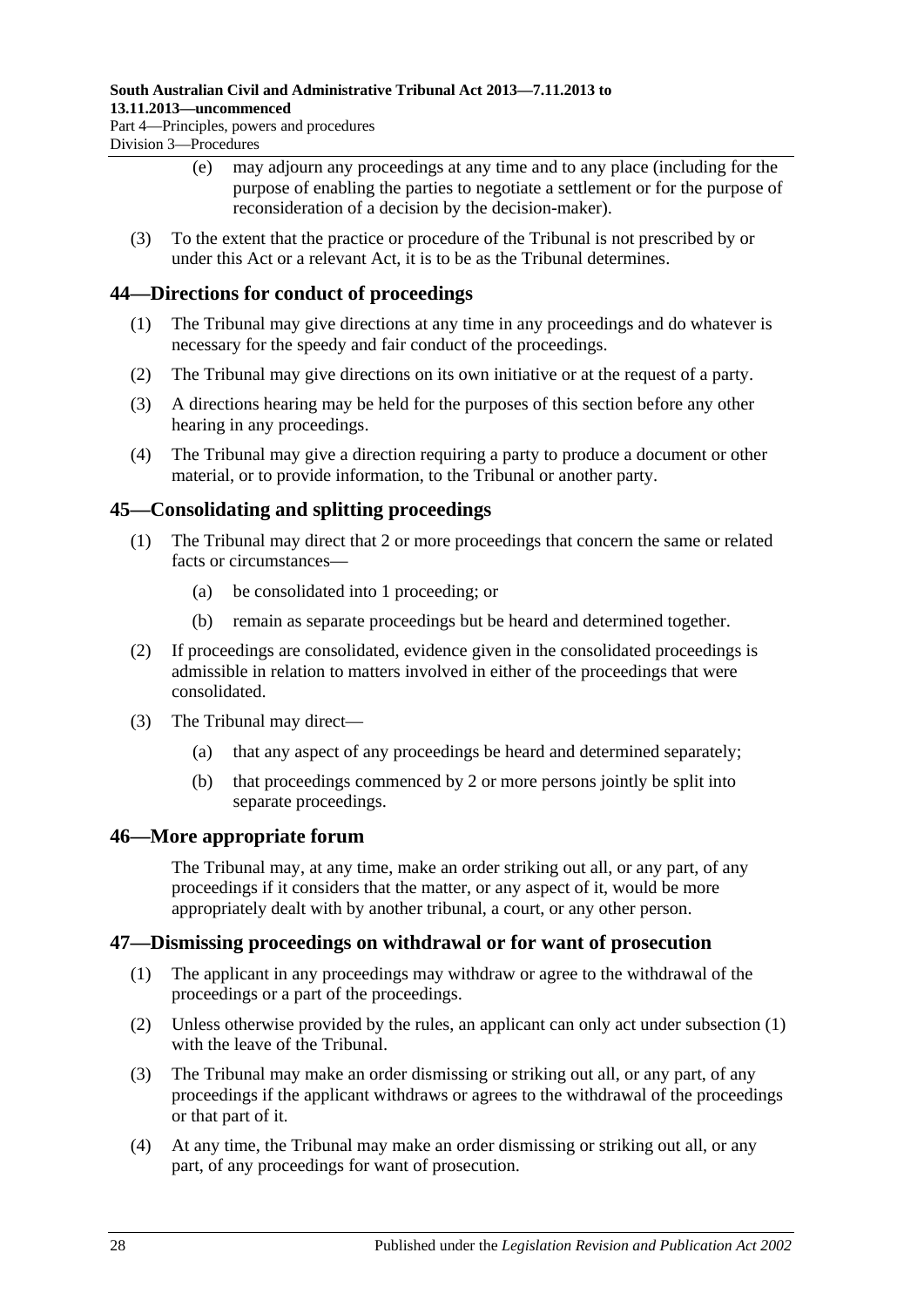(e) may adjourn any proceedings at any time and to any place (including for the purpose of enabling the parties to negotiate a settlement or for the purpose of reconsideration of a decision by the decision-maker).

(3) To the extent that the practice or procedure of the Tribunal is not prescribed by or under this Act or a relevant Act, it is to be as the Tribunal determines.

## 44—Directions for conduct of proceedings

(1) The Tribunal may give directions at any time in any proceedings and do whatever is necessary for the speedy and fair conduct of the proceedings.

(2) The Tribunal may give directions on its own initiative or at the request of a party.

(3) A directions hearing may be held for the purposes of this section before any other hearing in any proceedings.

(4) The Tribunal may give a direction requiring a party to produce a document or other material, or to provide information, to the Tribunal or another party.

## 45—Consolidating and splitting proceedings

(1) The Tribunal may direct that 2 or more proceedings that concern the same or related facts or circumstances—

(a) be consolidated into 1 proceeding; or

(b) remain as separate proceedings but be heard and determined together.

(2) If proceedings are consolidated, evidence given in the consolidated proceedings is admissible in relation to matters involved in either of the proceedings that were consolidated.

(3) The Tribunal may direct—

(a) that any aspect of any proceedings be heard and determined separately;

(b) that proceedings commenced by 2 or more persons jointly be split into separate proceedings.

## 46—More appropriate forum

The Tribunal may, at any time, make an order striking out all, or any part, of any proceedings if it considers that the matter, or any aspect of it, would be more appropriately dealt with by another tribunal, a court, or any other person.

## 47—Dismissing proceedings on withdrawal or for want of prosecution

(1) The applicant in any proceedings may withdraw or agree to the withdrawal of the proceedings or a part of the proceedings.

(2) Unless otherwise provided by the rules, an applicant can only act under subsection (1) with the leave of the Tribunal.

(3) The Tribunal may make an order dismissing or striking out all, or any part, of any proceedings if the applicant withdraws or agrees to the withdrawal of the proceedings or that part of it.

(4) At any time, the Tribunal may make an order dismissing or striking out all, or any part, of any proceedings for want of prosecution.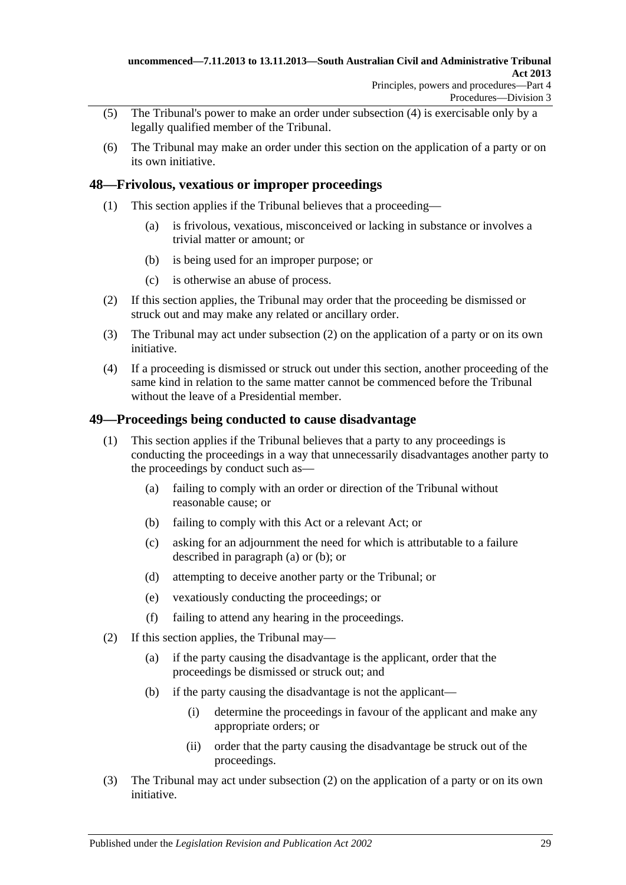(5) The Tribunal's power to make an order under subsection (4) is exercisable only by a legally qualified member of the Tribunal.

(6) The Tribunal may make an order under this section on the application of a party or on its own initiative.

## 48—Frivolous, vexatious or improper proceedings

(1) This section applies if the Tribunal believes that a proceeding—

(a) is frivolous, vexatious, misconceived or lacking in substance or involves a trivial matter or amount; or

(b) is being used for an improper purpose; or

(c) is otherwise an abuse of process.

(2) If this section applies, the Tribunal may order that the proceeding be dismissed or struck out and may make any related or ancillary order.

(3) The Tribunal may act under subsection (2) on the application of a party or on its own initiative.

(4) If a proceeding is dismissed or struck out under this section, another proceeding of the same kind in relation to the same matter cannot be commenced before the Tribunal without the leave of a Presidential member.

## 49—Proceedings being conducted to cause disadvantage

(1) This section applies if the Tribunal believes that a party to any proceedings is conducting the proceedings in a way that unnecessarily disadvantages another party to the proceedings by conduct such as—

(a) failing to comply with an order or direction of the Tribunal without reasonable cause; or

(b) failing to comply with this Act or a relevant Act; or

(c) asking for an adjournment the need for which is attributable to a failure described in paragraph (a) or (b); or

(d) attempting to deceive another party or the Tribunal; or

(e) vexatiously conducting the proceedings; or

(f) failing to attend any hearing in the proceedings.

(2) If this section applies, the Tribunal may—

(a) if the party causing the disadvantage is the applicant, order that the proceedings be dismissed or struck out; and

(b) if the party causing the disadvantage is not the applicant—

(i) determine the proceedings in favour of the applicant and make any appropriate orders; or

(ii) order that the party causing the disadvantage be struck out of the proceedings.

(3) The Tribunal may act under subsection (2) on the application of a party or on its own initiative.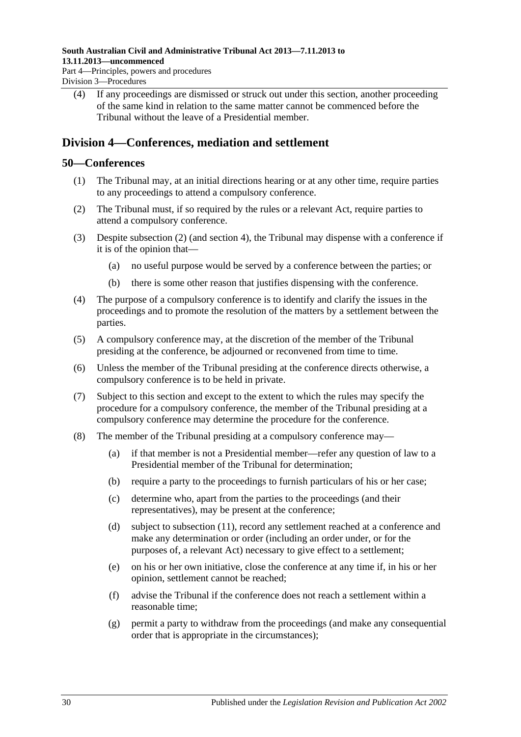(4) If any proceedings are dismissed or struck out under this section, another proceeding of the same kind in relation to the same matter cannot be commenced before the Tribunal without the leave of a Presidential member.

## Division 4—Conferences, mediation and settlement

### 50—Conferences

(1) The Tribunal may, at an initial directions hearing or at any other time, require parties to any proceedings to attend a compulsory conference.

(2) The Tribunal must, if so required by the rules or a relevant Act, require parties to attend a compulsory conference.

(3) Despite subsection (2) (and section 4), the Tribunal may dispense with a conference if it is of the opinion that—

- (a) no useful purpose would be served by a conference between the parties; or
- (b) there is some other reason that justifies dispensing with the conference.

(4) The purpose of a compulsory conference is to identify and clarify the issues in the proceedings and to promote the resolution of the matters by a settlement between the parties.

(5) A compulsory conference may, at the discretion of the member of the Tribunal presiding at the conference, be adjourned or reconvened from time to time.

(6) Unless the member of the Tribunal presiding at the conference directs otherwise, a compulsory conference is to be held in private.

(7) Subject to this section and except to the extent to which the rules may specify the procedure for a compulsory conference, the member of the Tribunal presiding at a compulsory conference may determine the procedure for the conference.

(8) The member of the Tribunal presiding at a compulsory conference may—

- (a) if that member is not a Presidential member—refer any question of law to a Presidential member of the Tribunal for determination;
- (b) require a party to the proceedings to furnish particulars of his or her case;
- (c) determine who, apart from the parties to the proceedings (and their representatives), may be present at the conference;
- (d) subject to subsection (11), record any settlement reached at a conference and make any determination or order (including an order under, or for the purposes of, a relevant Act) necessary to give effect to a settlement;
- (e) on his or her own initiative, close the conference at any time if, in his or her opinion, settlement cannot be reached;
- (f) advise the Tribunal if the conference does not reach a settlement within a reasonable time;
- (g) permit a party to withdraw from the proceedings (and make any consequential order that is appropriate in the circumstances);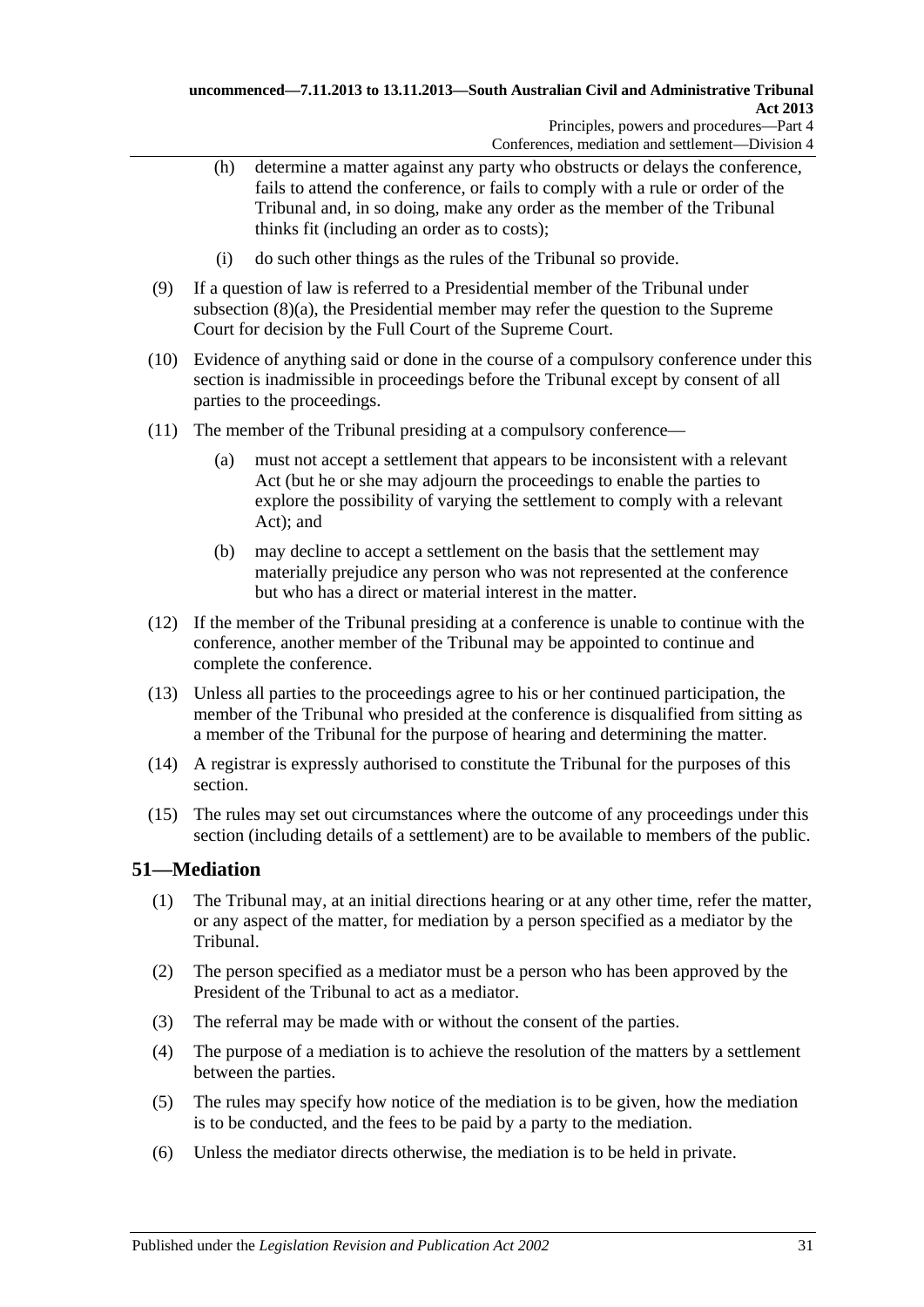(h) determine a matter against any party who obstructs or delays the conference, fails to attend the conference, or fails to comply with a rule or order of the Tribunal and, in so doing, make any order as the member of the Tribunal thinks fit (including an order as to costs);

(i) do such other things as the rules of the Tribunal so provide.

(9) If a question of law is referred to a Presidential member of the Tribunal under subsection (8)(a), the Presidential member may refer the question to the Supreme Court for decision by the Full Court of the Supreme Court.

(10) Evidence of anything said or done in the course of a compulsory conference under this section is inadmissible in proceedings before the Tribunal except by consent of all parties to the proceedings.

(11) The member of the Tribunal presiding at a compulsory conference—

(a) must not accept a settlement that appears to be inconsistent with a relevant Act (but he or she may adjourn the proceedings to enable the parties to explore the possibility of varying the settlement to comply with a relevant Act); and

(b) may decline to accept a settlement on the basis that the settlement may materially prejudice any person who was not represented at the conference but who has a direct or material interest in the matter.

(12) If the member of the Tribunal presiding at a conference is unable to continue with the conference, another member of the Tribunal may be appointed to continue and complete the conference.

(13) Unless all parties to the proceedings agree to his or her continued participation, the member of the Tribunal who presided at the conference is disqualified from sitting as a member of the Tribunal for the purpose of hearing and determining the matter.

(14) A registrar is expressly authorised to constitute the Tribunal for the purposes of this section.

(15) The rules may set out circumstances where the outcome of any proceedings under this section (including details of a settlement) are to be available to members of the public.

## 51—Mediation

(1) The Tribunal may, at an initial directions hearing or at any other time, refer the matter, or any aspect of the matter, for mediation by a person specified as a mediator by the Tribunal.

(2) The person specified as a mediator must be a person who has been approved by the President of the Tribunal to act as a mediator.

(3) The referral may be made with or without the consent of the parties.

(4) The purpose of a mediation is to achieve the resolution of the matters by a settlement between the parties.

(5) The rules may specify how notice of the mediation is to be given, how the mediation is to be conducted, and the fees to be paid by a party to the mediation.

(6) Unless the mediator directs otherwise, the mediation is to be held in private.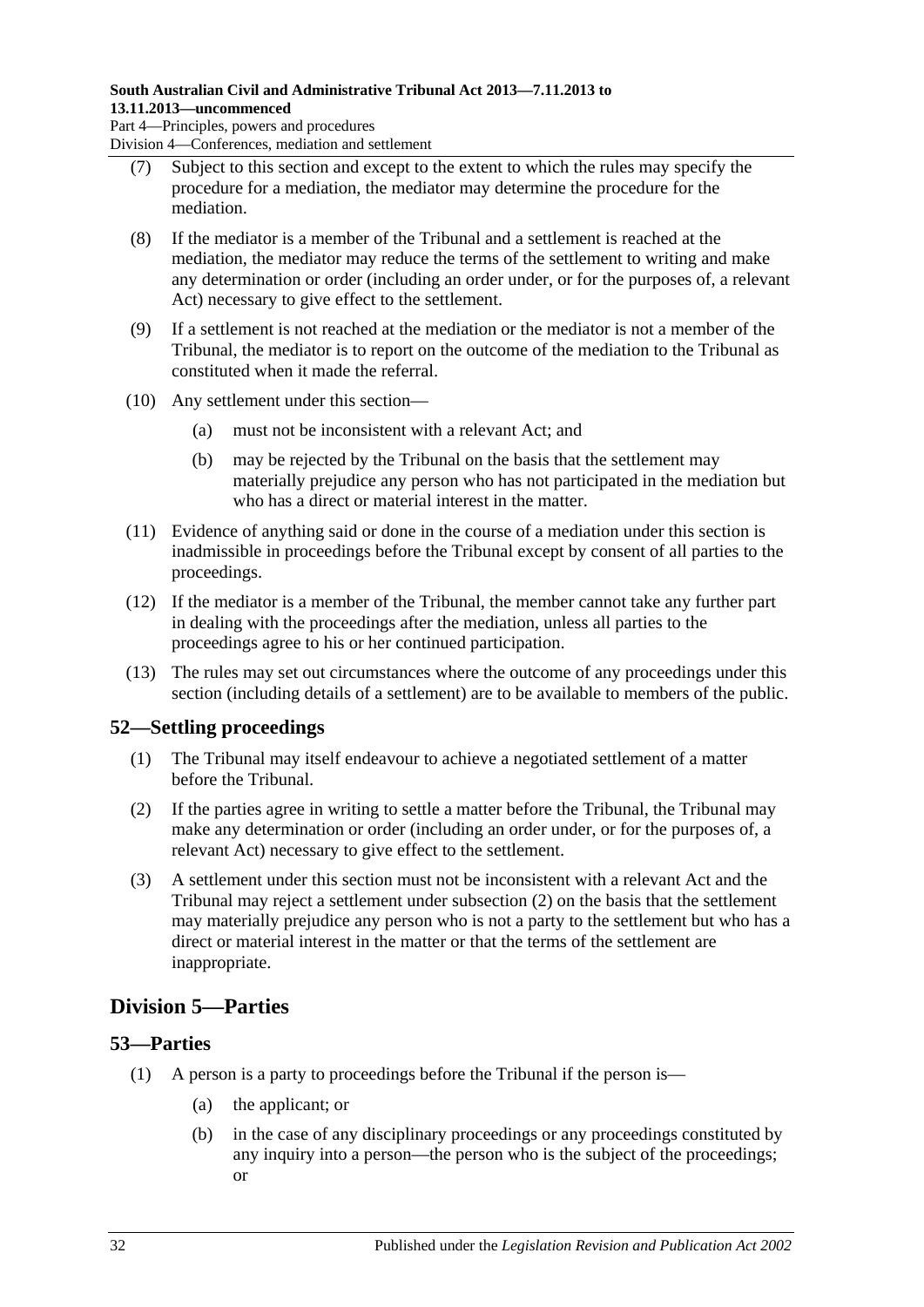(7) Subject to this section and except to the extent to which the rules may specify the procedure for a mediation, the mediator may determine the procedure for the mediation.

(8) If the mediator is a member of the Tribunal and a settlement is reached at the mediation, the mediator may reduce the terms of the settlement to writing and make any determination or order (including an order under, or for the purposes of, a relevant Act) necessary to give effect to the settlement.

(9) If a settlement is not reached at the mediation or the mediator is not a member of the Tribunal, the mediator is to report on the outcome of the mediation to the Tribunal as constituted when it made the referral.

(10) Any settlement under this section—

(a) must not be inconsistent with a relevant Act; and

(b) may be rejected by the Tribunal on the basis that the settlement may materially prejudice any person who has not participated in the mediation but who has a direct or material interest in the matter.

(11) Evidence of anything said or done in the course of a mediation under this section is inadmissible in proceedings before the Tribunal except by consent of all parties to the proceedings.

(12) If the mediator is a member of the Tribunal, the member cannot take any further part in dealing with the proceedings after the mediation, unless all parties to the proceedings agree to his or her continued participation.

(13) The rules may set out circumstances where the outcome of any proceedings under this section (including details of a settlement) are to be available to members of the public.

## 52—Settling proceedings

(1) The Tribunal may itself endeavour to achieve a negotiated settlement of a matter before the Tribunal.

(2) If the parties agree in writing to settle a matter before the Tribunal, the Tribunal may make any determination or order (including an order under, or for the purposes of, a relevant Act) necessary to give effect to the settlement.

(3) A settlement under this section must not be inconsistent with a relevant Act and the Tribunal may reject a settlement under subsection (2) on the basis that the settlement may materially prejudice any person who is not a party to the settlement but who has a direct or material interest in the matter or that the terms of the settlement are inappropriate.

# Division 5—Parties

## 53—Parties

(1) A person is a party to proceedings before the Tribunal if the person is—

(a) the applicant; or

(b) in the case of any disciplinary proceedings or any proceedings constituted by any inquiry into a person—the person who is the subject of the proceedings; or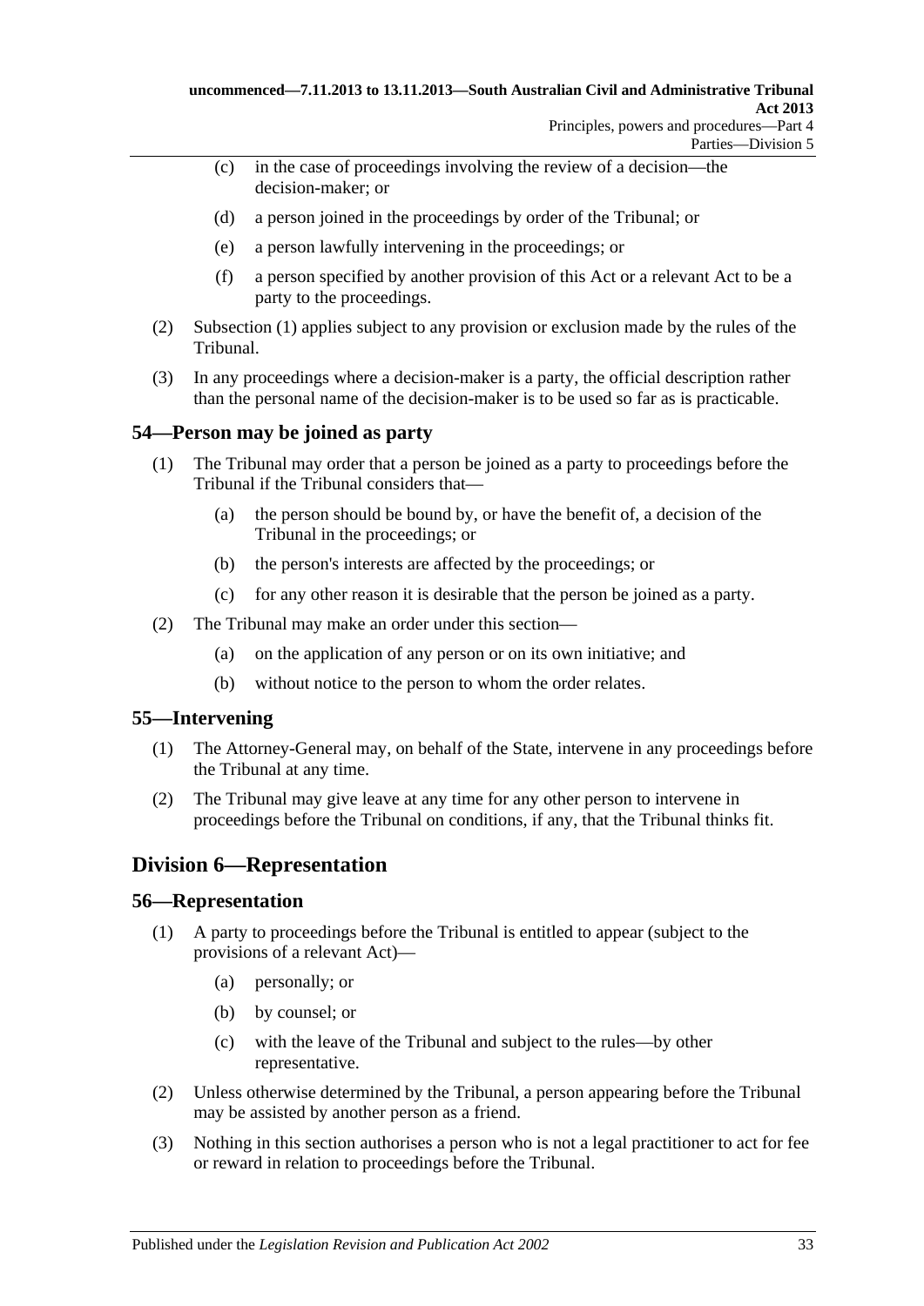(c) in the case of proceedings involving the review of a decision—the decision-maker; or

(d) a person joined in the proceedings by order of the Tribunal; or

(e) a person lawfully intervening in the proceedings; or

(f) a person specified by another provision of this Act or a relevant Act to be a party to the proceedings.

(2) Subsection (1) applies subject to any provision or exclusion made by the rules of the Tribunal.

(3) In any proceedings where a decision-maker is a party, the official description rather than the personal name of the decision-maker is to be used so far as is practicable.

## 54—Person may be joined as party

(1) The Tribunal may order that a person be joined as a party to proceedings before the Tribunal if the Tribunal considers that—

(a) the person should be bound by, or have the benefit of, a decision of the Tribunal in the proceedings; or

(b) the person's interests are affected by the proceedings; or

(c) for any other reason it is desirable that the person be joined as a party.

(2) The Tribunal may make an order under this section—

(a) on the application of any person or on its own initiative; and

(b) without notice to the person to whom the order relates.

## 55—Intervening

(1) The Attorney-General may, on behalf of the State, intervene in any proceedings before the Tribunal at any time.

(2) The Tribunal may give leave at any time for any other person to intervene in proceedings before the Tribunal on conditions, if any, that the Tribunal thinks fit.

# Division 6—Representation

## 56—Representation

(1) A party to proceedings before the Tribunal is entitled to appear (subject to the provisions of a relevant Act)—

(a) personally; or

(b) by counsel; or

(c) with the leave of the Tribunal and subject to the rules—by other representative.

(2) Unless otherwise determined by the Tribunal, a person appearing before the Tribunal may be assisted by another person as a friend.

(3) Nothing in this section authorises a person who is not a legal practitioner to act for fee or reward in relation to proceedings before the Tribunal.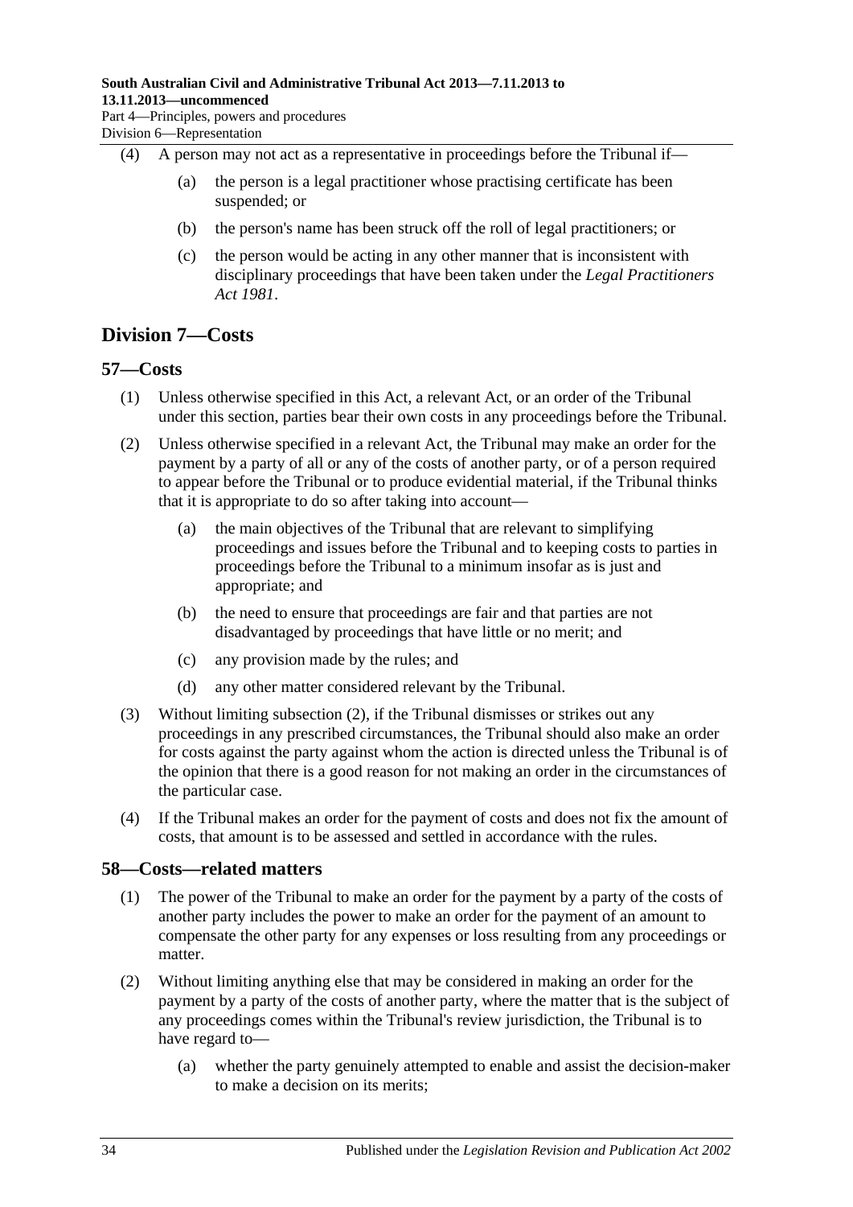(4) A person may not act as a representative in proceedings before the Tribunal if—

(a) the person is a legal practitioner whose practising certificate has been suspended; or

(b) the person's name has been struck off the roll of legal practitioners; or

(c) the person would be acting in any other manner that is inconsistent with disciplinary proceedings that have been taken under the *Legal Practitioners Act 1981*.

## Division 7—Costs

### 57—Costs

(1) Unless otherwise specified in this Act, a relevant Act, or an order of the Tribunal under this section, parties bear their own costs in any proceedings before the Tribunal.

(2) Unless otherwise specified in a relevant Act, the Tribunal may make an order for the payment by a party of all or any of the costs of another party, or of a person required to appear before the Tribunal or to produce evidential material, if the Tribunal thinks that it is appropriate to do so after taking into account—

(a) the main objectives of the Tribunal that are relevant to simplifying proceedings and issues before the Tribunal and to keeping costs to parties in proceedings before the Tribunal to a minimum insofar as is just and appropriate; and

(b) the need to ensure that proceedings are fair and that parties are not disadvantaged by proceedings that have little or no merit; and

(c) any provision made by the rules; and

(d) any other matter considered relevant by the Tribunal.

(3) Without limiting subsection (2), if the Tribunal dismisses or strikes out any proceedings in any prescribed circumstances, the Tribunal should also make an order for costs against the party against whom the action is directed unless the Tribunal is of the opinion that there is a good reason for not making an order in the circumstances of the particular case.

(4) If the Tribunal makes an order for the payment of costs and does not fix the amount of costs, that amount is to be assessed and settled in accordance with the rules.

### 58—Costs—related matters

(1) The power of the Tribunal to make an order for the payment by a party of the costs of another party includes the power to make an order for the payment of an amount to compensate the other party for any expenses or loss resulting from any proceedings or matter.

(2) Without limiting anything else that may be considered in making an order for the payment by a party of the costs of another party, where the matter that is the subject of any proceedings comes within the Tribunal's review jurisdiction, the Tribunal is to have regard to—

(a) whether the party genuinely attempted to enable and assist the decision-maker to make a decision on its merits;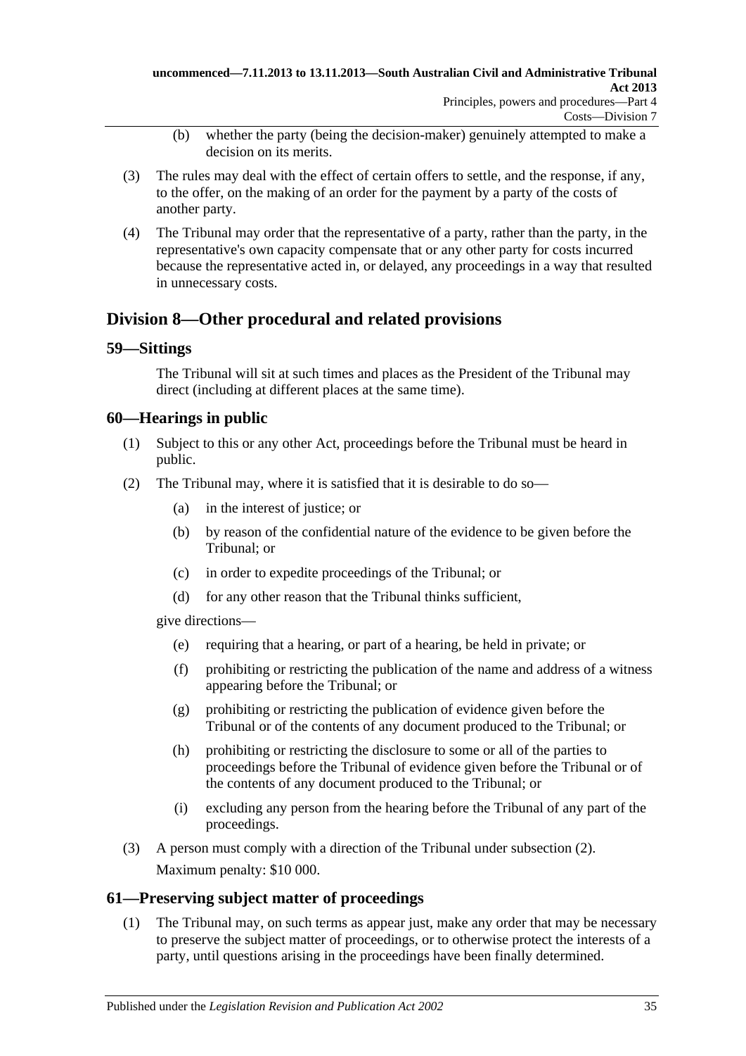(b) whether the party (being the decision-maker) genuinely attempted to make a decision on its merits.

(3) The rules may deal with the effect of certain offers to settle, and the response, if any, to the offer, on the making of an order for the payment by a party of the costs of another party.

(4) The Tribunal may order that the representative of a party, rather than the party, in the representative's own capacity compensate that or any other party for costs incurred because the representative acted in, or delayed, any proceedings in a way that resulted in unnecessary costs.

## Division 8—Other procedural and related provisions

### 59—Sittings

The Tribunal will sit at such times and places as the President of the Tribunal may direct (including at different places at the same time).

### 60—Hearings in public

(1) Subject to this or any other Act, proceedings before the Tribunal must be heard in public.

(2) The Tribunal may, where it is satisfied that it is desirable to do so—

(a) in the interest of justice; or

(b) by reason of the confidential nature of the evidence to be given before the Tribunal; or

(c) in order to expedite proceedings of the Tribunal; or

(d) for any other reason that the Tribunal thinks sufficient,

give directions—

(e) requiring that a hearing, or part of a hearing, be held in private; or

(f) prohibiting or restricting the publication of the name and address of a witness appearing before the Tribunal; or

(g) prohibiting or restricting the publication of evidence given before the Tribunal or of the contents of any document produced to the Tribunal; or

(h) prohibiting or restricting the disclosure to some or all of the parties to proceedings before the Tribunal of evidence given before the Tribunal or of the contents of any document produced to the Tribunal; or

(i) excluding any person from the hearing before the Tribunal of any part of the proceedings.

(3) A person must comply with a direction of the Tribunal under subsection (2).

Maximum penalty: $10 000.

### 61—Preserving subject matter of proceedings

(1) The Tribunal may, on such terms as appear just, make any order that may be necessary to preserve the subject matter of proceedings, or to otherwise protect the interests of a party, until questions arising in the proceedings have been finally determined.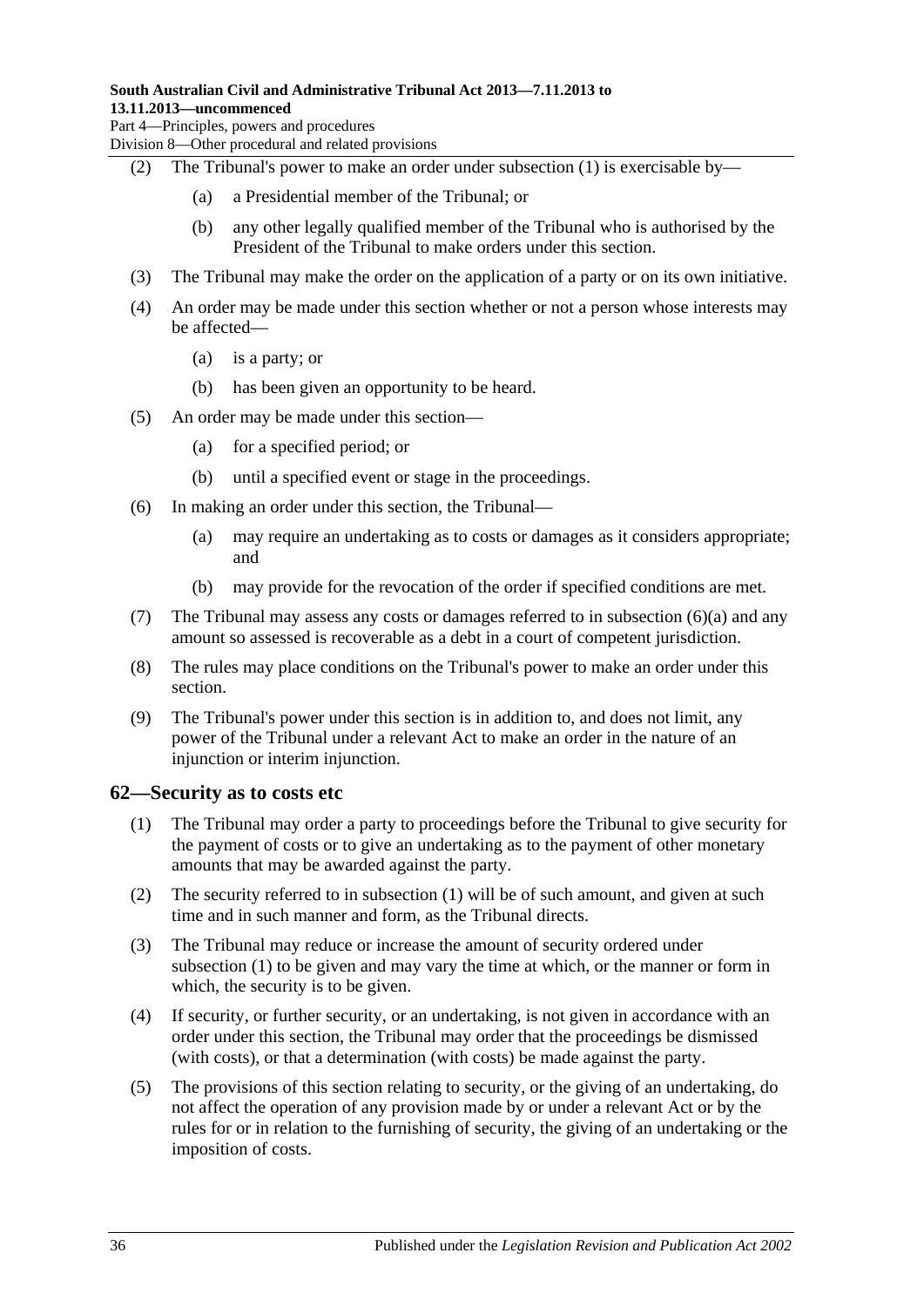(2) The Tribunal's power to make an order under subsection (1) is exercisable by—

   (a) a Presidential member of the Tribunal; or

   (b) any other legally qualified member of the Tribunal who is authorised by the President of the Tribunal to make orders under this section.

(3) The Tribunal may make the order on the application of a party or on its own initiative.

(4) An order may be made under this section whether or not a person whose interests may be affected—

   (a) is a party; or

   (b) has been given an opportunity to be heard.

(5) An order may be made under this section—

   (a) for a specified period; or

   (b) until a specified event or stage in the proceedings.

(6) In making an order under this section, the Tribunal—

   (a) may require an undertaking as to costs or damages as it considers appropriate; and

   (b) may provide for the revocation of the order if specified conditions are met.

(7) The Tribunal may assess any costs or damages referred to in subsection (6)(a) and any amount so assessed is recoverable as a debt in a court of competent jurisdiction.

(8) The rules may place conditions on the Tribunal's power to make an order under this section.

(9) The Tribunal's power under this section is in addition to, and does not limit, any power of the Tribunal under a relevant Act to make an order in the nature of an injunction or interim injunction.

## 62—Security as to costs etc

(1) The Tribunal may order a party to proceedings before the Tribunal to give security for the payment of costs or to give an undertaking as to the payment of other monetary amounts that may be awarded against the party.

(2) The security referred to in subsection (1) will be of such amount, and given at such time and in such manner and form, as the Tribunal directs.

(3) The Tribunal may reduce or increase the amount of security ordered under subsection (1) to be given and may vary the time at which, or the manner or form in which, the security is to be given.

(4) If security, or further security, or an undertaking, is not given in accordance with an order under this section, the Tribunal may order that the proceedings be dismissed (with costs), or that a determination (with costs) be made against the party.

(5) The provisions of this section relating to security, or the giving of an undertaking, do not affect the operation of any provision made by or under a relevant Act or by the rules for or in relation to the furnishing of security, the giving of an undertaking or the imposition of costs.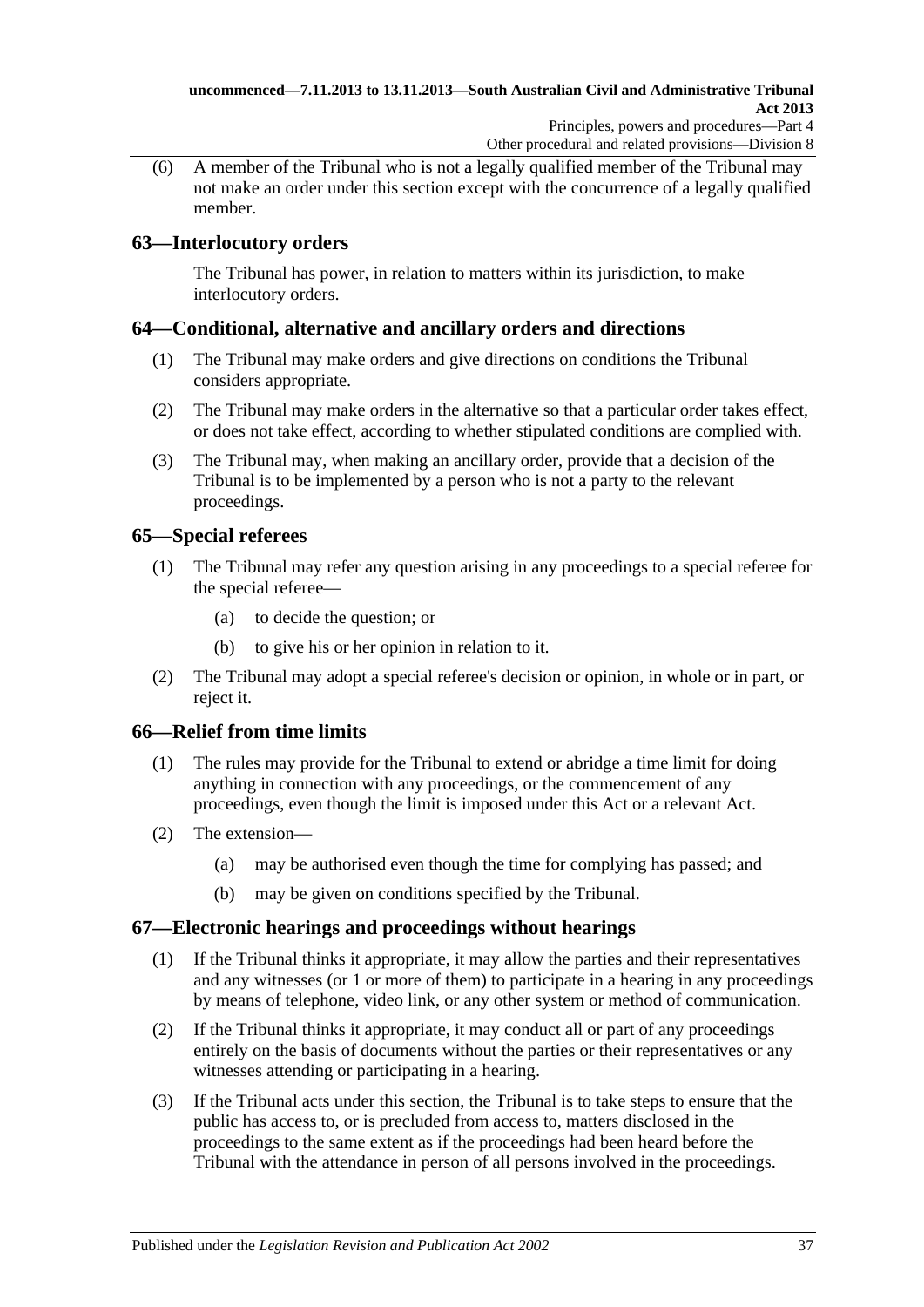(6) A member of the Tribunal who is not a legally qualified member of the Tribunal may not make an order under this section except with the concurrence of a legally qualified member.

## 63—Interlocutory orders

The Tribunal has power, in relation to matters within its jurisdiction, to make interlocutory orders.

## 64—Conditional, alternative and ancillary orders and directions

(1) The Tribunal may make orders and give directions on conditions the Tribunal considers appropriate.

(2) The Tribunal may make orders in the alternative so that a particular order takes effect, or does not take effect, according to whether stipulated conditions are complied with.

(3) The Tribunal may, when making an ancillary order, provide that a decision of the Tribunal is to be implemented by a person who is not a party to the relevant proceedings.

## 65—Special referees

(1) The Tribunal may refer any question arising in any proceedings to a special referee for the special referee—

(a) to decide the question; or

(b) to give his or her opinion in relation to it.

(2) The Tribunal may adopt a special referee's decision or opinion, in whole or in part, or reject it.

## 66—Relief from time limits

(1) The rules may provide for the Tribunal to extend or abridge a time limit for doing anything in connection with any proceedings, or the commencement of any proceedings, even though the limit is imposed under this Act or a relevant Act.

(2) The extension—

(a) may be authorised even though the time for complying has passed; and

(b) may be given on conditions specified by the Tribunal.

## 67—Electronic hearings and proceedings without hearings

(1) If the Tribunal thinks it appropriate, it may allow the parties and their representatives and any witnesses (or 1 or more of them) to participate in a hearing in any proceedings by means of telephone, video link, or any other system or method of communication.

(2) If the Tribunal thinks it appropriate, it may conduct all or part of any proceedings entirely on the basis of documents without the parties or their representatives or any witnesses attending or participating in a hearing.

(3) If the Tribunal acts under this section, the Tribunal is to take steps to ensure that the public has access to, or is precluded from access to, matters disclosed in the proceedings to the same extent as if the proceedings had been heard before the Tribunal with the attendance in person of all persons involved in the proceedings.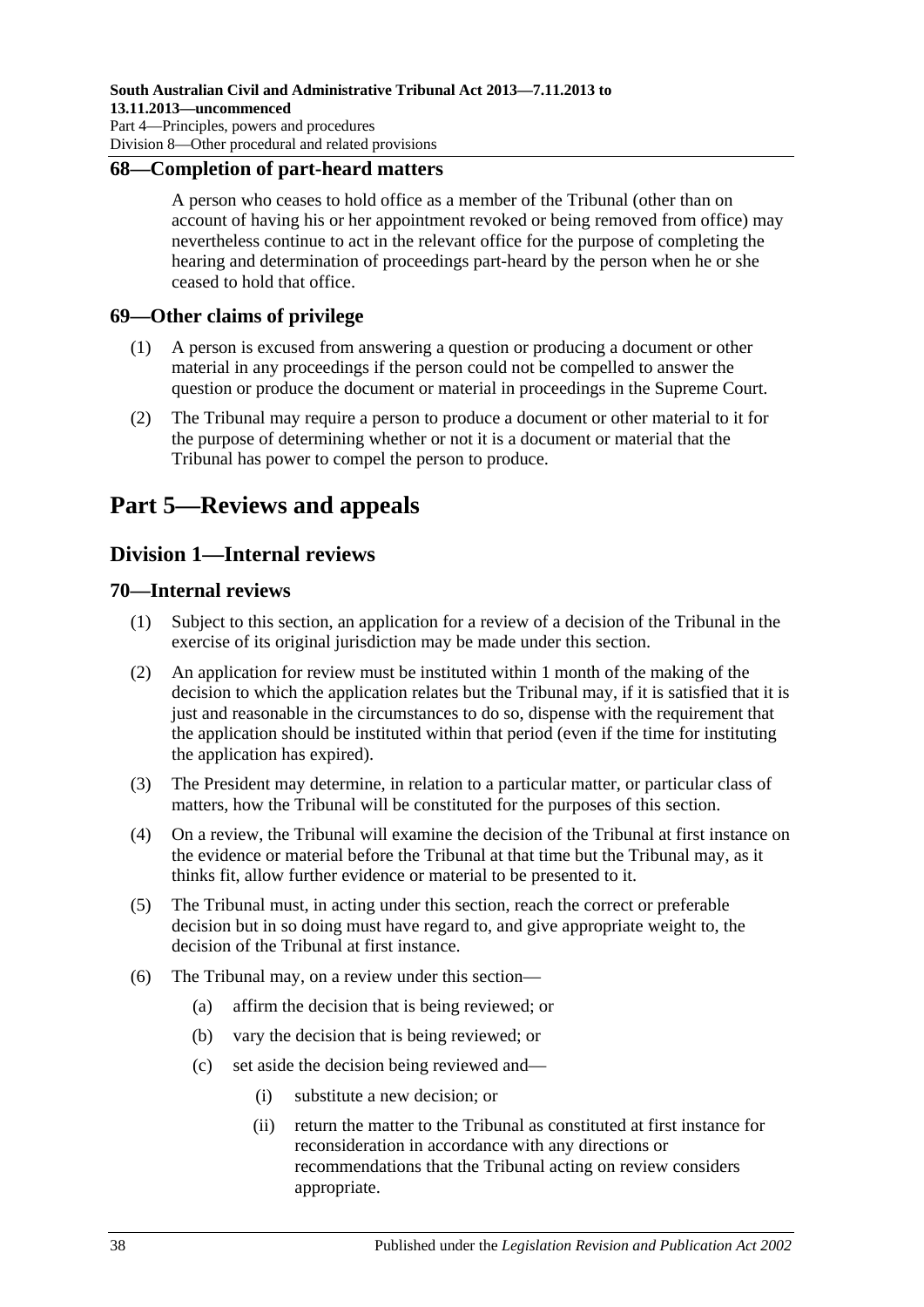## 68—Completion of part-heard matters

A person who ceases to hold office as a member of the Tribunal (other than on account of having his or her appointment revoked or being removed from office) may nevertheless continue to act in the relevant office for the purpose of completing the hearing and determination of proceedings part-heard by the person when he or she ceased to hold that office.

## 69—Other claims of privilege

(1) A person is excused from answering a question or producing a document or other material in any proceedings if the person could not be compelled to answer the question or produce the document or material in proceedings in the Supreme Court.

(2) The Tribunal may require a person to produce a document or other material to it for the purpose of determining whether or not it is a document or material that the Tribunal has power to compel the person to produce.

# Part 5—Reviews and appeals

## Division 1—Internal reviews

## 70—Internal reviews

(1) Subject to this section, an application for a review of a decision of the Tribunal in the exercise of its original jurisdiction may be made under this section.

(2) An application for review must be instituted within 1 month of the making of the decision to which the application relates but the Tribunal may, if it is satisfied that it is just and reasonable in the circumstances to do so, dispense with the requirement that the application should be instituted within that period (even if the time for instituting the application has expired).

(3) The President may determine, in relation to a particular matter, or particular class of matters, how the Tribunal will be constituted for the purposes of this section.

(4) On a review, the Tribunal will examine the decision of the Tribunal at first instance on the evidence or material before the Tribunal at that time but the Tribunal may, as it thinks fit, allow further evidence or material to be presented to it.

(5) The Tribunal must, in acting under this section, reach the correct or preferable decision but in so doing must have regard to, and give appropriate weight to, the decision of the Tribunal at first instance.

(6) The Tribunal may, on a review under this section—

(a) affirm the decision that is being reviewed; or

(b) vary the decision that is being reviewed; or

(c) set aside the decision being reviewed and—

(i) substitute a new decision; or

(ii) return the matter to the Tribunal as constituted at first instance for reconsideration in accordance with any directions or recommendations that the Tribunal acting on review considers appropriate.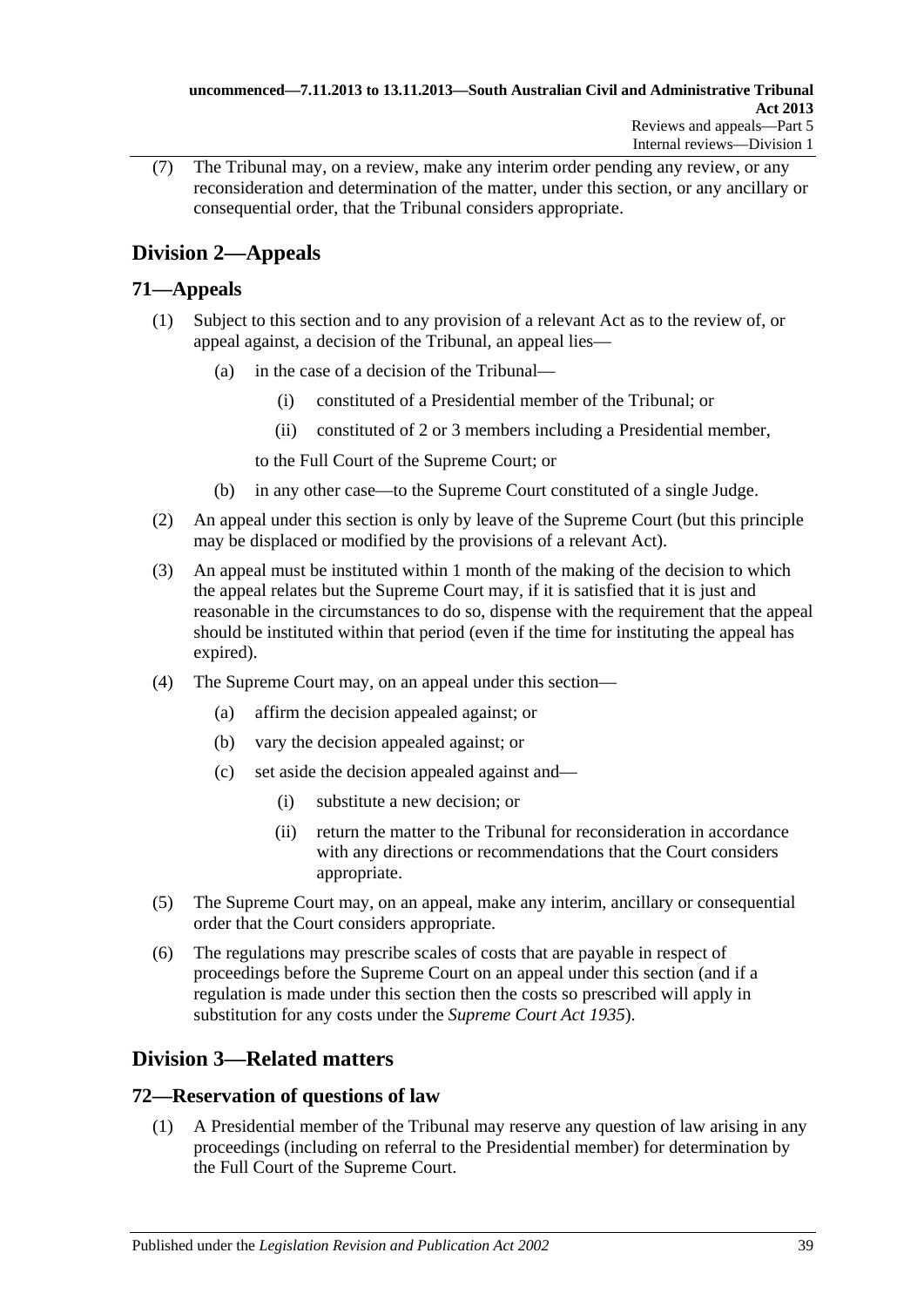(7) The Tribunal may, on a review, make any interim order pending any review, or any reconsideration and determination of the matter, under this section, or any ancillary or consequential order, that the Tribunal considers appropriate.

## Division 2—Appeals

### 71—Appeals

(1) Subject to this section and to any provision of a relevant Act as to the review of, or appeal against, a decision of the Tribunal, an appeal lies—

(a) in the case of a decision of the Tribunal—

(i) constituted of a Presidential member of the Tribunal; or

(ii) constituted of 2 or 3 members including a Presidential member,

to the Full Court of the Supreme Court; or

(b) in any other case—to the Supreme Court constituted of a single Judge.

(2) An appeal under this section is only by leave of the Supreme Court (but this principle may be displaced or modified by the provisions of a relevant Act).

(3) An appeal must be instituted within 1 month of the making of the decision to which the appeal relates but the Supreme Court may, if it is satisfied that it is just and reasonable in the circumstances to do so, dispense with the requirement that the appeal should be instituted within that period (even if the time for instituting the appeal has expired).

(4) The Supreme Court may, on an appeal under this section—

(a) affirm the decision appealed against; or

(b) vary the decision appealed against; or

(c) set aside the decision appealed against and—

(i) substitute a new decision; or

(ii) return the matter to the Tribunal for reconsideration in accordance with any directions or recommendations that the Court considers appropriate.

(5) The Supreme Court may, on an appeal, make any interim, ancillary or consequential order that the Court considers appropriate.

(6) The regulations may prescribe scales of costs that are payable in respect of proceedings before the Supreme Court on an appeal under this section (and if a regulation is made under this section then the costs so prescribed will apply in substitution for any costs under the *Supreme Court Act 1935*).

## Division 3—Related matters

### 72—Reservation of questions of law

(1) A Presidential member of the Tribunal may reserve any question of law arising in any proceedings (including on referral to the Presidential member) for determination by the Full Court of the Supreme Court.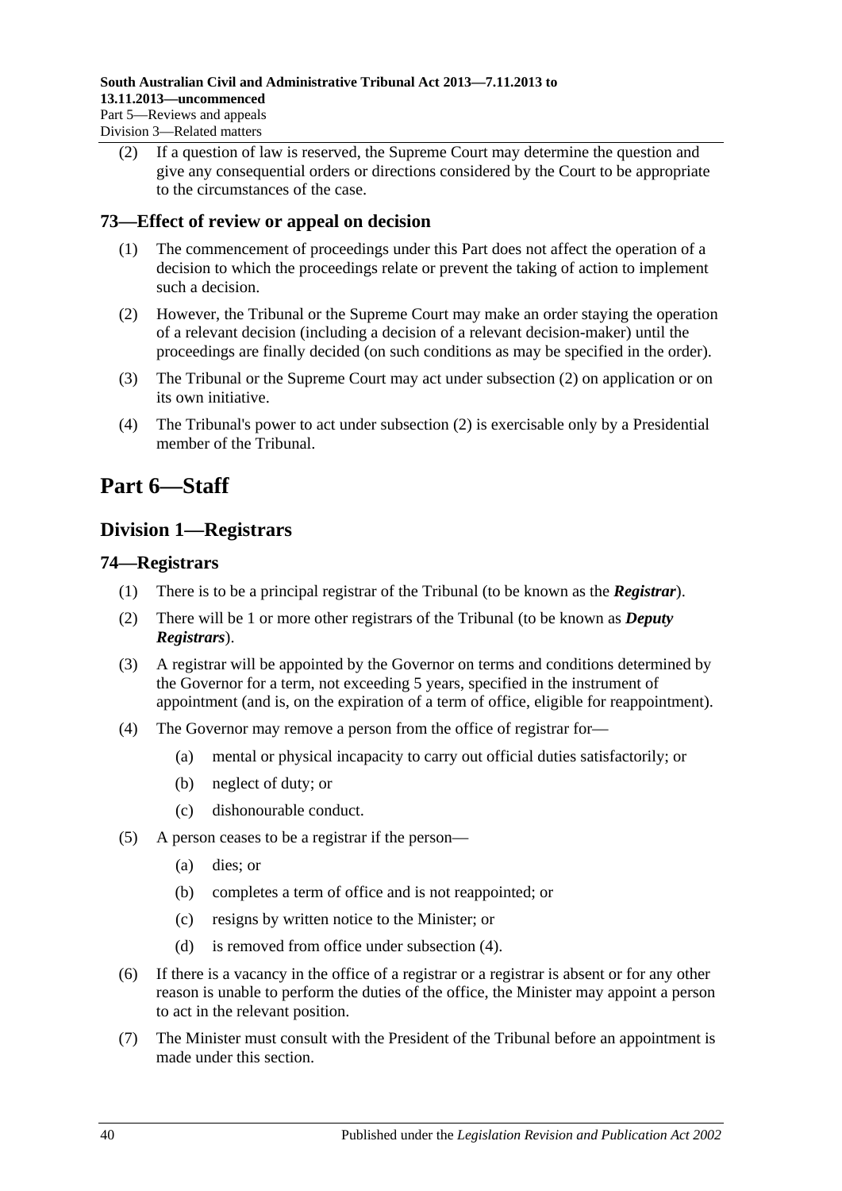(2) If a question of law is reserved, the Supreme Court may determine the question and give any consequential orders or directions considered by the Court to be appropriate to the circumstances of the case.

### 73—Effect of review or appeal on decision

(1) The commencement of proceedings under this Part does not affect the operation of a decision to which the proceedings relate or prevent the taking of action to implement such a decision.

(2) However, the Tribunal or the Supreme Court may make an order staying the operation of a relevant decision (including a decision of a relevant decision-maker) until the proceedings are finally decided (on such conditions as may be specified in the order).

(3) The Tribunal or the Supreme Court may act under subsection (2) on application or on its own initiative.

(4) The Tribunal's power to act under subsection (2) is exercisable only by a Presidential member of the Tribunal.

# Part 6—Staff

## Division 1—Registrars

### 74—Registrars

(1) There is to be a principal registrar of the Tribunal (to be known as the ***Registrar***).

(2) There will be 1 or more other registrars of the Tribunal (to be known as ***Deputy Registrars***).

(3) A registrar will be appointed by the Governor on terms and conditions determined by the Governor for a term, not exceeding 5 years, specified in the instrument of appointment (and is, on the expiration of a term of office, eligible for reappointment).

(4) The Governor may remove a person from the office of registrar for—

- (a) mental or physical incapacity to carry out official duties satisfactorily; or
- (b) neglect of duty; or
- (c) dishonourable conduct.

(5) A person ceases to be a registrar if the person—

- (a) dies; or
- (b) completes a term of office and is not reappointed; or
- (c) resigns by written notice to the Minister; or
- (d) is removed from office under subsection (4).

(6) If there is a vacancy in the office of a registrar or a registrar is absent or for any other reason is unable to perform the duties of the office, the Minister may appoint a person to act in the relevant position.

(7) The Minister must consult with the President of the Tribunal before an appointment is made under this section.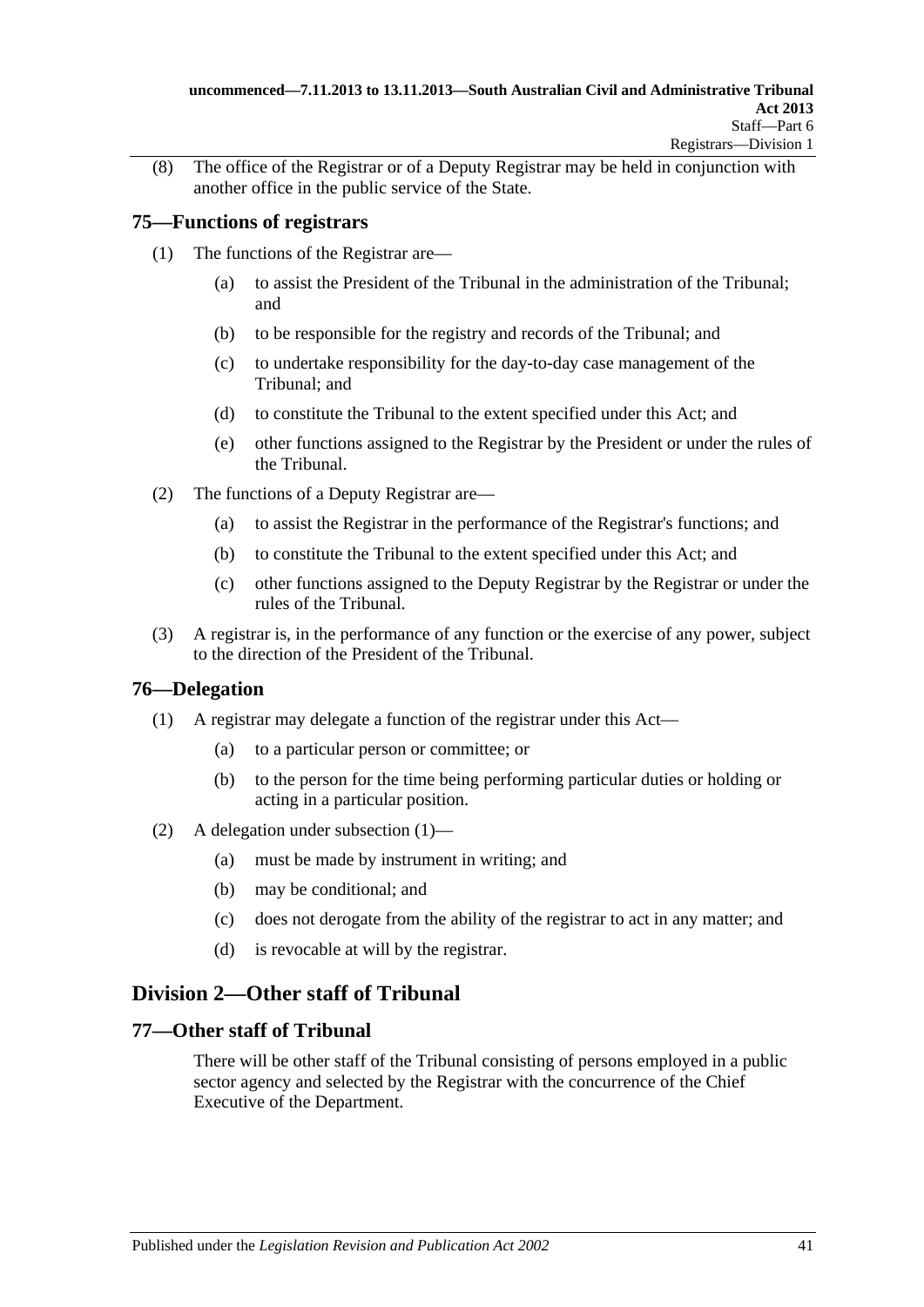(8) The office of the Registrar or of a Deputy Registrar may be held in conjunction with another office in the public service of the State.

## 75—Functions of registrars

(1) The functions of the Registrar are—

(a) to assist the President of the Tribunal in the administration of the Tribunal; and

(b) to be responsible for the registry and records of the Tribunal; and

(c) to undertake responsibility for the day-to-day case management of the Tribunal; and

(d) to constitute the Tribunal to the extent specified under this Act; and

(e) other functions assigned to the Registrar by the President or under the rules of the Tribunal.

(2) The functions of a Deputy Registrar are—

(a) to assist the Registrar in the performance of the Registrar's functions; and

(b) to constitute the Tribunal to the extent specified under this Act; and

(c) other functions assigned to the Deputy Registrar by the Registrar or under the rules of the Tribunal.

(3) A registrar is, in the performance of any function or the exercise of any power, subject to the direction of the President of the Tribunal.

## 76—Delegation

(1) A registrar may delegate a function of the registrar under this Act—

(a) to a particular person or committee; or

(b) to the person for the time being performing particular duties or holding or acting in a particular position.

(2) A delegation under subsection (1)—

(a) must be made by instrument in writing; and

(b) may be conditional; and

(c) does not derogate from the ability of the registrar to act in any matter; and

(d) is revocable at will by the registrar.

# Division 2—Other staff of Tribunal

## 77—Other staff of Tribunal

There will be other staff of the Tribunal consisting of persons employed in a public sector agency and selected by the Registrar with the concurrence of the Chief Executive of the Department.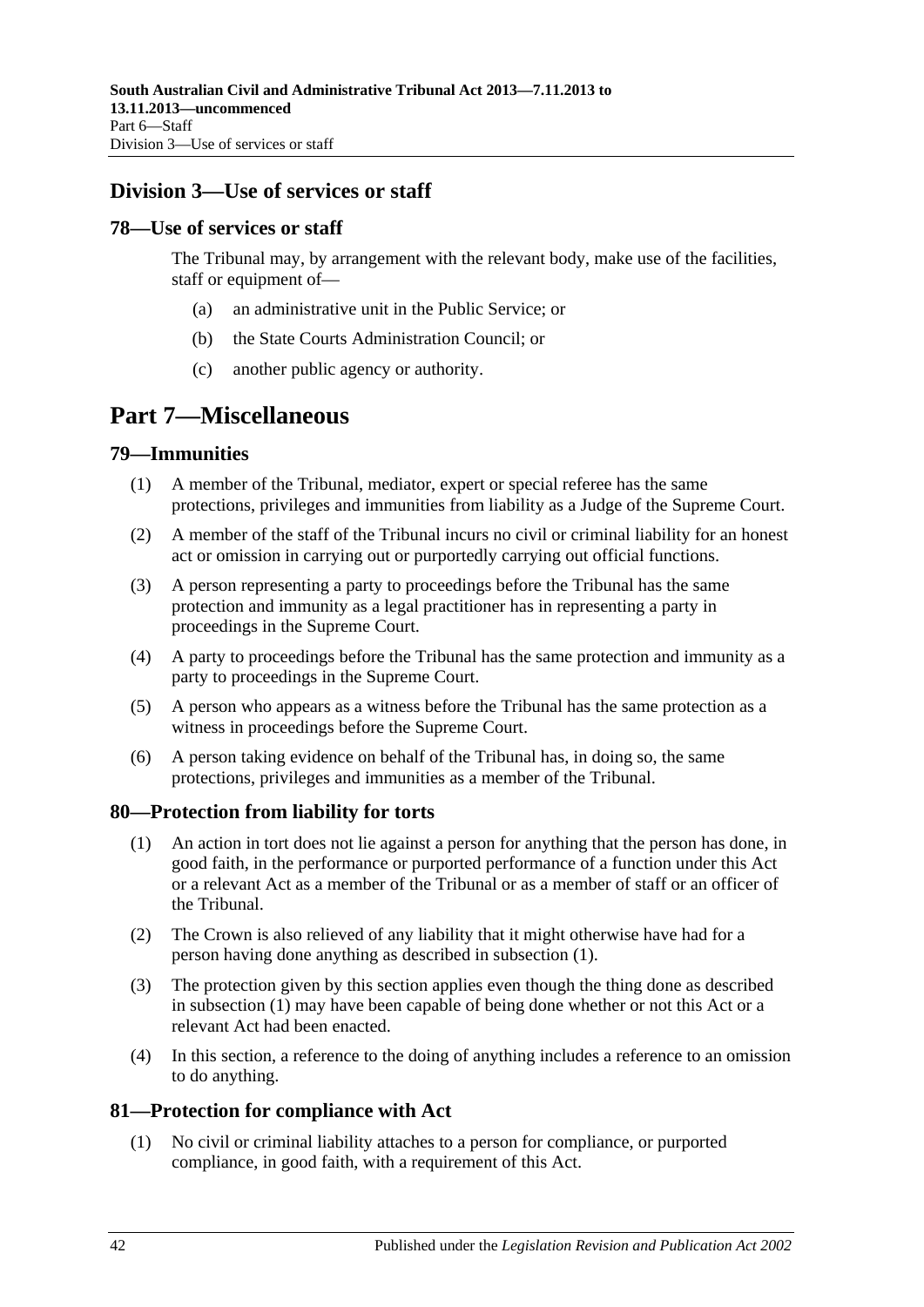## Division 3—Use of services or staff

### 78—Use of services or staff

The Tribunal may, by arrangement with the relevant body, make use of the facilities, staff or equipment of—

(a) an administrative unit in the Public Service; or

(b) the State Courts Administration Council; or

(c) another public agency or authority.

# Part 7—Miscellaneous

### 79—Immunities

(1) A member of the Tribunal, mediator, expert or special referee has the same protections, privileges and immunities from liability as a Judge of the Supreme Court.

(2) A member of the staff of the Tribunal incurs no civil or criminal liability for an honest act or omission in carrying out or purportedly carrying out official functions.

(3) A person representing a party to proceedings before the Tribunal has the same protection and immunity as a legal practitioner has in representing a party in proceedings in the Supreme Court.

(4) A party to proceedings before the Tribunal has the same protection and immunity as a party to proceedings in the Supreme Court.

(5) A person who appears as a witness before the Tribunal has the same protection as a witness in proceedings before the Supreme Court.

(6) A person taking evidence on behalf of the Tribunal has, in doing so, the same protections, privileges and immunities as a member of the Tribunal.

### 80—Protection from liability for torts

(1) An action in tort does not lie against a person for anything that the person has done, in good faith, in the performance or purported performance of a function under this Act or a relevant Act as a member of the Tribunal or as a member of staff or an officer of the Tribunal.

(2) The Crown is also relieved of any liability that it might otherwise have had for a person having done anything as described in subsection (1).

(3) The protection given by this section applies even though the thing done as described in subsection (1) may have been capable of being done whether or not this Act or a relevant Act had been enacted.

(4) In this section, a reference to the doing of anything includes a reference to an omission to do anything.

### 81—Protection for compliance with Act

(1) No civil or criminal liability attaches to a person for compliance, or purported compliance, in good faith, with a requirement of this Act.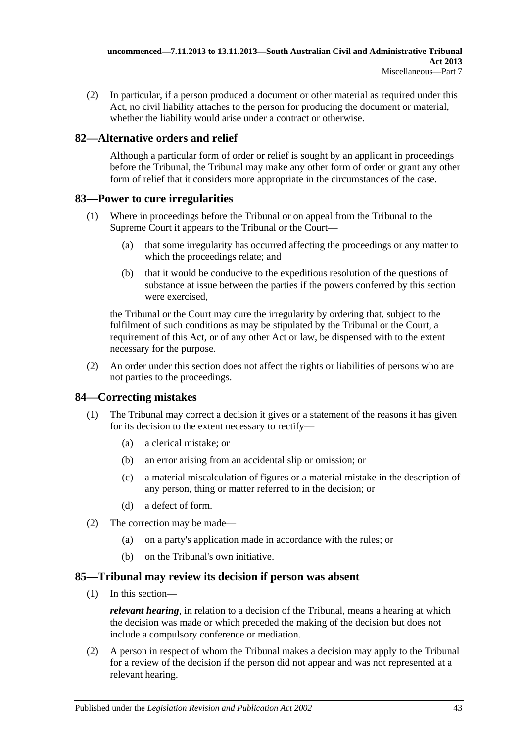(2) In particular, if a person produced a document or other material as required under this Act, no civil liability attaches to the person for producing the document or material, whether the liability would arise under a contract or otherwise.

## 82—Alternative orders and relief

Although a particular form of order or relief is sought by an applicant in proceedings before the Tribunal, the Tribunal may make any other form of order or grant any other form of relief that it considers more appropriate in the circumstances of the case.

## 83—Power to cure irregularities

(1) Where in proceedings before the Tribunal or on appeal from the Tribunal to the Supreme Court it appears to the Tribunal or the Court—

(a) that some irregularity has occurred affecting the proceedings or any matter to which the proceedings relate; and

(b) that it would be conducive to the expeditious resolution of the questions of substance at issue between the parties if the powers conferred by this section were exercised,

the Tribunal or the Court may cure the irregularity by ordering that, subject to the fulfilment of such conditions as may be stipulated by the Tribunal or the Court, a requirement of this Act, or of any other Act or law, be dispensed with to the extent necessary for the purpose.

(2) An order under this section does not affect the rights or liabilities of persons who are not parties to the proceedings.

## 84—Correcting mistakes

(1) The Tribunal may correct a decision it gives or a statement of the reasons it has given for its decision to the extent necessary to rectify—

(a) a clerical mistake; or

(b) an error arising from an accidental slip or omission; or

(c) a material miscalculation of figures or a material mistake in the description of any person, thing or matter referred to in the decision; or

(d) a defect of form.

(2) The correction may be made—

(a) on a party's application made in accordance with the rules; or

(b) on the Tribunal's own initiative.

## 85—Tribunal may review its decision if person was absent

(1) In this section—

***relevant hearing***, in relation to a decision of the Tribunal, means a hearing at which the decision was made or which preceded the making of the decision but does not include a compulsory conference or mediation.

(2) A person in respect of whom the Tribunal makes a decision may apply to the Tribunal for a review of the decision if the person did not appear and was not represented at a relevant hearing.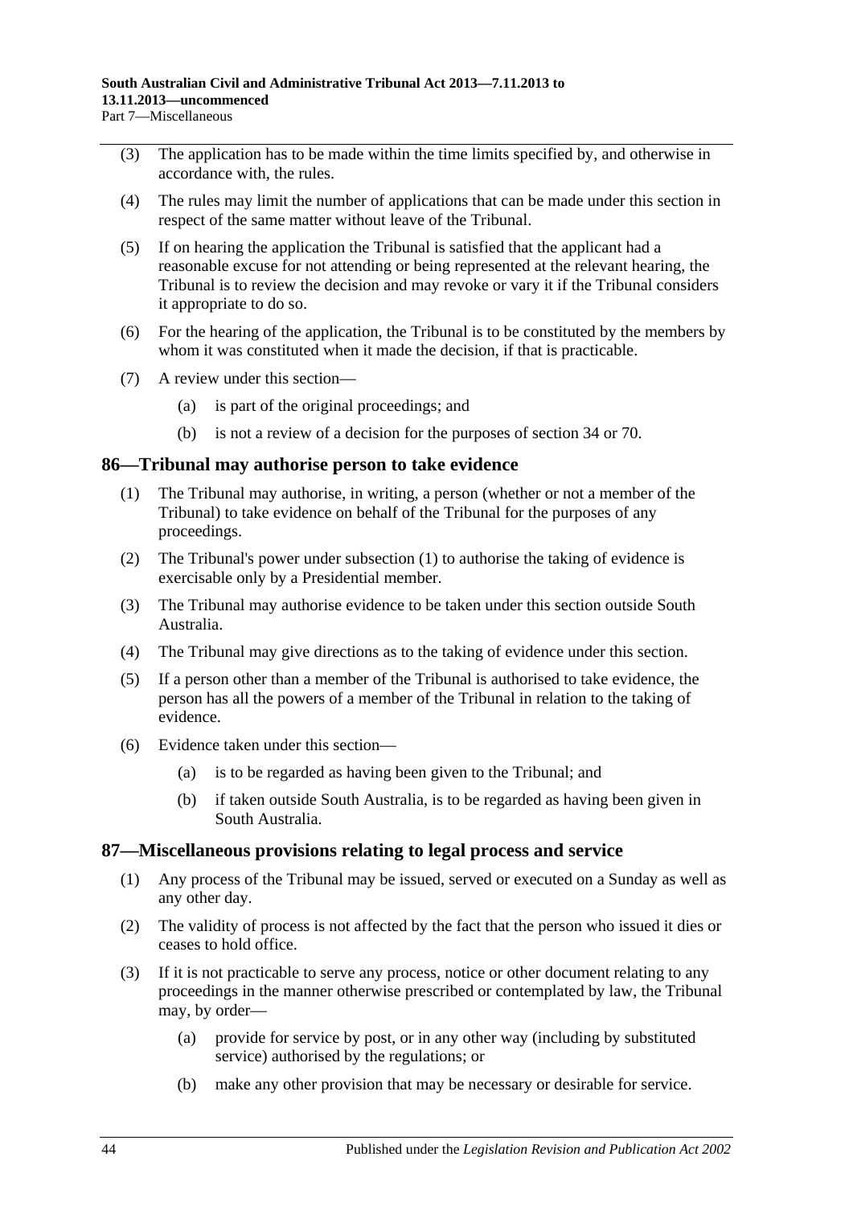(3) The application has to be made within the time limits specified by, and otherwise in accordance with, the rules.

(4) The rules may limit the number of applications that can be made under this section in respect of the same matter without leave of the Tribunal.

(5) If on hearing the application the Tribunal is satisfied that the applicant had a reasonable excuse for not attending or being represented at the relevant hearing, the Tribunal is to review the decision and may revoke or vary it if the Tribunal considers it appropriate to do so.

(6) For the hearing of the application, the Tribunal is to be constituted by the members by whom it was constituted when it made the decision, if that is practicable.

(7) A review under this section—

(a) is part of the original proceedings; and

(b) is not a review of a decision for the purposes of section 34 or 70.

## 86—Tribunal may authorise person to take evidence

(1) The Tribunal may authorise, in writing, a person (whether or not a member of the Tribunal) to take evidence on behalf of the Tribunal for the purposes of any proceedings.

(2) The Tribunal's power under subsection (1) to authorise the taking of evidence is exercisable only by a Presidential member.

(3) The Tribunal may authorise evidence to be taken under this section outside South Australia.

(4) The Tribunal may give directions as to the taking of evidence under this section.

(5) If a person other than a member of the Tribunal is authorised to take evidence, the person has all the powers of a member of the Tribunal in relation to the taking of evidence.

(6) Evidence taken under this section—

(a) is to be regarded as having been given to the Tribunal; and

(b) if taken outside South Australia, is to be regarded as having been given in South Australia.

## 87—Miscellaneous provisions relating to legal process and service

(1) Any process of the Tribunal may be issued, served or executed on a Sunday as well as any other day.

(2) The validity of process is not affected by the fact that the person who issued it dies or ceases to hold office.

(3) If it is not practicable to serve any process, notice or other document relating to any proceedings in the manner otherwise prescribed or contemplated by law, the Tribunal may, by order—

(a) provide for service by post, or in any other way (including by substituted service) authorised by the regulations; or

(b) make any other provision that may be necessary or desirable for service.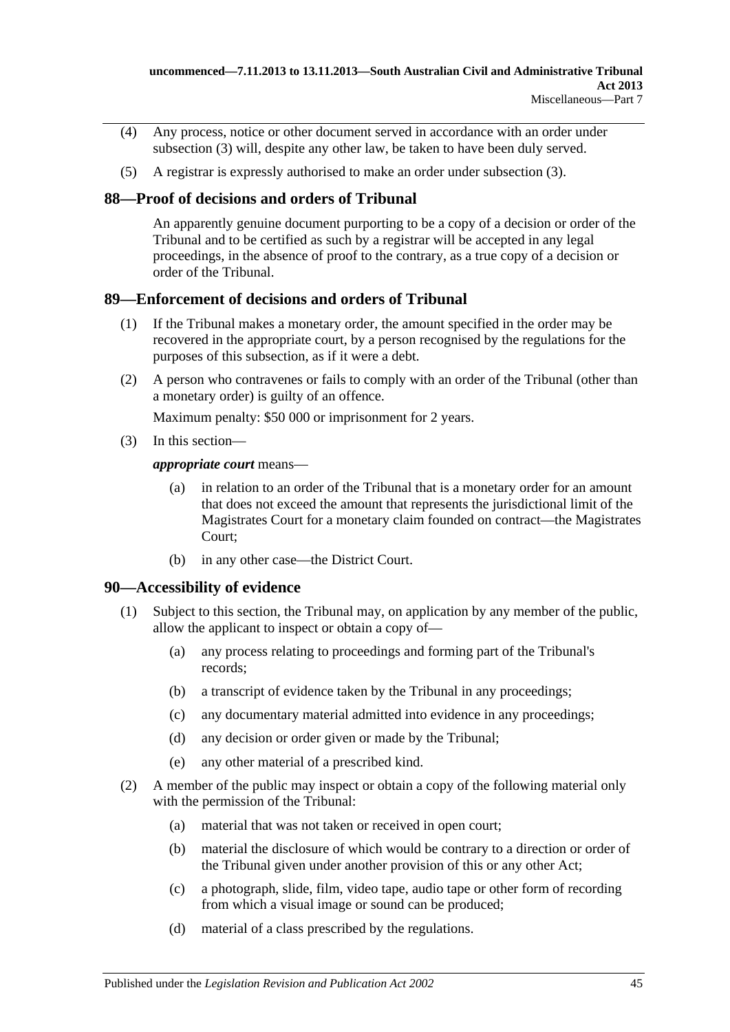(4) Any process, notice or other document served in accordance with an order under subsection (3) will, despite any other law, be taken to have been duly served.

(5) A registrar is expressly authorised to make an order under subsection (3).

## 88—Proof of decisions and orders of Tribunal

An apparently genuine document purporting to be a copy of a decision or order of the Tribunal and to be certified as such by a registrar will be accepted in any legal proceedings, in the absence of proof to the contrary, as a true copy of a decision or order of the Tribunal.

## 89—Enforcement of decisions and orders of Tribunal

(1) If the Tribunal makes a monetary order, the amount specified in the order may be recovered in the appropriate court, by a person recognised by the regulations for the purposes of this subsection, as if it were a debt.

(2) A person who contravenes or fails to comply with an order of the Tribunal (other than a monetary order) is guilty of an offence.

Maximum penalty: $50 000 or imprisonment for 2 years.

(3) In this section—

***appropriate court*** means—

(a) in relation to an order of the Tribunal that is a monetary order for an amount that does not exceed the amount that represents the jurisdictional limit of the Magistrates Court for a monetary claim founded on contract—the Magistrates Court;

(b) in any other case—the District Court.

## 90—Accessibility of evidence

(1) Subject to this section, the Tribunal may, on application by any member of the public, allow the applicant to inspect or obtain a copy of—

(a) any process relating to proceedings and forming part of the Tribunal's records;

(b) a transcript of evidence taken by the Tribunal in any proceedings;

(c) any documentary material admitted into evidence in any proceedings;

(d) any decision or order given or made by the Tribunal;

(e) any other material of a prescribed kind.

(2) A member of the public may inspect or obtain a copy of the following material only with the permission of the Tribunal:

(a) material that was not taken or received in open court;

(b) material the disclosure of which would be contrary to a direction or order of the Tribunal given under another provision of this or any other Act;

(c) a photograph, slide, film, video tape, audio tape or other form of recording from which a visual image or sound can be produced;

(d) material of a class prescribed by the regulations.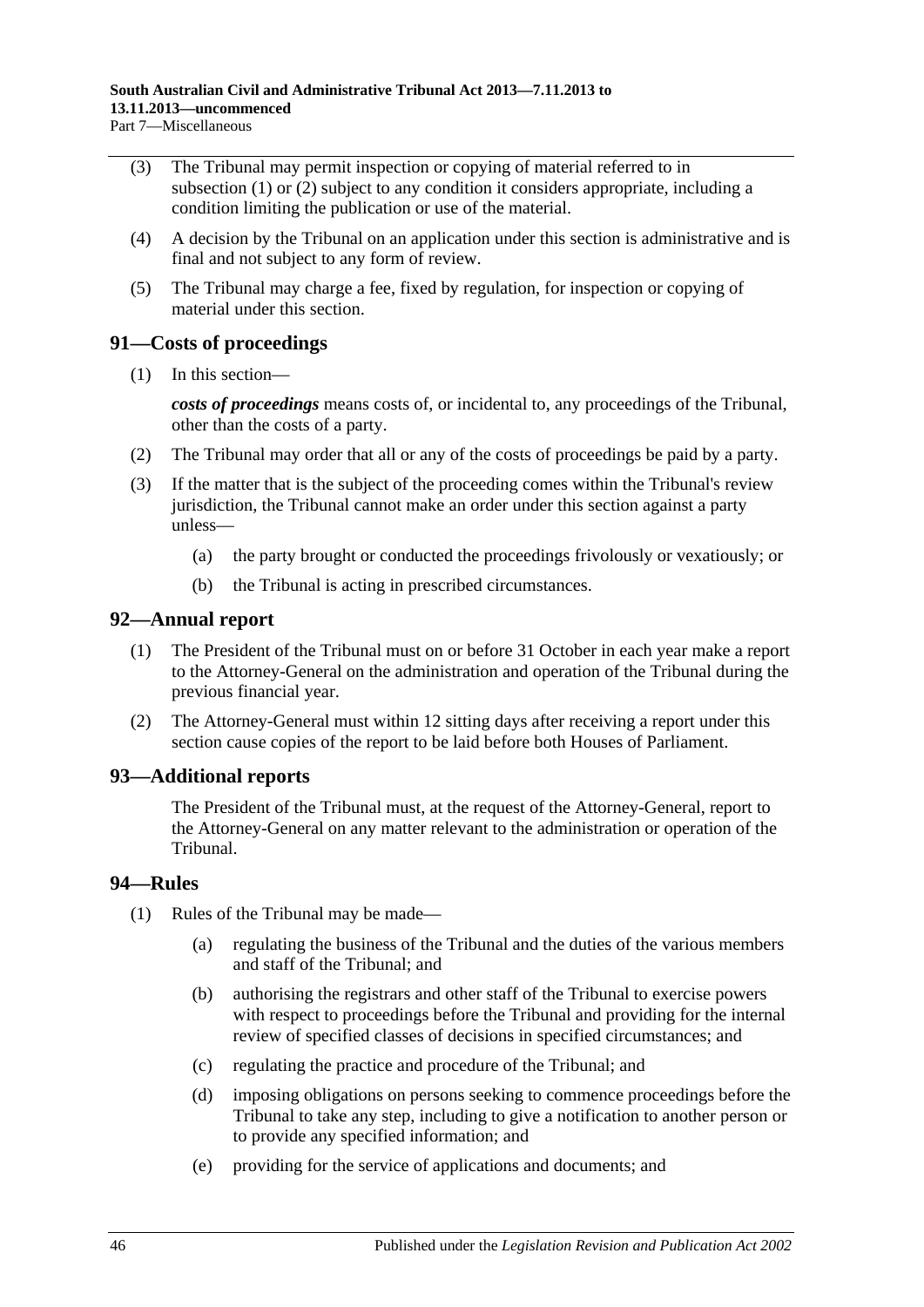(3) The Tribunal may permit inspection or copying of material referred to in subsection (1) or (2) subject to any condition it considers appropriate, including a condition limiting the publication or use of the material.

(4) A decision by the Tribunal on an application under this section is administrative and is final and not subject to any form of review.

(5) The Tribunal may charge a fee, fixed by regulation, for inspection or copying of material under this section.

## 91—Costs of proceedings

(1) In this section—

***costs of proceedings*** means costs of, or incidental to, any proceedings of the Tribunal, other than the costs of a party.

(2) The Tribunal may order that all or any of the costs of proceedings be paid by a party.

(3) If the matter that is the subject of the proceeding comes within the Tribunal's review jurisdiction, the Tribunal cannot make an order under this section against a party unless—

(a) the party brought or conducted the proceedings frivolously or vexatiously; or

(b) the Tribunal is acting in prescribed circumstances.

## 92—Annual report

(1) The President of the Tribunal must on or before 31 October in each year make a report to the Attorney-General on the administration and operation of the Tribunal during the previous financial year.

(2) The Attorney-General must within 12 sitting days after receiving a report under this section cause copies of the report to be laid before both Houses of Parliament.

## 93—Additional reports

The President of the Tribunal must, at the request of the Attorney-General, report to the Attorney-General on any matter relevant to the administration or operation of the Tribunal.

## 94—Rules

(1) Rules of the Tribunal may be made—

(a) regulating the business of the Tribunal and the duties of the various members and staff of the Tribunal; and

(b) authorising the registrars and other staff of the Tribunal to exercise powers with respect to proceedings before the Tribunal and providing for the internal review of specified classes of decisions in specified circumstances; and

(c) regulating the practice and procedure of the Tribunal; and

(d) imposing obligations on persons seeking to commence proceedings before the Tribunal to take any step, including to give a notification to another person or to provide any specified information; and

(e) providing for the service of applications and documents; and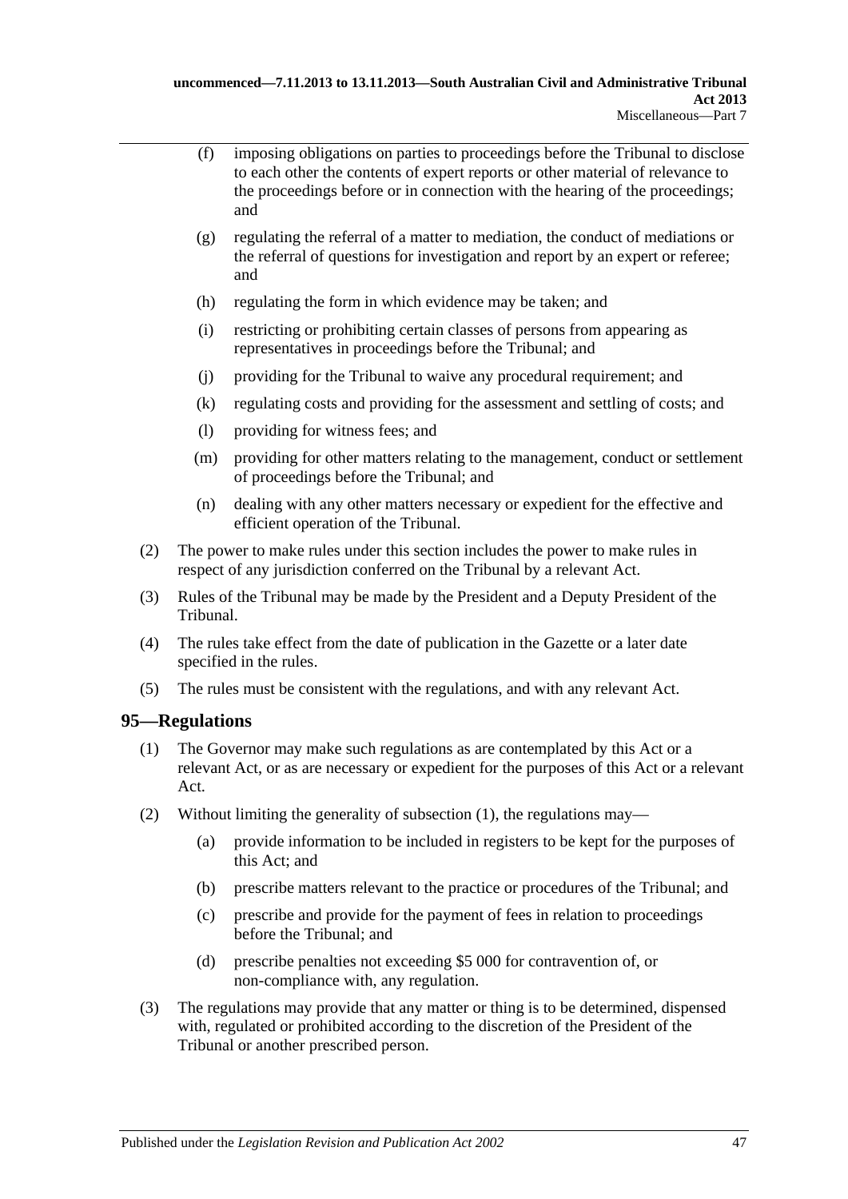(f) imposing obligations on parties to proceedings before the Tribunal to disclose to each other the contents of expert reports or other material of relevance to the proceedings before or in connection with the hearing of the proceedings; and

(g) regulating the referral of a matter to mediation, the conduct of mediations or the referral of questions for investigation and report by an expert or referee; and

(h) regulating the form in which evidence may be taken; and

(i) restricting or prohibiting certain classes of persons from appearing as representatives in proceedings before the Tribunal; and

(j) providing for the Tribunal to waive any procedural requirement; and

(k) regulating costs and providing for the assessment and settling of costs; and

(l) providing for witness fees; and

(m) providing for other matters relating to the management, conduct or settlement of proceedings before the Tribunal; and

(n) dealing with any other matters necessary or expedient for the effective and efficient operation of the Tribunal.

(2) The power to make rules under this section includes the power to make rules in respect of any jurisdiction conferred on the Tribunal by a relevant Act.

(3) Rules of the Tribunal may be made by the President and a Deputy President of the Tribunal.

(4) The rules take effect from the date of publication in the Gazette or a later date specified in the rules.

(5) The rules must be consistent with the regulations, and with any relevant Act.

## 95—Regulations

(1) The Governor may make such regulations as are contemplated by this Act or a relevant Act, or as are necessary or expedient for the purposes of this Act or a relevant Act.

(2) Without limiting the generality of subsection (1), the regulations may—

(a) provide information to be included in registers to be kept for the purposes of this Act; and

(b) prescribe matters relevant to the practice or procedures of the Tribunal; and

(c) prescribe and provide for the payment of fees in relation to proceedings before the Tribunal; and

(d) prescribe penalties not exceeding $5 000 for contravention of, or non-compliance with, any regulation.

(3) The regulations may provide that any matter or thing is to be determined, dispensed with, regulated or prohibited according to the discretion of the President of the Tribunal or another prescribed person.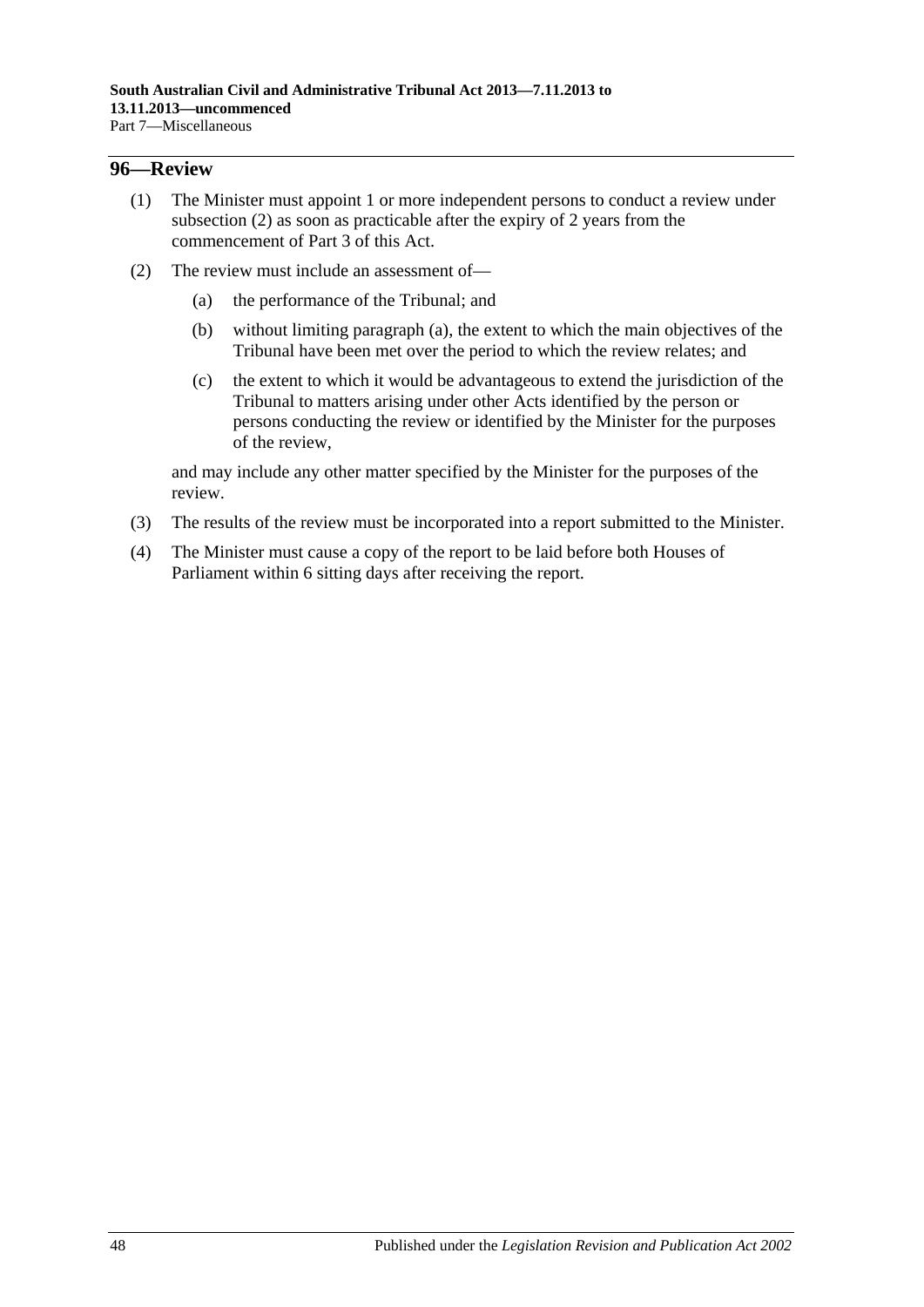## 96—Review

(1) The Minister must appoint 1 or more independent persons to conduct a review under subsection (2) as soon as practicable after the expiry of 2 years from the commencement of Part 3 of this Act.

(2) The review must include an assessment of—

(a) the performance of the Tribunal; and

(b) without limiting paragraph (a), the extent to which the main objectives of the Tribunal have been met over the period to which the review relates; and

(c) the extent to which it would be advantageous to extend the jurisdiction of the Tribunal to matters arising under other Acts identified by the person or persons conducting the review or identified by the Minister for the purposes of the review,

and may include any other matter specified by the Minister for the purposes of the review.

(3) The results of the review must be incorporated into a report submitted to the Minister.

(4) The Minister must cause a copy of the report to be laid before both Houses of Parliament within 6 sitting days after receiving the report.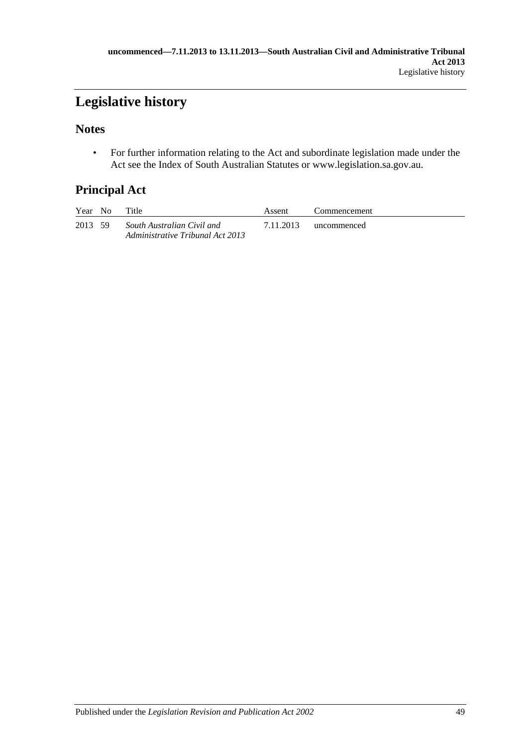# Legislative history

## Notes

- For further information relating to the Act and subordinate legislation made under the Act see the Index of South Australian Statutes or www.legislation.sa.gov.au.

## Principal Act

| Year | No | Title | Assent | Commencement |
|---|---|---|---|---|
| 2013 | 59 | *South Australian Civil and Administrative Tribunal Act 2013* | 7.11.2013 | uncommenced |